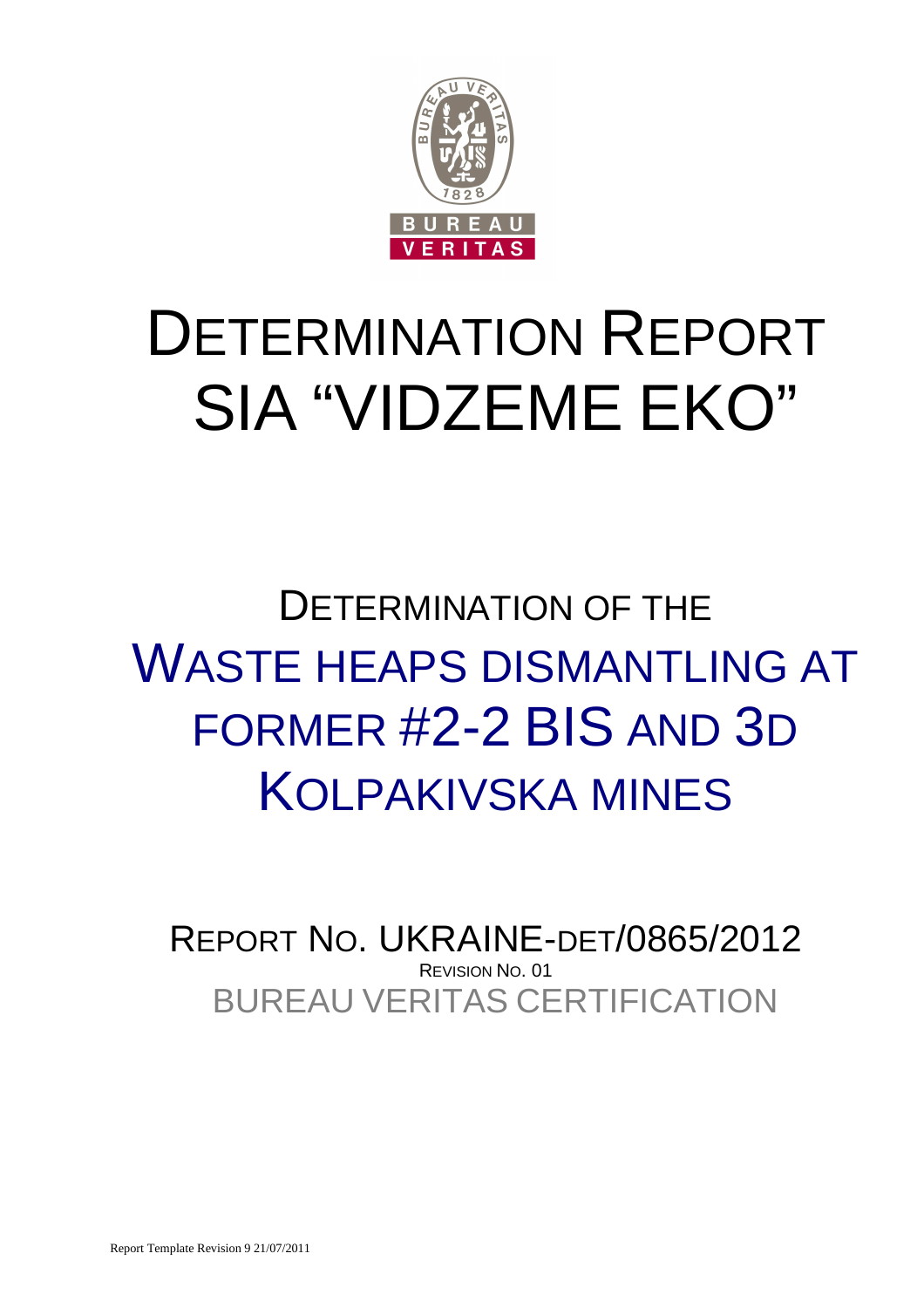# DETERMINATION REPORT SIA "VIDZEME EKO"

## DETERMINATION OF THE WASTE HEAPS DISMANTLING AT FORMER #2-2 BIS AND 3D KOLPAKIVSKA MINES

REPORT NO. UKRAINE-DET/0865/2012

REVISION NO. 01

BUREAU VERITAS CERTIFICATION

Report Template Revision 9 21/07/2011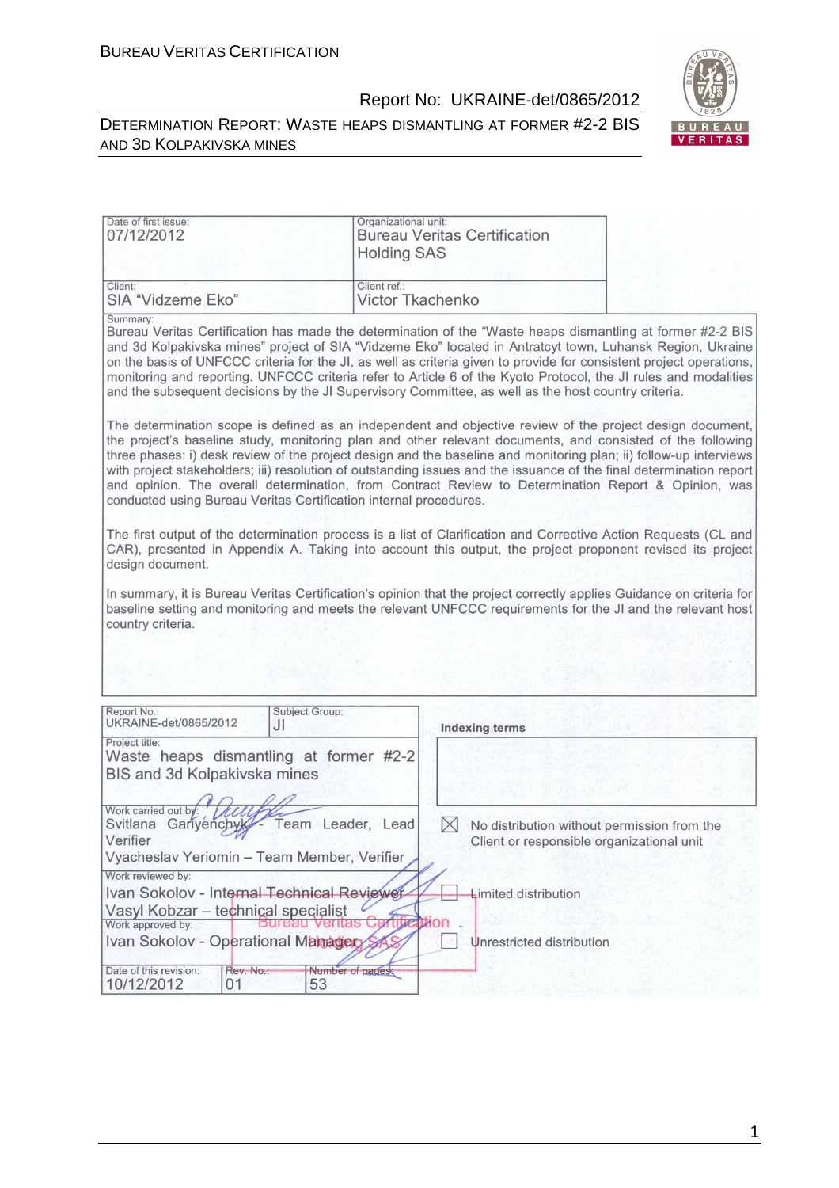| Date of first issue: 07/12/2012 | Organizational unit: Bureau Veritas Certification Holding SAS |
|---|---|
| Client: SIA "Vidzeme Eko" | Client ref.: Victor Tkachenko |

Summary:

Bureau Veritas Certification has made the determination of the "Waste heaps dismantling at former #2-2 BIS and 3d Kolpakivska mines" project of SIA "Vidzeme Eko" located in Antratcyt town, Luhansk Region, Ukraine on the basis of UNFCCC criteria for the JI, as well as criteria given to provide for consistent project operations, monitoring and reporting. UNFCCC criteria refer to Article 6 of the Kyoto Protocol, the JI rules and modalities and the subsequent decisions by the JI Supervisory Committee, as well as the host country criteria.

The determination scope is defined as an independent and objective review of the project design document, the project's baseline study, monitoring plan and other relevant documents, and consisted of the following three phases: i) desk review of the project design and the baseline and monitoring plan; ii) follow-up interviews with project stakeholders; iii) resolution of outstanding issues and the issuance of the final determination report and opinion. The overall determination, from Contract Review to Determination Report & Opinion, was conducted using Bureau Veritas Certification internal procedures.

The first output of the determination process is a list of Clarification and Corrective Action Requests (CL and CAR), presented in Appendix A. Taking into account this output, the project proponent revised its project design document.

In summary, it is Bureau Veritas Certification's opinion that the project correctly applies Guidance on criteria for baseline setting and monitoring and meets the relevant UNFCCC requirements for the JI and the relevant host country criteria.

| Report No.: UKRAINE-det/0865/2012 | Subject Group: JI | Indexing terms |
|---|---|---|
| Project title: Waste heaps dismantling at former #2-2 BIS and 3d Kolpakivska mines | | |
| Work carried out by: Svitlana Gariyenchyk - Team Leader, Lead Verifier; Vyacheslav Yeriomin – Team Member, Verifier | | ☒ No distribution without permission from the Client or responsible organizational unit |
| Work reviewed by: Ivan Sokolov - Internal Technical Reviewer; Vasyl Kobzar – technical specialist | | ☐ Limited distribution |
| Work approved by: Ivan Sokolov - Operational Manager | | ☐ Unrestricted distribution |
| Date of this revision: 10/12/2012 | Rev. No.: 01 | Number of pages: 53 |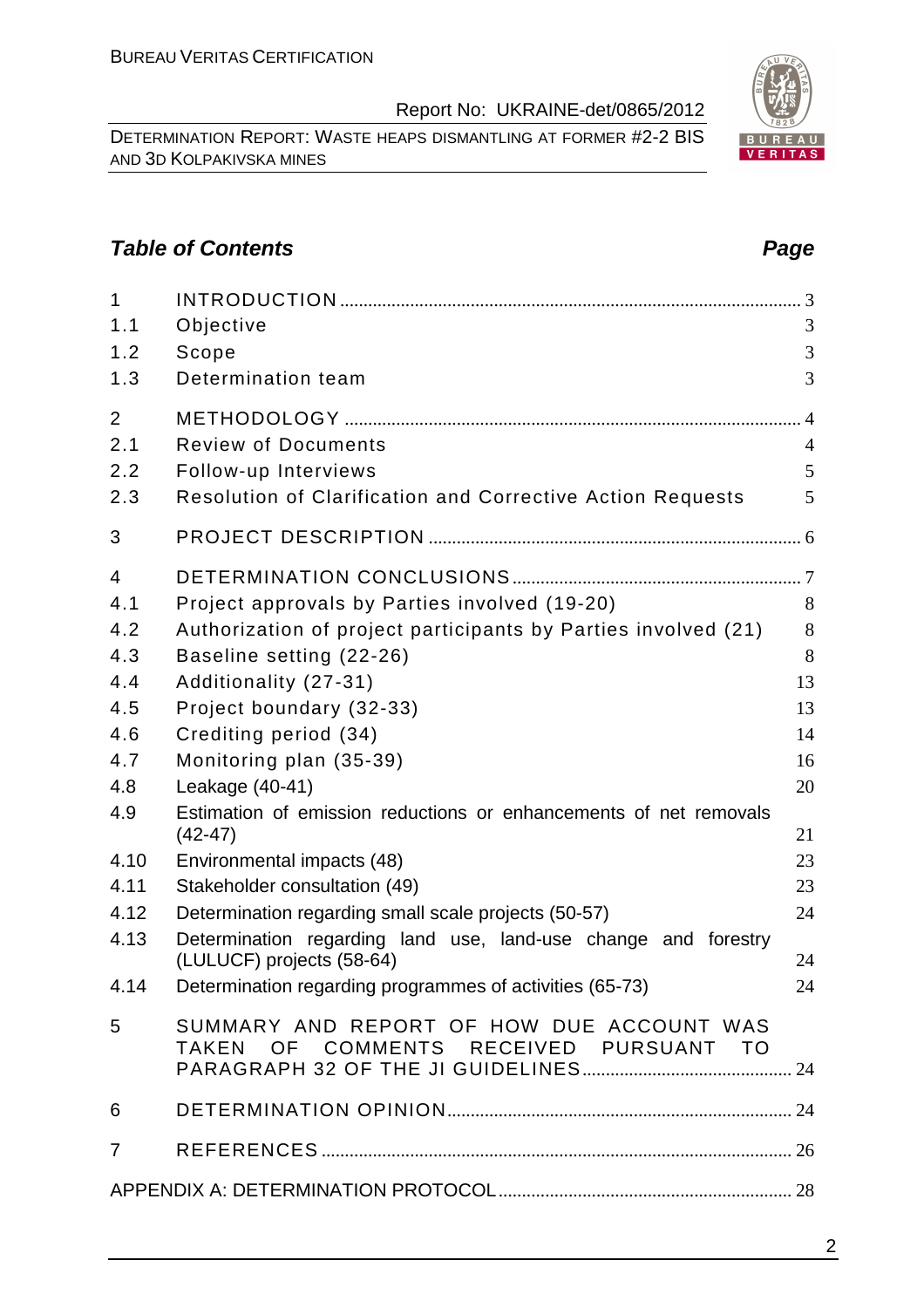## *Table of Contents* *Page*

| | | |
|---|---|---|
| 1 | INTRODUCTION | 3 |
| 1.1 | Objective | 3 |
| 1.2 | Scope | 3 |
| 1.3 | Determination team | 3 |
| 2 | METHODOLOGY | 4 |
| 2.1 | Review of Documents | 4 |
| 2.2 | Follow-up Interviews | 5 |
| 2.3 | Resolution of Clarification and Corrective Action Requests | 5 |
| 3 | PROJECT DESCRIPTION | 6 |
| 4 | DETERMINATION CONCLUSIONS | 7 |
| 4.1 | Project approvals by Parties involved (19-20) | 8 |
| 4.2 | Authorization of project participants by Parties involved (21) | 8 |
| 4.3 | Baseline setting (22-26) | 8 |
| 4.4 | Additionality (27-31) | 13 |
| 4.5 | Project boundary (32-33) | 13 |
| 4.6 | Crediting period (34) | 14 |
| 4.7 | Monitoring plan (35-39) | 16 |
| 4.8 | Leakage (40-41) | 20 |
| 4.9 | Estimation of emission reductions or enhancements of net removals (42-47) | 21 |
| 4.10 | Environmental impacts (48) | 23 |
| 4.11 | Stakeholder consultation (49) | 23 |
| 4.12 | Determination regarding small scale projects (50-57) | 24 |
| 4.13 | Determination regarding land use, land-use change and forestry (LULUCF) projects (58-64) | 24 |
| 4.14 | Determination regarding programmes of activities (65-73) | 24 |
| 5 | SUMMARY AND REPORT OF HOW DUE ACCOUNT WAS TAKEN OF COMMENTS RECEIVED PURSUANT TO PARAGRAPH 32 OF THE JI GUIDELINES | 24 |
| 6 | DETERMINATION OPINION | 24 |
| 7 | REFERENCES | 26 |
| | APPENDIX A: DETERMINATION PROTOCOL | 28 |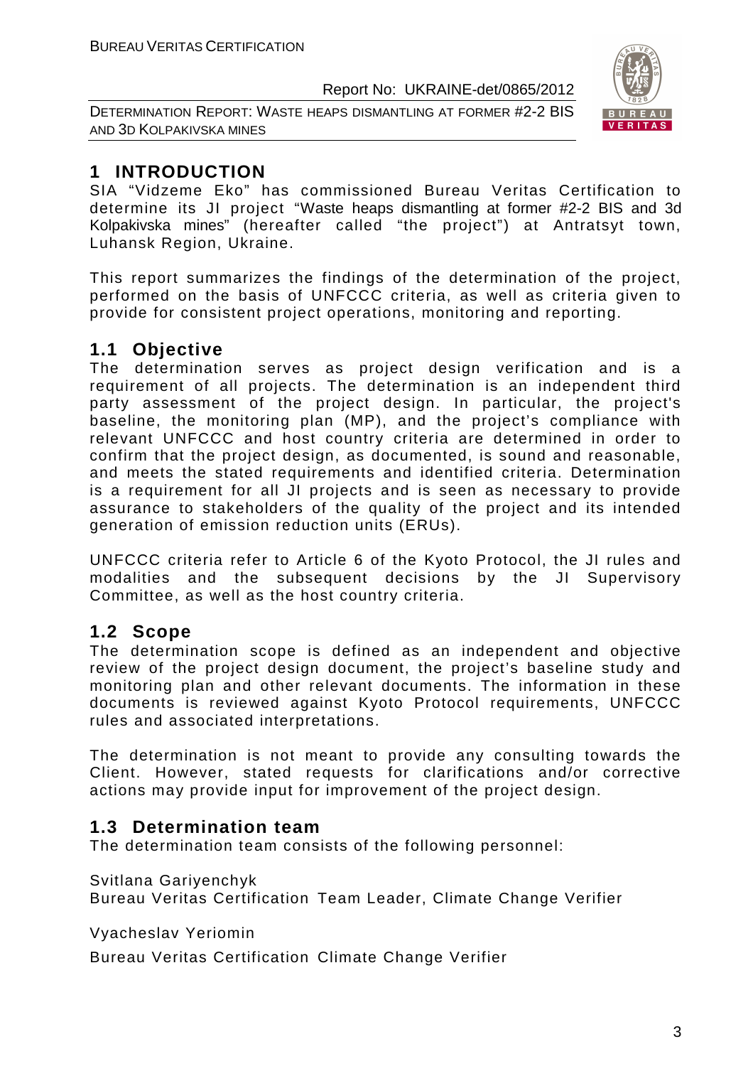# 1 INTRODUCTION

SIA "Vidzeme Eko" has commissioned Bureau Veritas Certification to determine its JI project "Waste heaps dismantling at former #2-2 BIS and 3d Kolpakivska mines" (hereafter called "the project") at Antratsyt town, Luhansk Region, Ukraine.

This report summarizes the findings of the determination of the project, performed on the basis of UNFCCC criteria, as well as criteria given to provide for consistent project operations, monitoring and reporting.

## 1.1 Objective

The determination serves as project design verification and is a requirement of all projects. The determination is an independent third party assessment of the project design. In particular, the project's baseline, the monitoring plan (MP), and the project's compliance with relevant UNFCCC and host country criteria are determined in order to confirm that the project design, as documented, is sound and reasonable, and meets the stated requirements and identified criteria. Determination is a requirement for all JI projects and is seen as necessary to provide assurance to stakeholders of the quality of the project and its intended generation of emission reduction units (ERUs).

UNFCCC criteria refer to Article 6 of the Kyoto Protocol, the JI rules and modalities and the subsequent decisions by the JI Supervisory Committee, as well as the host country criteria.

## 1.2 Scope

The determination scope is defined as an independent and objective review of the project design document, the project's baseline study and monitoring plan and other relevant documents. The information in these documents is reviewed against Kyoto Protocol requirements, UNFCCC rules and associated interpretations.

The determination is not meant to provide any consulting towards the Client. However, stated requests for clarifications and/or corrective actions may provide input for improvement of the project design.

## 1.3 Determination team

The determination team consists of the following personnel:

Svitlana Gariyenchyk
Bureau Veritas Certification Team Leader, Climate Change Verifier

Vyacheslav Yeriomin

Bureau Veritas Certification Climate Change Verifier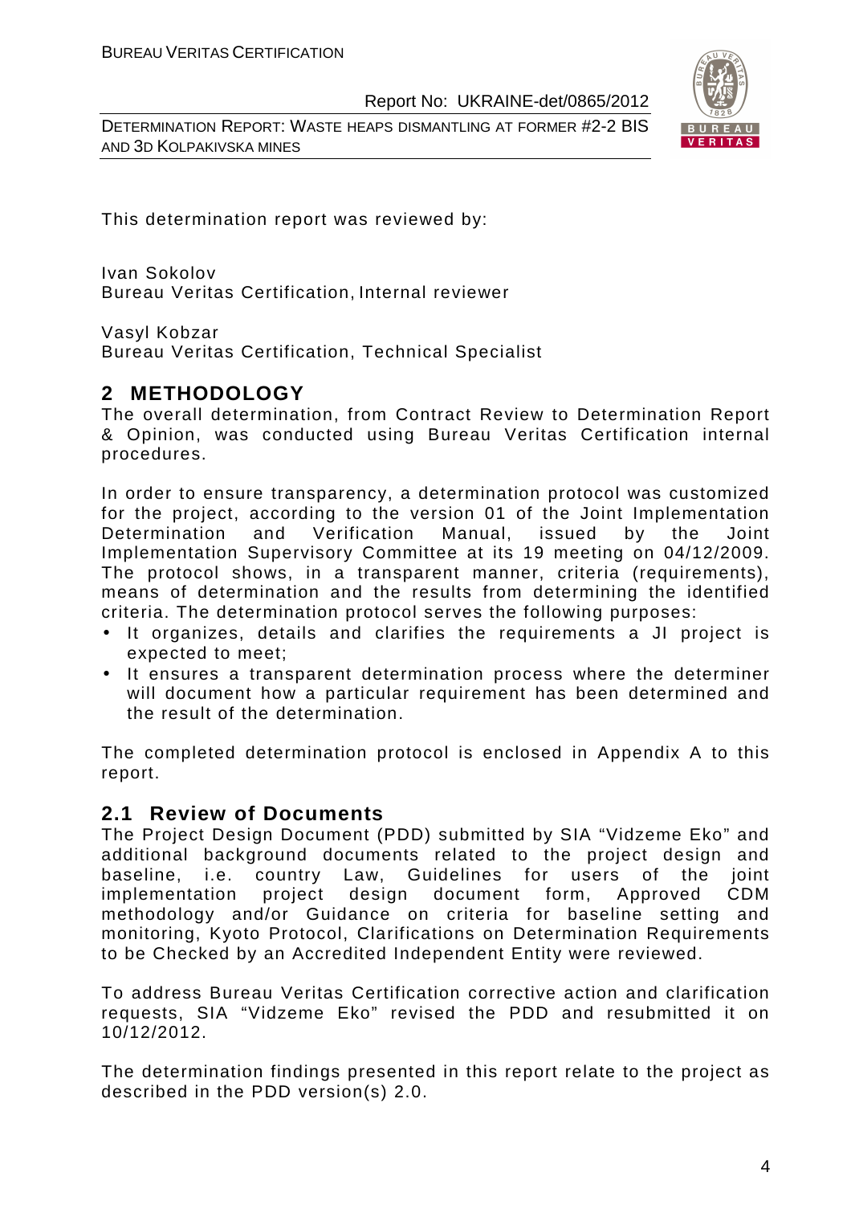This determination report was reviewed by:

Ivan Sokolov
Bureau Veritas Certification, Internal reviewer

Vasyl Kobzar
Bureau Veritas Certification, Technical Specialist

## 2 METHODOLOGY

The overall determination, from Contract Review to Determination Report & Opinion, was conducted using Bureau Veritas Certification internal procedures.

In order to ensure transparency, a determination protocol was customized for the project, according to the version 01 of the Joint Implementation Determination and Verification Manual, issued by the Joint Implementation Supervisory Committee at its 19 meeting on 04/12/2009. The protocol shows, in a transparent manner, criteria (requirements), means of determination and the results from determining the identified criteria. The determination protocol serves the following purposes:

- It organizes, details and clarifies the requirements a JI project is expected to meet;
- It ensures a transparent determination process where the determiner will document how a particular requirement has been determined and the result of the determination.

The completed determination protocol is enclosed in Appendix A to this report.

### 2.1 Review of Documents

The Project Design Document (PDD) submitted by SIA "Vidzeme Eko" and additional background documents related to the project design and baseline, i.e. country Law, Guidelines for users of the joint implementation project design document form, Approved CDM methodology and/or Guidance on criteria for baseline setting and monitoring, Kyoto Protocol, Clarifications on Determination Requirements to be Checked by an Accredited Independent Entity were reviewed.

To address Bureau Veritas Certification corrective action and clarification requests, SIA "Vidzeme Eko" revised the PDD and resubmitted it on 10/12/2012.

The determination findings presented in this report relate to the project as described in the PDD version(s) 2.0.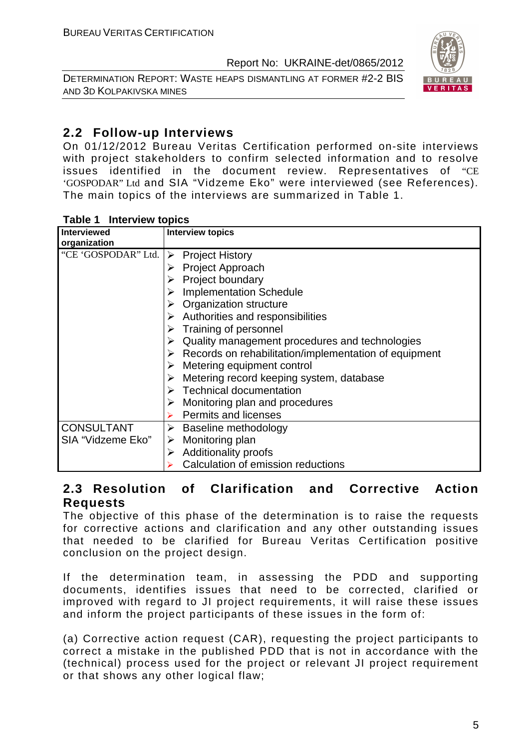## 2.2 Follow-up Interviews

On 01/12/2012 Bureau Veritas Certification performed on-site interviews with project stakeholders to confirm selected information and to resolve issues identified in the document review. Representatives of "CE 'GOSPODAR" Ltd and SIA "Vidzeme Eko" were interviewed (see References). The main topics of the interviews are summarized in Table 1.

**Table 1 Interview topics**

| Interviewed organization | Interview topics |
|---|---|
| "CE 'GOSPODAR" Ltd. | ➢ Project History<br>➢ Project Approach<br>➢ Project boundary<br>➢ Implementation Schedule<br>➢ Organization structure<br>➢ Authorities and responsibilities<br>➢ Training of personnel<br>➢ Quality management procedures and technologies<br>➢ Records on rehabilitation/implementation of equipment<br>➢ Metering equipment control<br>➢ Metering record keeping system, database<br>➢ Technical documentation<br>➢ Monitoring plan and procedures<br>➢ Permits and licenses |
| CONSULTANT SIA "Vidzeme Eko" | ➢ Baseline methodology<br>➢ Monitoring plan<br>➢ Additionality proofs<br>➢ Calculation of emission reductions |

## 2.3 Resolution of Clarification and Corrective Action Requests

The objective of this phase of the determination is to raise the requests for corrective actions and clarification and any other outstanding issues that needed to be clarified for Bureau Veritas Certification positive conclusion on the project design.

If the determination team, in assessing the PDD and supporting documents, identifies issues that need to be corrected, clarified or improved with regard to JI project requirements, it will raise these issues and inform the project participants of these issues in the form of:

(a) Corrective action request (CAR), requesting the project participants to correct a mistake in the published PDD that is not in accordance with the (technical) process used for the project or relevant JI project requirement or that shows any other logical flaw;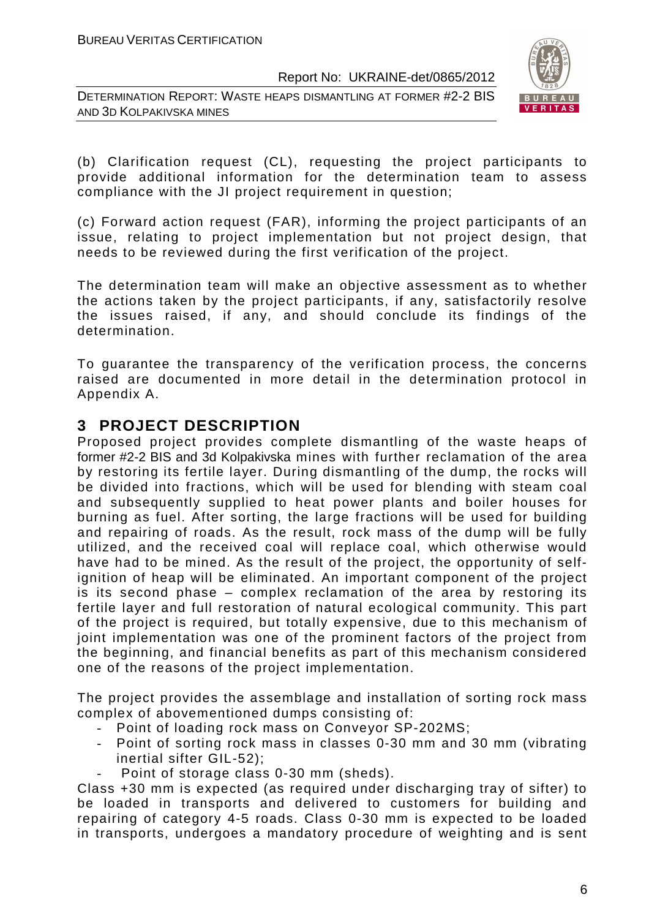(b) Clarification request (CL), requesting the project participants to provide additional information for the determination team to assess compliance with the JI project requirement in question;

(c) Forward action request (FAR), informing the project participants of an issue, relating to project implementation but not project design, that needs to be reviewed during the first verification of the project.

The determination team will make an objective assessment as to whether the actions taken by the project participants, if any, satisfactorily resolve the issues raised, if any, and should conclude its findings of the determination.

To guarantee the transparency of the verification process, the concerns raised are documented in more detail in the determination protocol in Appendix A.

# 3 PROJECT DESCRIPTION

Proposed project provides complete dismantling of the waste heaps of former #2-2 BIS and 3d Kolpakivska mines with further reclamation of the area by restoring its fertile layer. During dismantling of the dump, the rocks will be divided into fractions, which will be used for blending with steam coal and subsequently supplied to heat power plants and boiler houses for burning as fuel. After sorting, the large fractions will be used for building and repairing of roads. As the result, rock mass of the dump will be fully utilized, and the received coal will replace coal, which otherwise would have had to be mined. As the result of the project, the opportunity of self-ignition of heap will be eliminated. An important component of the project is its second phase – complex reclamation of the area by restoring its fertile layer and full restoration of natural ecological community. This part of the project is required, but totally expensive, due to this mechanism of joint implementation was one of the prominent factors of the project from the beginning, and financial benefits as part of this mechanism considered one of the reasons of the project implementation.

The project provides the assemblage and installation of sorting rock mass complex of abovementioned dumps consisting of:

- Point of loading rock mass on Conveyor SP-202MS;
- Point of sorting rock mass in classes 0-30 mm and 30 mm (vibrating inertial sifter GIL-52);
- Point of storage class 0-30 mm (sheds).

Class +30 mm is expected (as required under discharging tray of sifter) to be loaded in transports and delivered to customers for building and repairing of category 4-5 roads. Class 0-30 mm is expected to be loaded in transports, undergoes a mandatory procedure of weighting and is sent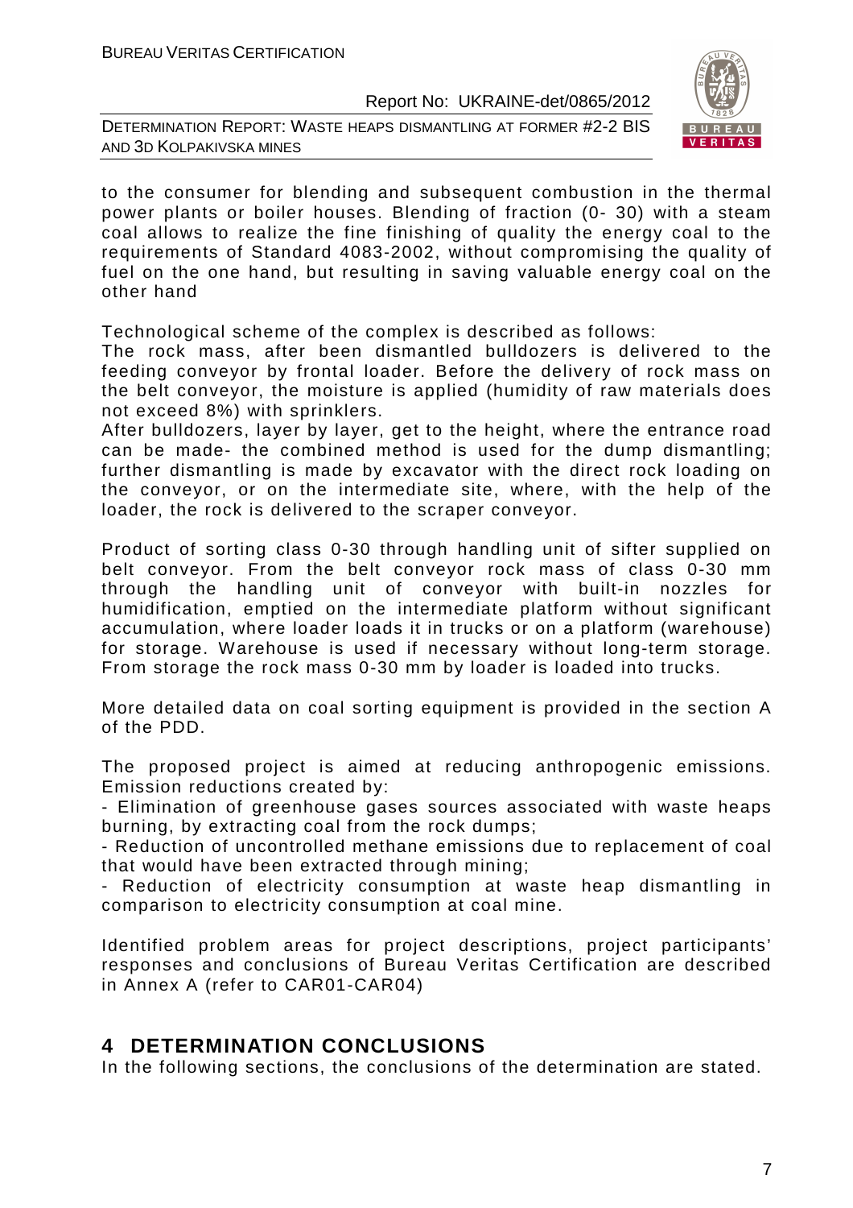to the consumer for blending and subsequent combustion in the thermal power plants or boiler houses. Blending of fraction (0- 30) with a steam coal allows to realize the fine finishing of quality the energy coal to the requirements of Standard 4083-2002, without compromising the quality of fuel on the one hand, but resulting in saving valuable energy coal on the other hand

Technological scheme of the complex is described as follows:
The rock mass, after been dismantled bulldozers is delivered to the feeding conveyor by frontal loader. Before the delivery of rock mass on the belt conveyor, the moisture is applied (humidity of raw materials does not exceed 8%) with sprinklers.
After bulldozers, layer by layer, get to the height, where the entrance road can be made- the combined method is used for the dump dismantling; further dismantling is made by excavator with the direct rock loading on the conveyor, or on the intermediate site, where, with the help of the loader, the rock is delivered to the scraper conveyor.

Product of sorting class 0-30 through handling unit of sifter supplied on belt conveyor. From the belt conveyor rock mass of class 0-30 mm through the handling unit of conveyor with built-in nozzles for humidification, emptied on the intermediate platform without significant accumulation, where loader loads it in trucks or on a platform (warehouse) for storage. Warehouse is used if necessary without long-term storage. From storage the rock mass 0-30 mm by loader is loaded into trucks.

More detailed data on coal sorting equipment is provided in the section A of the PDD.

The proposed project is aimed at reducing anthropogenic emissions. Emission reductions created by:
- Elimination of greenhouse gases sources associated with waste heaps burning, by extracting coal from the rock dumps;
- Reduction of uncontrolled methane emissions due to replacement of coal that would have been extracted through mining;
- Reduction of electricity consumption at waste heap dismantling in comparison to electricity consumption at coal mine.

Identified problem areas for project descriptions, project participants' responses and conclusions of Bureau Veritas Certification are described in Annex A (refer to CAR01-CAR04)

# 4 DETERMINATION CONCLUSIONS

In the following sections, the conclusions of the determination are stated.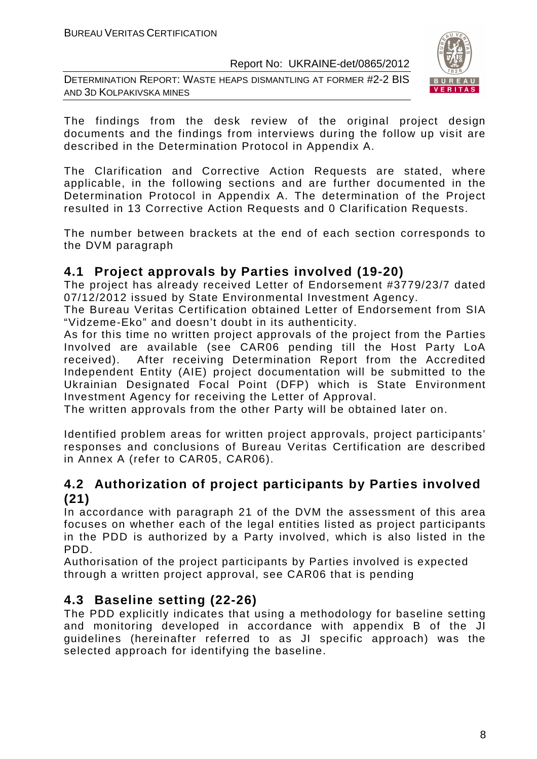The findings from the desk review of the original project design documents and the findings from interviews during the follow up visit are described in the Determination Protocol in Appendix A.

The Clarification and Corrective Action Requests are stated, where applicable, in the following sections and are further documented in the Determination Protocol in Appendix A. The determination of the Project resulted in 13 Corrective Action Requests and 0 Clarification Requests.

The number between brackets at the end of each section corresponds to the DVM paragraph

## 4.1 Project approvals by Parties involved (19-20)

The project has already received Letter of Endorsement #3779/23/7 dated 07/12/2012 issued by State Environmental Investment Agency.
The Bureau Veritas Certification obtained Letter of Endorsement from SIA "Vidzeme-Eko" and doesn't doubt in its authenticity.
As for this time no written project approvals of the project from the Parties Involved are available (see CAR06 pending till the Host Party LoA received). After receiving Determination Report from the Accredited Independent Entity (AIE) project documentation will be submitted to the Ukrainian Designated Focal Point (DFP) which is State Environment Investment Agency for receiving the Letter of Approval.
The written approvals from the other Party will be obtained later on.

Identified problem areas for written project approvals, project participants' responses and conclusions of Bureau Veritas Certification are described in Annex A (refer to CAR05, CAR06).

## 4.2 Authorization of project participants by Parties involved (21)

In accordance with paragraph 21 of the DVM the assessment of this area focuses on whether each of the legal entities listed as project participants in the PDD is authorized by a Party involved, which is also listed in the PDD.
Authorisation of the project participants by Parties involved is expected through a written project approval, see CAR06 that is pending

## 4.3 Baseline setting (22-26)

The PDD explicitly indicates that using a methodology for baseline setting and monitoring developed in accordance with appendix B of the JI guidelines (hereinafter referred to as JI specific approach) was the selected approach for identifying the baseline.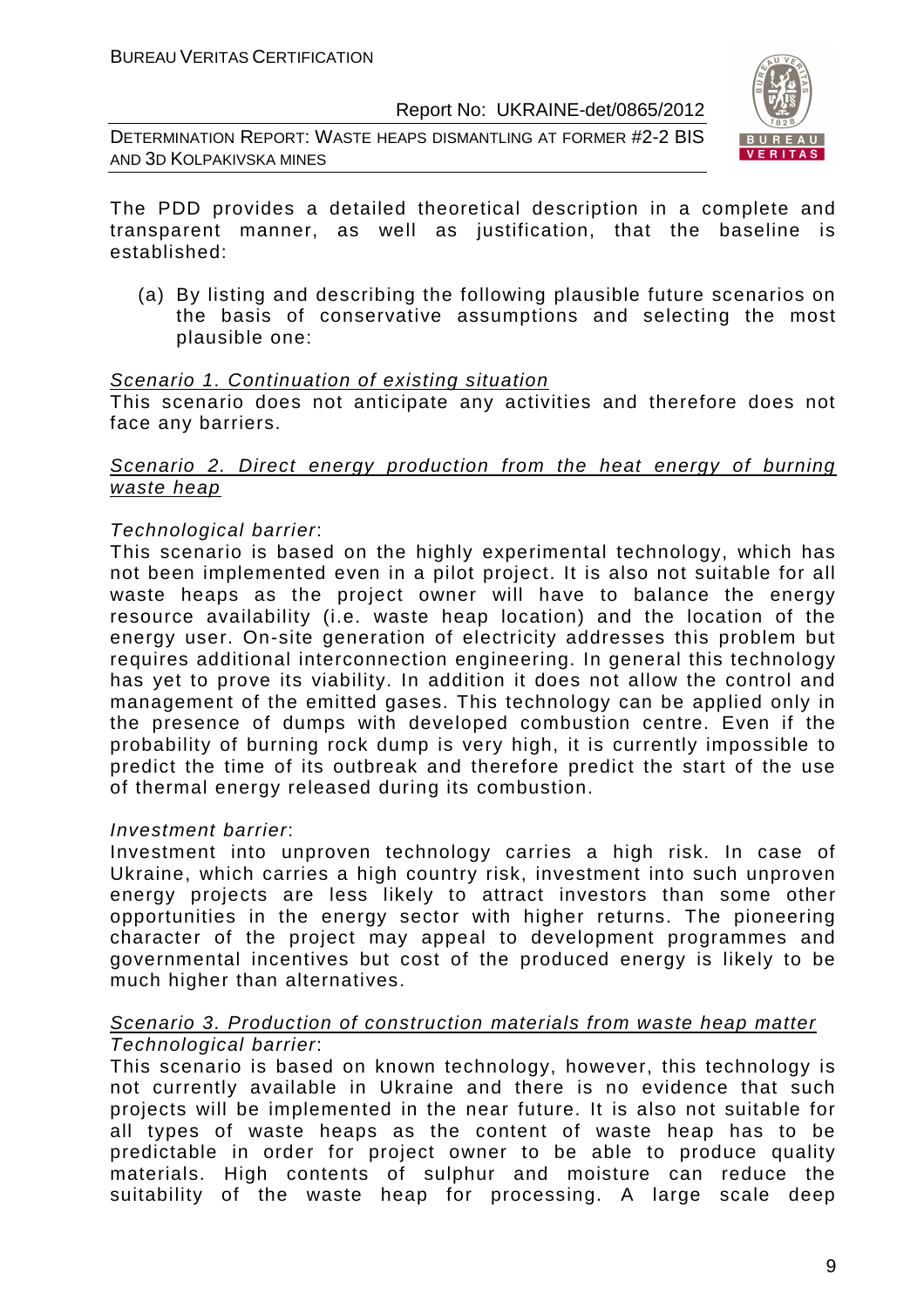The PDD provides a detailed theoretical description in a complete and transparent manner, as well as justification, that the baseline is established:

(a) By listing and describing the following plausible future scenarios on the basis of conservative assumptions and selecting the most plausible one:

<u>Scenario 1. Continuation of existing situation</u>

This scenario does not anticipate any activities and therefore does not face any barriers.

<u>Scenario 2. Direct energy production from the heat energy of burning waste heap</u>

*Technological barrier*:

This scenario is based on the highly experimental technology, which has not been implemented even in a pilot project. It is also not suitable for all waste heaps as the project owner will have to balance the energy resource availability (i.e. waste heap location) and the location of the energy user. On-site generation of electricity addresses this problem but requires additional interconnection engineering. In general this technology has yet to prove its viability. In addition it does not allow the control and management of the emitted gases. This technology can be applied only in the presence of dumps with developed combustion centre. Even if the probability of burning rock dump is very high, it is currently impossible to predict the time of its outbreak and therefore predict the start of the use of thermal energy released during its combustion.

*Investment barrier*:

Investment into unproven technology carries a high risk. In case of Ukraine, which carries a high country risk, investment into such unproven energy projects are less likely to attract investors than some other opportunities in the energy sector with higher returns. The pioneering character of the project may appeal to development programmes and governmental incentives but cost of the produced energy is likely to be much higher than alternatives.

<u>Scenario 3. Production of construction materials from waste heap matter</u>

*Technological barrier*:

This scenario is based on known technology, however, this technology is not currently available in Ukraine and there is no evidence that such projects will be implemented in the near future. It is also not suitable for all types of waste heaps as the content of waste heap has to be predictable in order for project owner to be able to produce quality materials. High contents of sulphur and moisture can reduce the suitability of the waste heap for processing. A large scale deep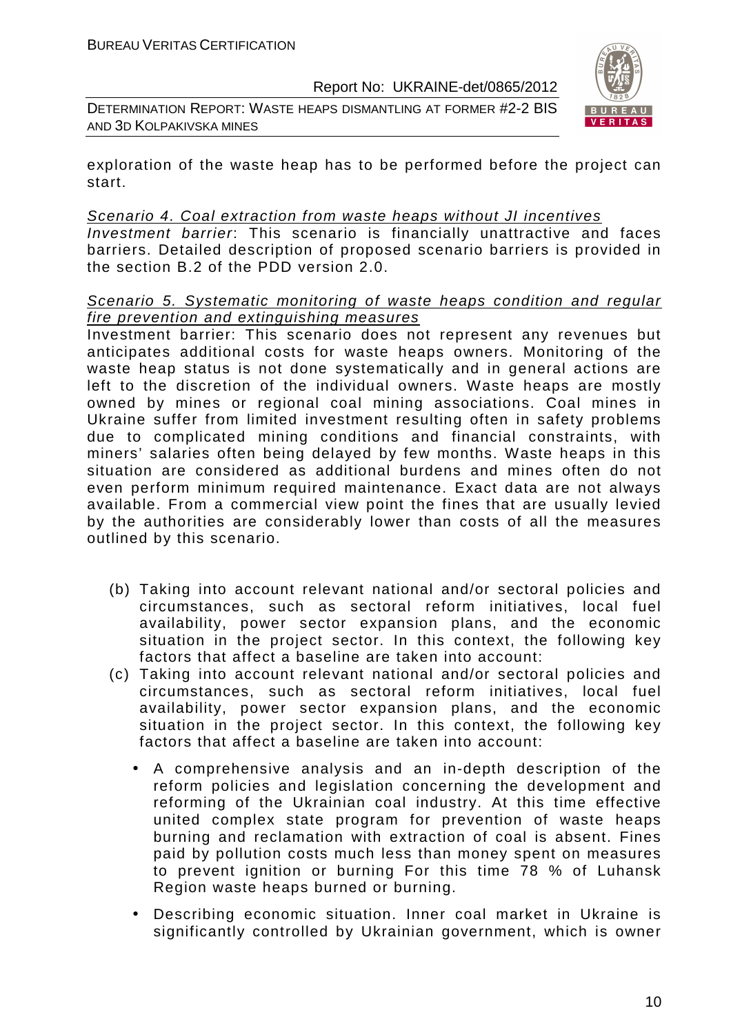exploration of the waste heap has to be performed before the project can start.

Scenario 4. Coal extraction from waste heaps without JI incentives

*Investment barrier*: This scenario is financially unattractive and faces barriers. Detailed description of proposed scenario barriers is provided in the section B.2 of the PDD version 2.0.

Scenario 5. Systematic monitoring of waste heaps condition and regular fire prevention and extinguishing measures

Investment barrier: This scenario does not represent any revenues but anticipates additional costs for waste heaps owners. Monitoring of the waste heap status is not done systematically and in general actions are left to the discretion of the individual owners. Waste heaps are mostly owned by mines or regional coal mining associations. Coal mines in Ukraine suffer from limited investment resulting often in safety problems due to complicated mining conditions and financial constraints, with miners' salaries often being delayed by few months. Waste heaps in this situation are considered as additional burdens and mines often do not even perform minimum required maintenance. Exact data are not always available. From a commercial view point the fines that are usually levied by the authorities are considerably lower than costs of all the measures outlined by this scenario.

(b) Taking into account relevant national and/or sectoral policies and circumstances, such as sectoral reform initiatives, local fuel availability, power sector expansion plans, and the economic situation in the project sector. In this context, the following key factors that affect a baseline are taken into account:

(c) Taking into account relevant national and/or sectoral policies and circumstances, such as sectoral reform initiatives, local fuel availability, power sector expansion plans, and the economic situation in the project sector. In this context, the following key factors that affect a baseline are taken into account:

- A comprehensive analysis and an in-depth description of the reform policies and legislation concerning the development and reforming of the Ukrainian coal industry. At this time effective united complex state program for prevention of waste heaps burning and reclamation with extraction of coal is absent. Fines paid by pollution costs much less than money spent on measures to prevent ignition or burning For this time 78 % of Luhansk Region waste heaps burned or burning.

- Describing economic situation. Inner coal market in Ukraine is significantly controlled by Ukrainian government, which is owner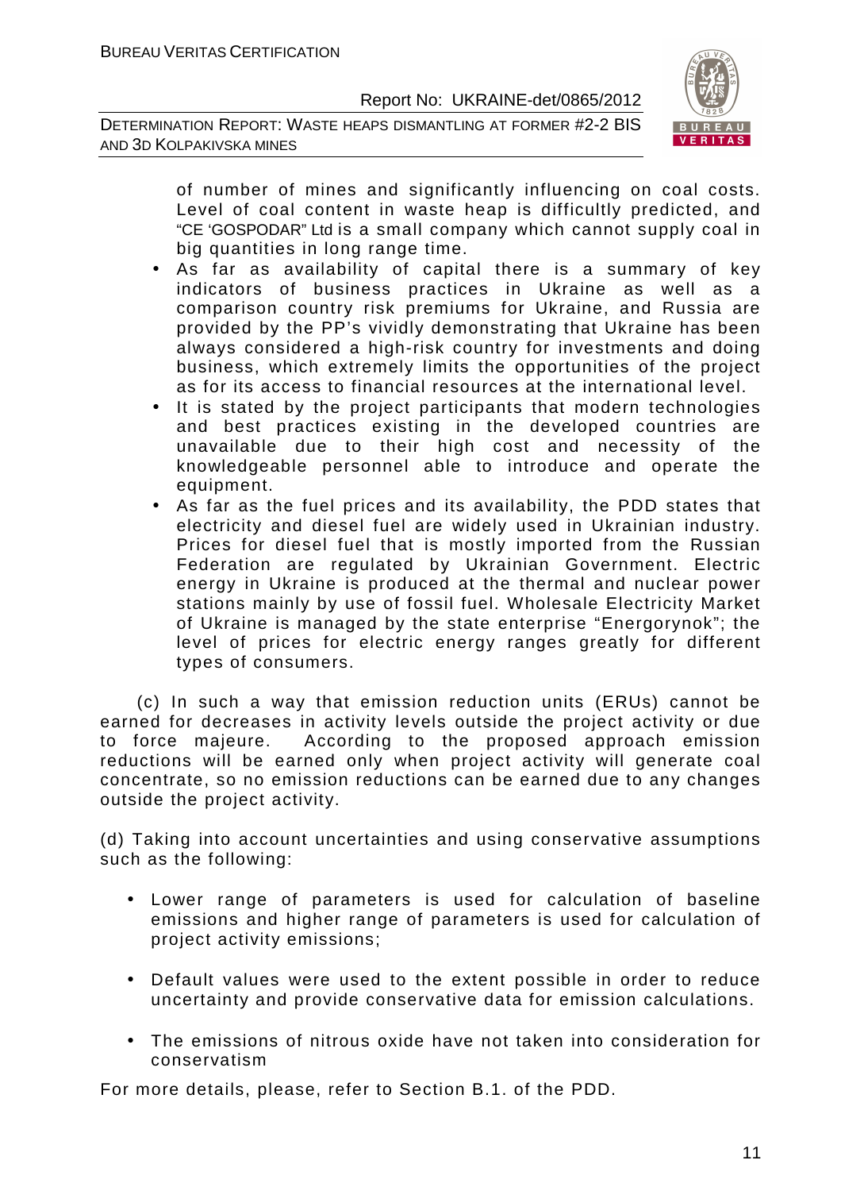of number of mines and significantly influencing on coal costs. Level of coal content in waste heap is difficultly predicted, and "CE 'GOSPODAR" Ltd is a small company which cannot supply coal in big quantities in long range time.

- As far as availability of capital there is a summary of key indicators of business practices in Ukraine as well as a comparison country risk premiums for Ukraine, and Russia are provided by the PP's vividly demonstrating that Ukraine has been always considered a high-risk country for investments and doing business, which extremely limits the opportunities of the project as for its access to financial resources at the international level.
- It is stated by the project participants that modern technologies and best practices existing in the developed countries are unavailable due to their high cost and necessity of the knowledgeable personnel able to introduce and operate the equipment.
- As far as the fuel prices and its availability, the PDD states that electricity and diesel fuel are widely used in Ukrainian industry. Prices for diesel fuel that is mostly imported from the Russian Federation are regulated by Ukrainian Government. Electric energy in Ukraine is produced at the thermal and nuclear power stations mainly by use of fossil fuel. Wholesale Electricity Market of Ukraine is managed by the state enterprise "Energorynok"; the level of prices for electric energy ranges greatly for different types of consumers.

(c) In such a way that emission reduction units (ERUs) cannot be earned for decreases in activity levels outside the project activity or due to force majeure. According to the proposed approach emission reductions will be earned only when project activity will generate coal concentrate, so no emission reductions can be earned due to any changes outside the project activity.

(d) Taking into account uncertainties and using conservative assumptions such as the following:

- Lower range of parameters is used for calculation of baseline emissions and higher range of parameters is used for calculation of project activity emissions;
- Default values were used to the extent possible in order to reduce uncertainty and provide conservative data for emission calculations.
- The emissions of nitrous oxide have not taken into consideration for conservatism

For more details, please, refer to Section B.1. of the PDD.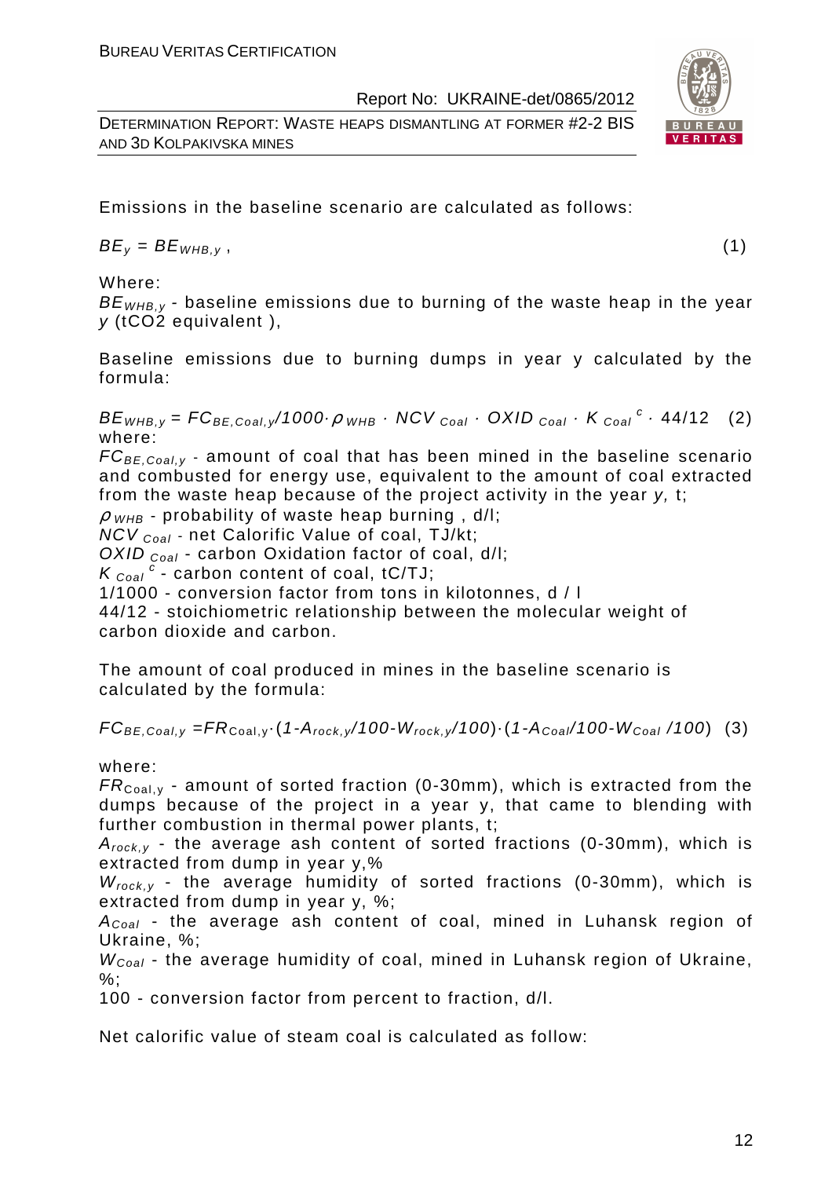Emissions in the baseline scenario are calculated as follows:

$$BE_y = BE_{WHB,y}, \qquad (1)$$

Where:

$BE_{WHB,y}$ - baseline emissions due to burning of the waste heap in the year $y$ (tCO2 equivalent ),

Baseline emissions due to burning dumps in year y calculated by the formula:

$$BE_{WHB,y} = FC_{BE,Coal,y}/1000 \cdot \rho_{WHB} \cdot NCV_{Coal} \cdot OXID_{Coal} \cdot K_{Coal}^{c} \cdot 44/12 \qquad (2)$$

where:

$FC_{BE,Coal,y}$ - amount of coal that has been mined in the baseline scenario and combusted for energy use, equivalent to the amount of coal extracted from the waste heap because of the project activity in the year $y$, t;

$\rho_{WHB}$ - probability of waste heap burning , d/l;

$NCV_{Coal}$ - net Calorific Value of coal, TJ/kt;

$OXID_{Coal}$ - carbon Oxidation factor of coal, d/l;

$K_{Coal}^{c}$ - carbon content of coal, tC/TJ;

1/1000 - conversion factor from tons in kilotonnes, d / l

44/12 - stoichiometric relationship between the molecular weight of carbon dioxide and carbon.

The amount of coal produced in mines in the baseline scenario is calculated by the formula:

$$FC_{BE,Coal,y} = FR_{Coal,y} \cdot (1 - A_{rock,y}/100 - W_{rock,y}/100) \cdot (1 - A_{Coal}/100 - W_{Coal}/100) \qquad (3)$$

where:

$FR_{Coal,y}$ - amount of sorted fraction (0-30mm), which is extracted from the dumps because of the project in a year y, that came to blending with further combustion in thermal power plants, t;

$A_{rock,y}$ - the average ash content of sorted fractions (0-30mm), which is extracted from dump in year y,%

$W_{rock,y}$ - the average humidity of sorted fractions (0-30mm), which is extracted from dump in year y, %;

$A_{Coal}$ - the average ash content of coal, mined in Luhansk region of Ukraine, %;

$W_{Coal}$ - the average humidity of coal, mined in Luhansk region of Ukraine, %;

100 - conversion factor from percent to fraction, d/l.

Net calorific value of steam coal is calculated as follow: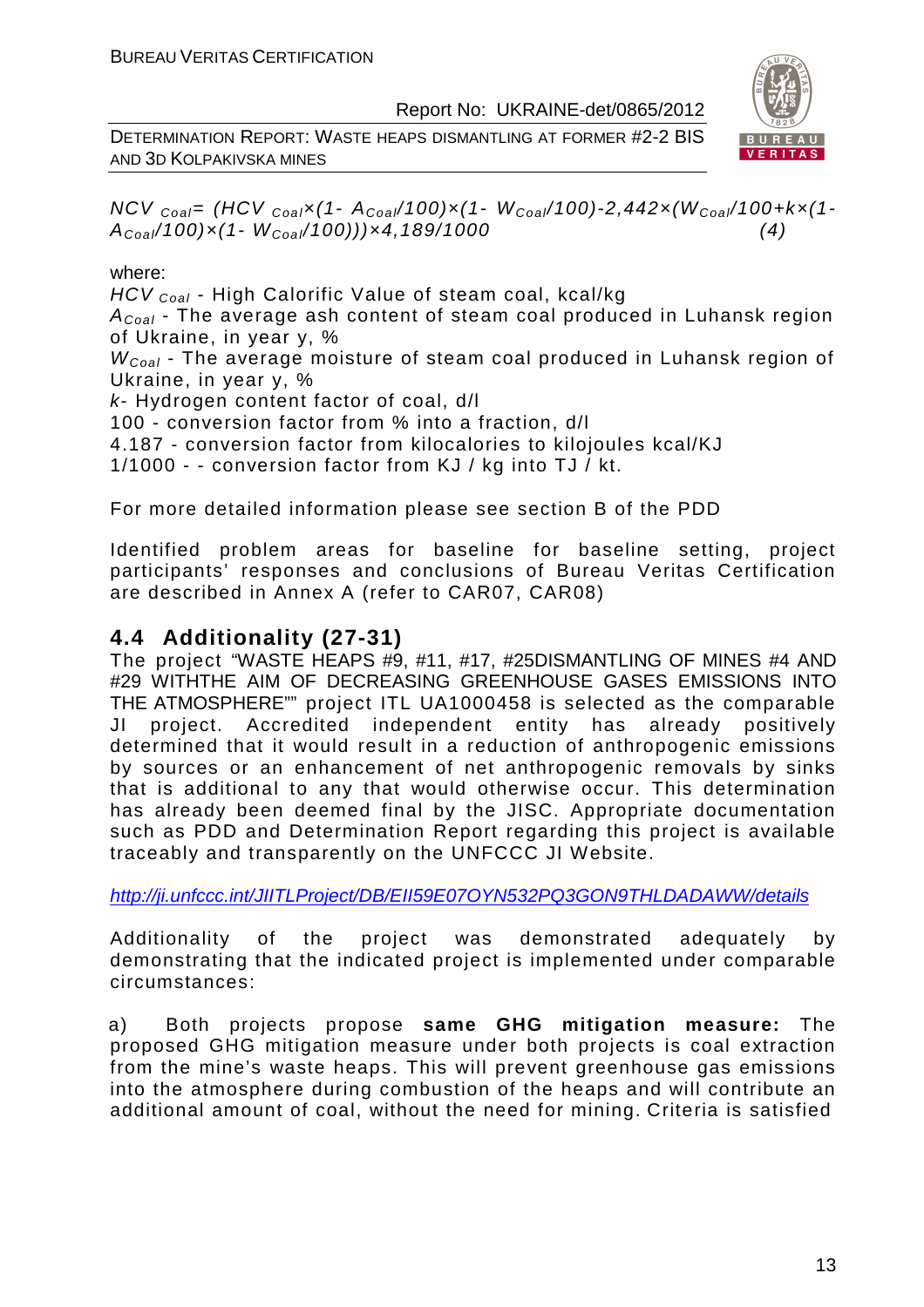$$NCV_{Coal} = (HCV_{Coal} \times (1 - A_{Coal}/100) \times (1 - W_{Coal}/100) - 2{,}442 \times (W_{Coal}/100 + k \times (1 - A_{Coal}/100) \times (1 - W_{Coal}/100))) \times 4{,}189/1000 \quad (4)$$

where:

$HCV_{Coal}$ - High Calorific Value of steam coal, kcal/kg

$A_{Coal}$ - The average ash content of steam coal produced in Luhansk region of Ukraine, in year y, %

$W_{Coal}$ - The average moisture of steam coal produced in Luhansk region of Ukraine, in year y, %

$k$- Hydrogen content factor of coal, d/l

100 - conversion factor from % into a fraction, d/l

4.187 - conversion factor from kilocalories to kilojoules kcal/KJ

1/1000 - - conversion factor from KJ / kg into TJ / kt.

For more detailed information please see section B of the PDD

Identified problem areas for baseline for baseline setting, project participants' responses and conclusions of Bureau Veritas Certification are described in Annex A (refer to CAR07, CAR08)

## 4.4 Additionality (27-31)

The project "WASTE HEAPS #9, #11, #17, #25DISMANTLING OF MINES #4 AND #29 WITHTHE AIM OF DECREASING GREENHOUSE GASES EMISSIONS INTO THE ATMOSPHERE"" project ITL UA1000458 is selected as the comparable JI project. Accredited independent entity has already positively determined that it would result in a reduction of anthropogenic emissions by sources or an enhancement of net anthropogenic removals by sinks that is additional to any that would otherwise occur. This determination has already been deemed final by the JISC. Appropriate documentation such as PDD and Determination Report regarding this project is available traceably and transparently on the UNFCCC JI Website.

http://ji.unfccc.int/JIITLProject/DB/EII59E07OYN532PQ3GON9THLDADAWW/details

Additionality of the project was demonstrated adequately by demonstrating that the indicated project is implemented under comparable circumstances:

a) Both projects propose **same GHG mitigation measure:** The proposed GHG mitigation measure under both projects is coal extraction from the mine's waste heaps. This will prevent greenhouse gas emissions into the atmosphere during combustion of the heaps and will contribute an additional amount of coal, without the need for mining. Criteria is satisfied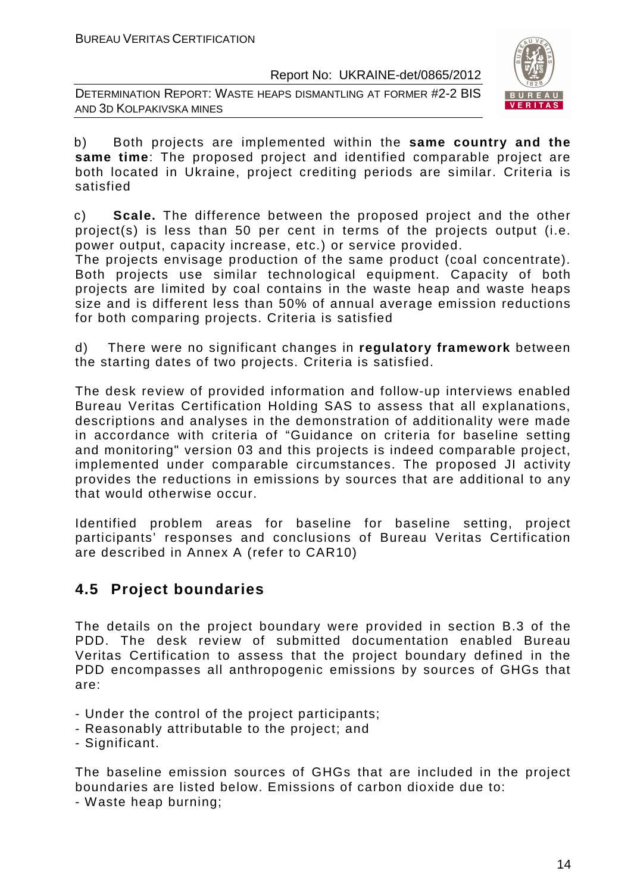b) Both projects are implemented within the **same country and the same time**: The proposed project and identified comparable project are both located in Ukraine, project crediting periods are similar. Criteria is satisfied

c) **Scale.** The difference between the proposed project and the other project(s) is less than 50 per cent in terms of the projects output (i.e. power output, capacity increase, etc.) or service provided.
The projects envisage production of the same product (coal concentrate). Both projects use similar technological equipment. Capacity of both projects are limited by coal contains in the waste heap and waste heaps size and is different less than 50% of annual average emission reductions for both comparing projects. Criteria is satisfied

d) There were no significant changes in **regulatory framework** between the starting dates of two projects. Criteria is satisfied.

The desk review of provided information and follow-up interviews enabled Bureau Veritas Certification Holding SAS to assess that all explanations, descriptions and analyses in the demonstration of additionality were made in accordance with criteria of "Guidance on criteria for baseline setting and monitoring" version 03 and this projects is indeed comparable project, implemented under comparable circumstances. The proposed JI activity provides the reductions in emissions by sources that are additional to any that would otherwise occur.

Identified problem areas for baseline for baseline setting, project participants' responses and conclusions of Bureau Veritas Certification are described in Annex A (refer to CAR10)

## 4.5 Project boundaries

The details on the project boundary were provided in section B.3 of the PDD. The desk review of submitted documentation enabled Bureau Veritas Certification to assess that the project boundary defined in the PDD encompasses all anthropogenic emissions by sources of GHGs that are:

- Under the control of the project participants;
- Reasonably attributable to the project; and
- Significant.

The baseline emission sources of GHGs that are included in the project boundaries are listed below. Emissions of carbon dioxide due to:
- Waste heap burning;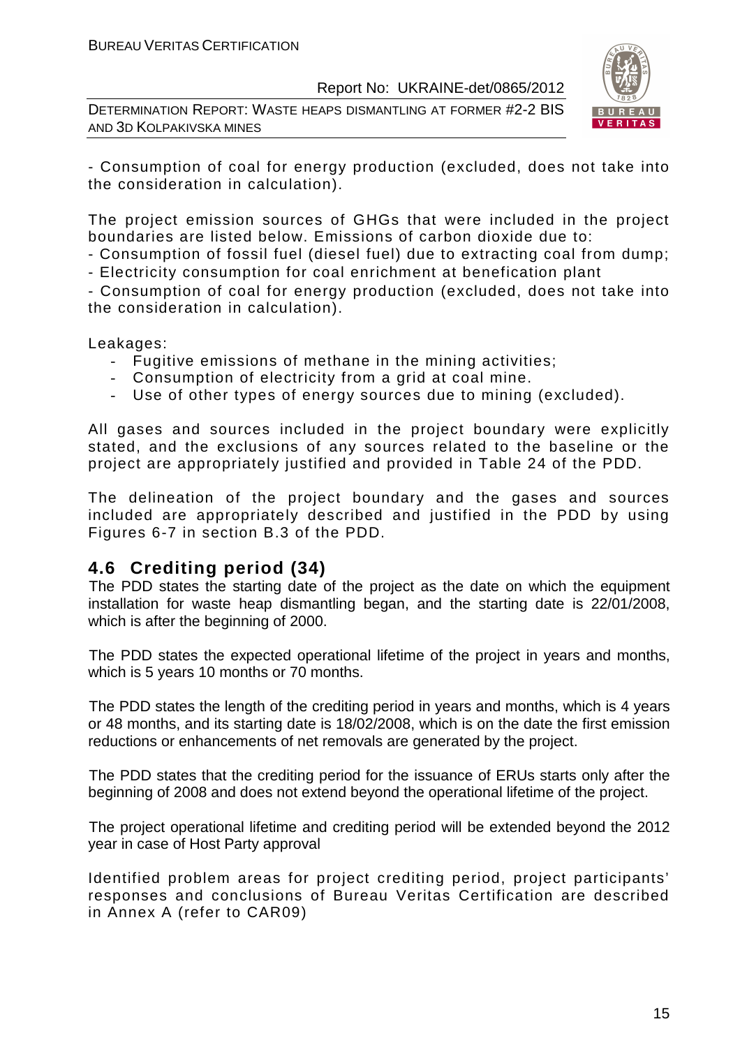- Consumption of coal for energy production (excluded, does not take into the consideration in calculation).

The project emission sources of GHGs that were included in the project boundaries are listed below. Emissions of carbon dioxide due to:
- Consumption of fossil fuel (diesel fuel) due to extracting coal from dump;
- Electricity consumption for coal enrichment at benefication plant
- Consumption of coal for energy production (excluded, does not take into the consideration in calculation).

Leakages:
- Fugitive emissions of methane in the mining activities;
- Consumption of electricity from a grid at coal mine.
- Use of other types of energy sources due to mining (excluded).

All gases and sources included in the project boundary were explicitly stated, and the exclusions of any sources related to the baseline or the project are appropriately justified and provided in Table 24 of the PDD.

The delineation of the project boundary and the gases and sources included are appropriately described and justified in the PDD by using Figures 6-7 in section B.3 of the PDD.

## 4.6 Crediting period (34)

The PDD states the starting date of the project as the date on which the equipment installation for waste heap dismantling began, and the starting date is 22/01/2008, which is after the beginning of 2000.

The PDD states the expected operational lifetime of the project in years and months, which is 5 years 10 months or 70 months.

The PDD states the length of the crediting period in years and months, which is 4 years or 48 months, and its starting date is 18/02/2008, which is on the date the first emission reductions or enhancements of net removals are generated by the project.

The PDD states that the crediting period for the issuance of ERUs starts only after the beginning of 2008 and does not extend beyond the operational lifetime of the project.

The project operational lifetime and crediting period will be extended beyond the 2012 year in case of Host Party approval

Identified problem areas for project crediting period, project participants' responses and conclusions of Bureau Veritas Certification are described in Annex A (refer to CAR09)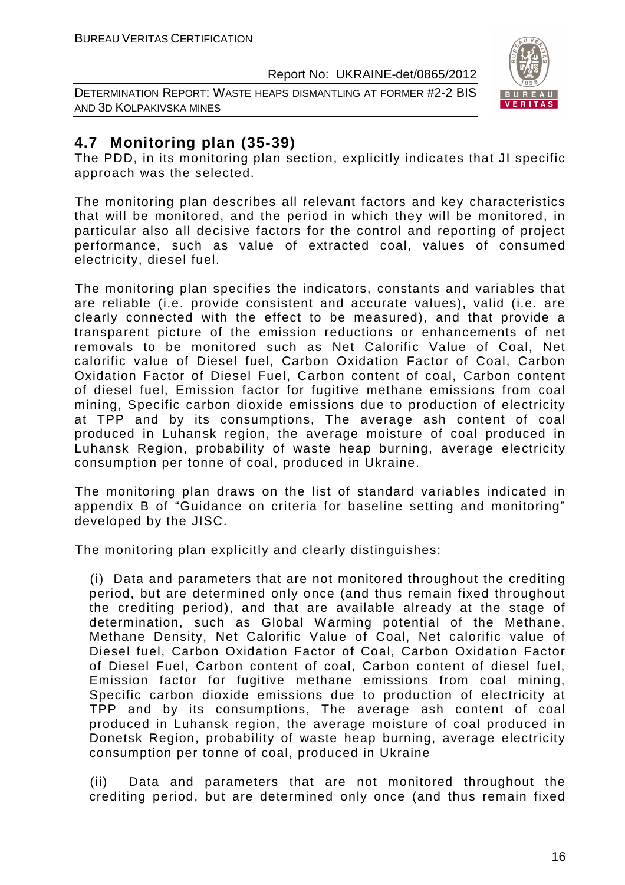## 4.7 Monitoring plan (35-39)

The PDD, in its monitoring plan section, explicitly indicates that JI specific approach was the selected.

The monitoring plan describes all relevant factors and key characteristics that will be monitored, and the period in which they will be monitored, in particular also all decisive factors for the control and reporting of project performance, such as value of extracted coal, values of consumed electricity, diesel fuel.

The monitoring plan specifies the indicators, constants and variables that are reliable (i.e. provide consistent and accurate values), valid (i.e. are clearly connected with the effect to be measured), and that provide a transparent picture of the emission reductions or enhancements of net removals to be monitored such as Net Calorific Value of Coal, Net calorific value of Diesel fuel, Carbon Oxidation Factor of Coal, Carbon Oxidation Factor of Diesel Fuel, Carbon content of coal, Carbon content of diesel fuel, Emission factor for fugitive methane emissions from coal mining, Specific carbon dioxide emissions due to production of electricity at TPP and by its consumptions, The average ash content of coal produced in Luhansk region, the average moisture of coal produced in Luhansk Region, probability of waste heap burning, average electricity consumption per tonne of coal, produced in Ukraine.

The monitoring plan draws on the list of standard variables indicated in appendix B of "Guidance on criteria for baseline setting and monitoring" developed by the JISC.

The monitoring plan explicitly and clearly distinguishes:

(i) Data and parameters that are not monitored throughout the crediting period, but are determined only once (and thus remain fixed throughout the crediting period), and that are available already at the stage of determination, such as Global Warming potential of the Methane, Methane Density, Net Calorific Value of Coal, Net calorific value of Diesel fuel, Carbon Oxidation Factor of Coal, Carbon Oxidation Factor of Diesel Fuel, Carbon content of coal, Carbon content of diesel fuel, Emission factor for fugitive methane emissions from coal mining, Specific carbon dioxide emissions due to production of electricity at TPP and by its consumptions, The average ash content of coal produced in Luhansk region, the average moisture of coal produced in Donetsk Region, probability of waste heap burning, average electricity consumption per tonne of coal, produced in Ukraine

(ii) Data and parameters that are not monitored throughout the crediting period, but are determined only once (and thus remain fixed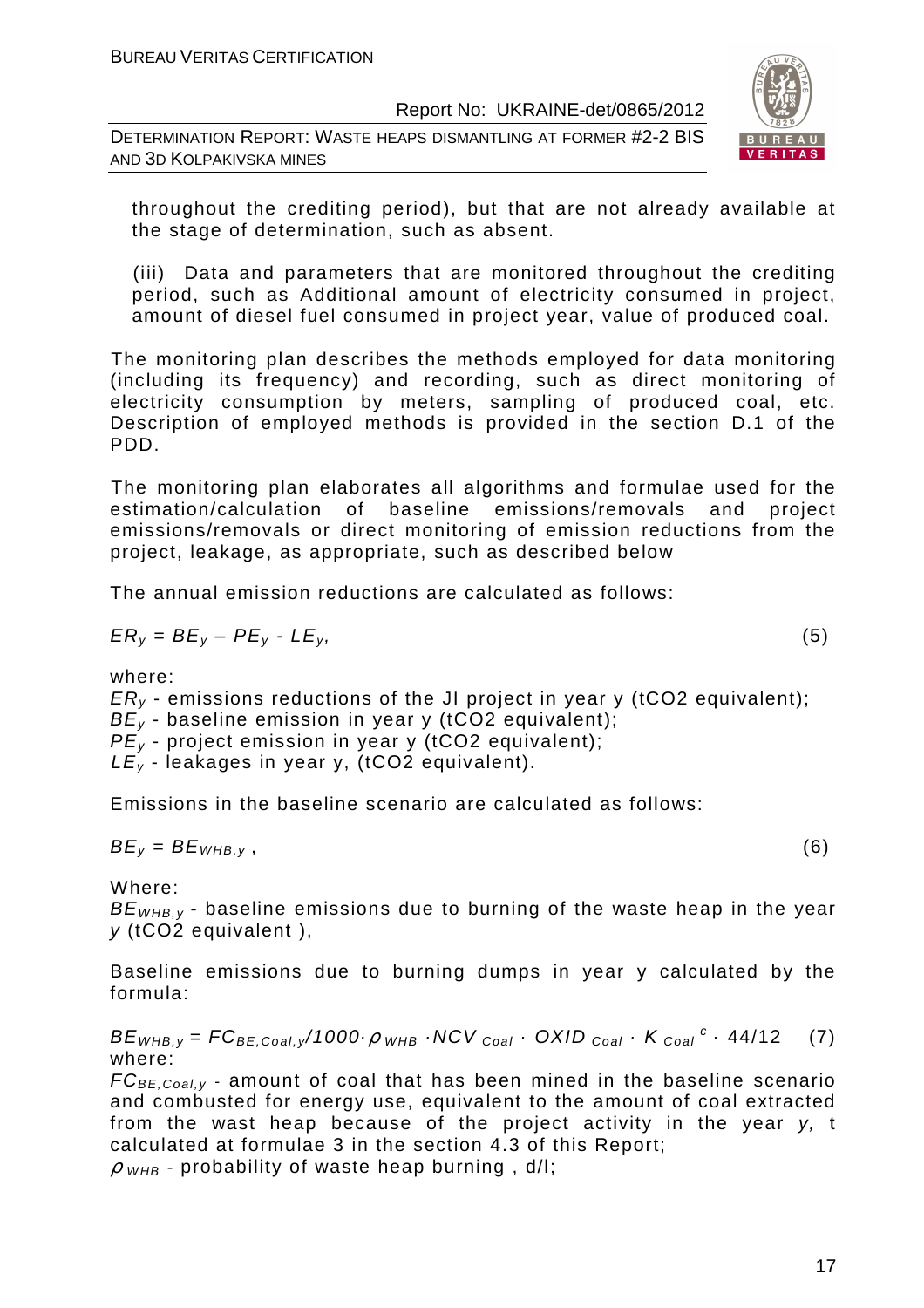throughout the crediting period), but that are not already available at the stage of determination, such as absent.

(iii) Data and parameters that are monitored throughout the crediting period, such as Additional amount of electricity consumed in project, amount of diesel fuel consumed in project year, value of produced coal.

The monitoring plan describes the methods employed for data monitoring (including its frequency) and recording, such as direct monitoring of electricity consumption by meters, sampling of produced coal, etc. Description of employed methods is provided in the section D.1 of the PDD.

The monitoring plan elaborates all algorithms and formulae used for the estimation/calculation of baseline emissions/removals and project emissions/removals or direct monitoring of emission reductions from the project, leakage, as appropriate, such as described below

The annual emission reductions are calculated as follows:

$$ER_y = BE_y – PE_y - LE_y, \qquad (5)$$

where:
$ER_y$ - emissions reductions of the JI project in year y (tCO2 equivalent);
$BE_y$ - baseline emission in year y (tCO2 equivalent);
$PE_y$ - project emission in year y (tCO2 equivalent);
$LE_y$ - leakages in year y, (tCO2 equivalent).

Emissions in the baseline scenario are calculated as follows:

$$BE_y = BE_{WHB,y}, \qquad (6)$$

Where:
$BE_{WHB,y}$ - baseline emissions due to burning of the waste heap in the year $y$ (tCO2 equivalent ),

Baseline emissions due to burning dumps in year y calculated by the formula:

$$BE_{WHB,y} = FC_{BE,Coal,y}/1000 \cdot \rho_{WHB} \cdot NCV_{Coal} \cdot OXID_{Coal} \cdot K_{Coal}{}^{c} \cdot 44/12 \qquad (7)$$

where:
$FC_{BE,Coal,y}$ - amount of coal that has been mined in the baseline scenario and combusted for energy use, equivalent to the amount of coal extracted from the wast heap because of the project activity in the year $y$, t calculated at formulae 3 in the section 4.3 of this Report;
$\rho_{WHB}$ - probability of waste heap burning , d/l;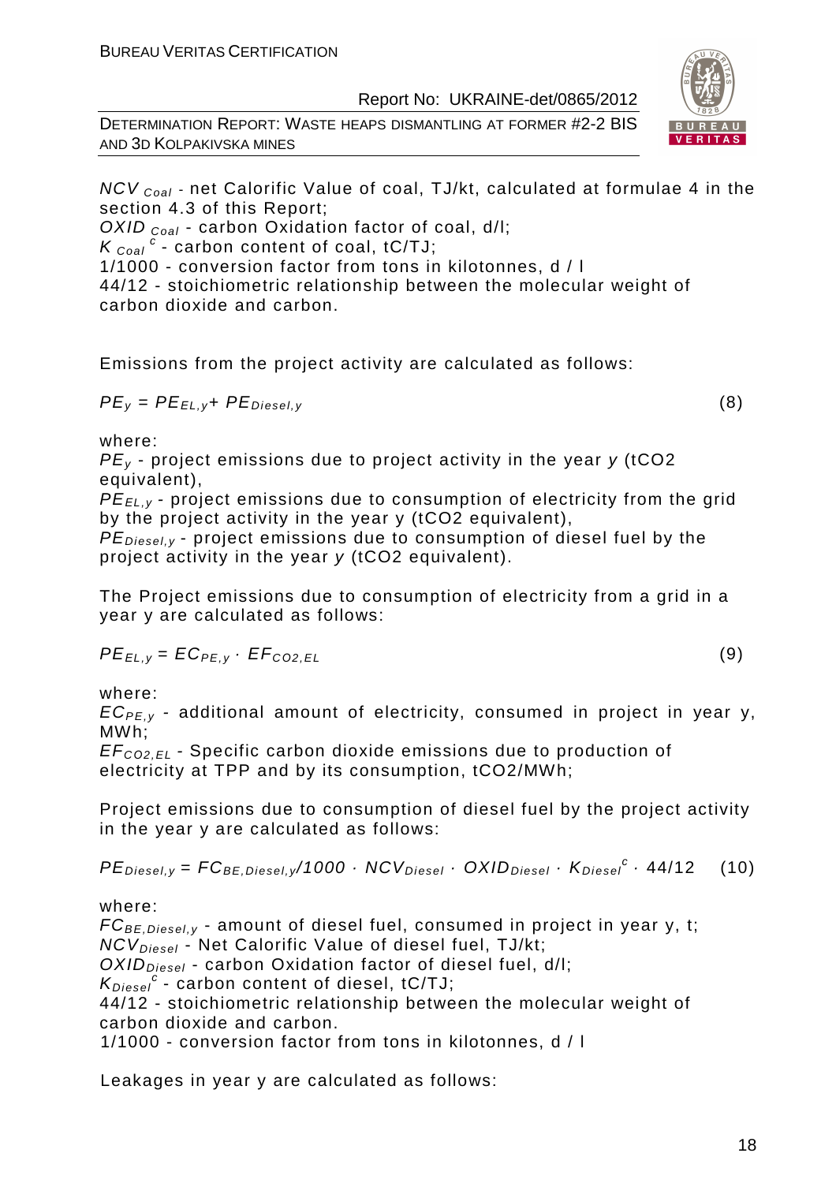$NCV_{Coal}$ - net Calorific Value of coal, TJ/kt, calculated at formulae 4 in the section 4.3 of this Report;
$OXID_{Coal}$ - carbon Oxidation factor of coal, d/l;
$K_{Coal}^{c}$ - carbon content of coal, tC/TJ;
1/1000 - conversion factor from tons in kilotonnes, d / l
44/12 - stoichiometric relationship between the molecular weight of carbon dioxide and carbon.

Emissions from the project activity are calculated as follows:

$$PE_y = PE_{EL,y} + PE_{Diesel,y} \qquad (8)$$

where:
$PE_y$ - project emissions due to project activity in the year $y$ (tCO2 equivalent),
$PE_{EL,y}$ - project emissions due to consumption of electricity from the grid by the project activity in the year y (tCO2 equivalent),
$PE_{Diesel,y}$ - project emissions due to consumption of diesel fuel by the project activity in the year $y$ (tCO2 equivalent).

The Project emissions due to consumption of electricity from a grid in a year y are calculated as follows:

$$PE_{EL,y} = EC_{PE,y} \cdot EF_{CO2,EL} \qquad (9)$$

where:
$EC_{PE,y}$ - additional amount of electricity, consumed in project in year y, MWh;
$EF_{CO2,EL}$ - Specific carbon dioxide emissions due to production of electricity at TPP and by its consumption, tCO2/MWh;

Project emissions due to consumption of diesel fuel by the project activity in the year y are calculated as follows:

$$PE_{Diesel,y} = FC_{BE,Diesel,y}/1000 \cdot NCV_{Diesel} \cdot OXID_{Diesel} \cdot K_{Diesel}^{c} \cdot 44/12 \qquad (10)$$

where:
$FC_{BE,Diesel,y}$ - amount of diesel fuel, consumed in project in year y, t;
$NCV_{Diesel}$ - Net Calorific Value of diesel fuel, TJ/kt;
$OXID_{Diesel}$ - carbon Oxidation factor of diesel fuel, d/l;
$K_{Diesel}^{c}$ - carbon content of diesel, tC/TJ;
44/12 - stoichiometric relationship between the molecular weight of carbon dioxide and carbon.
1/1000 - conversion factor from tons in kilotonnes, d / l

Leakages in year y are calculated as follows: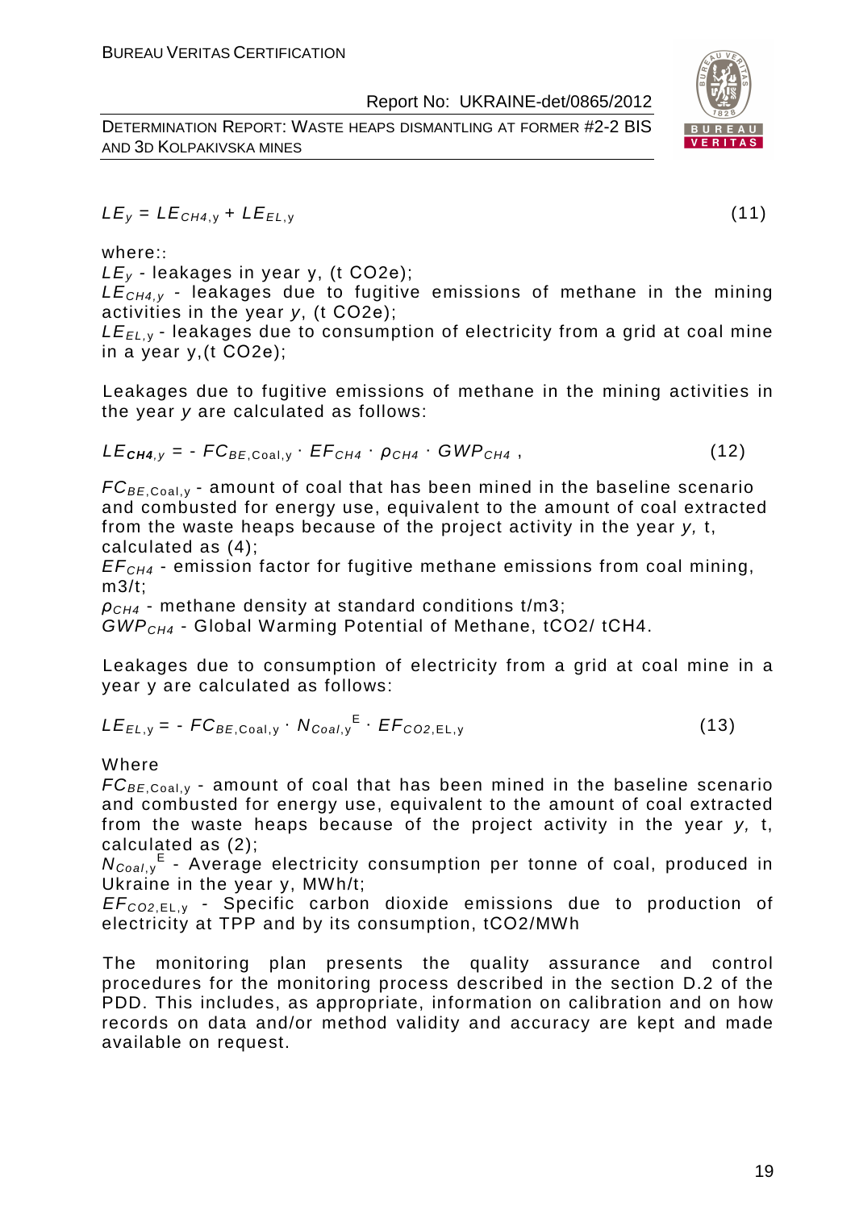$$LE_y = LE_{CH4,y} + LE_{EL,y} \tag{11}$$

where::

$LE_y$ - leakages in year y, (t CO2e);

$LE_{CH4,y}$ - leakages due to fugitive emissions of methane in the mining activities in the year *y*, (t CO2e);

$LE_{EL,y}$ - leakages due to consumption of electricity from a grid at coal mine in a year y,(t CO2e);

Leakages due to fugitive emissions of methane in the mining activities in the year *y* are calculated as follows:

$$LE_{\mathbf{CH4},y} = - FC_{BE,\mathrm{Coal},y} \cdot EF_{CH4} \cdot \rho_{CH4} \cdot GWP_{CH4} \,, \tag{12}$$

$FC_{BE,\mathrm{Coal},y}$ - amount of coal that has been mined in the baseline scenario and combusted for energy use, equivalent to the amount of coal extracted from the waste heaps because of the project activity in the year *y,* t, calculated as (4);

$EF_{CH4}$ - emission factor for fugitive methane emissions from coal mining, m3/t;

$\rho_{CH4}$ - methane density at standard conditions t/m3;

$GWP_{CH4}$ - Global Warming Potential of Methane, tCO2/ tCH4.

Leakages due to consumption of electricity from a grid at coal mine in a year y are calculated as follows:

$$LE_{EL,y} = - FC_{BE,\mathrm{Coal},y} \cdot N_{Coal,y}^{\ E} \cdot EF_{CO2,\mathrm{EL},y} \tag{13}$$

Where

$FC_{BE,\mathrm{Coal},y}$ - amount of coal that has been mined in the baseline scenario and combusted for energy use, equivalent to the amount of coal extracted from the waste heaps because of the project activity in the year *y,* t, calculated as (2);

$N_{Coal,y}^{\ E}$ - Average electricity consumption per tonne of coal, produced in Ukraine in the year y, MWh/t;

$EF_{CO2,\mathrm{EL},y}$ - Specific carbon dioxide emissions due to production of electricity at TPP and by its consumption, tCO2/MWh

The monitoring plan presents the quality assurance and control procedures for the monitoring process described in the section D.2 of the PDD. This includes, as appropriate, information on calibration and on how records on data and/or method validity and accuracy are kept and made available on request.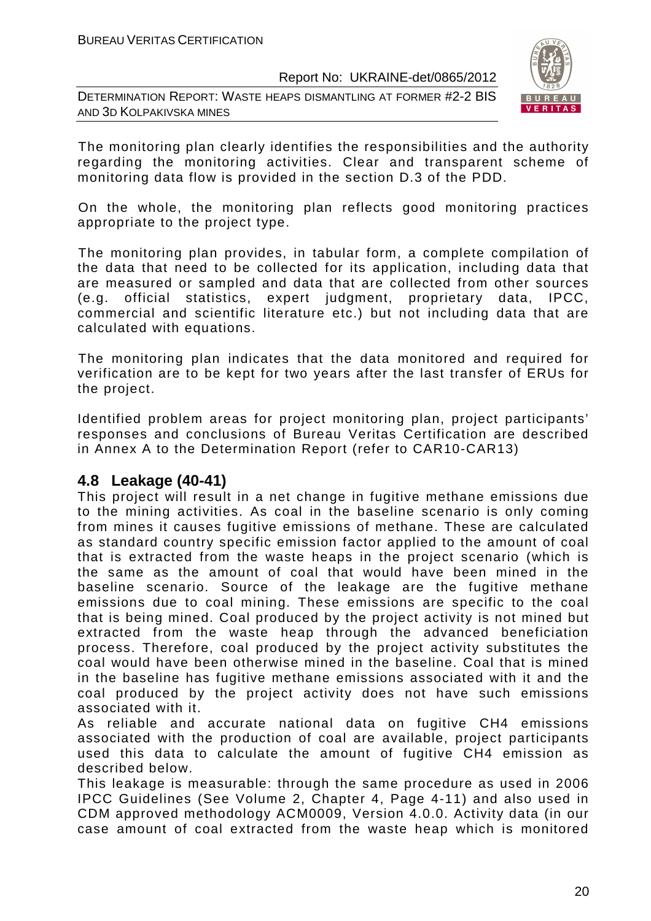The monitoring plan clearly identifies the responsibilities and the authority regarding the monitoring activities. Clear and transparent scheme of monitoring data flow is provided in the section D.3 of the PDD.

On the whole, the monitoring plan reflects good monitoring practices appropriate to the project type.

The monitoring plan provides, in tabular form, a complete compilation of the data that need to be collected for its application, including data that are measured or sampled and data that are collected from other sources (e.g. official statistics, expert judgment, proprietary data, IPCC, commercial and scientific literature etc.) but not including data that are calculated with equations.

The monitoring plan indicates that the data monitored and required for verification are to be kept for two years after the last transfer of ERUs for the project.

Identified problem areas for project monitoring plan, project participants' responses and conclusions of Bureau Veritas Certification are described in Annex A to the Determination Report (refer to CAR10-CAR13)

## 4.8 Leakage (40-41)

This project will result in a net change in fugitive methane emissions due to the mining activities. As coal in the baseline scenario is only coming from mines it causes fugitive emissions of methane. These are calculated as standard country specific emission factor applied to the amount of coal that is extracted from the waste heaps in the project scenario (which is the same as the amount of coal that would have been mined in the baseline scenario. Source of the leakage are the fugitive methane emissions due to coal mining. These emissions are specific to the coal that is being mined. Coal produced by the project activity is not mined but extracted from the waste heap through the advanced beneficiation process. Therefore, coal produced by the project activity substitutes the coal would have been otherwise mined in the baseline. Coal that is mined in the baseline has fugitive methane emissions associated with it and the coal produced by the project activity does not have such emissions associated with it.

As reliable and accurate national data on fugitive $CH_4$ emissions associated with the production of coal are available, project participants used this data to calculate the amount of fugitive $CH_4$ emission as described below.

This leakage is measurable: through the same procedure as used in 2006 IPCC Guidelines (See Volume 2, Chapter 4, Page 4-11) and also used in CDM approved methodology ACM0009, Version 4.0.0. Activity data (in our case amount of coal extracted from the waste heap which is monitored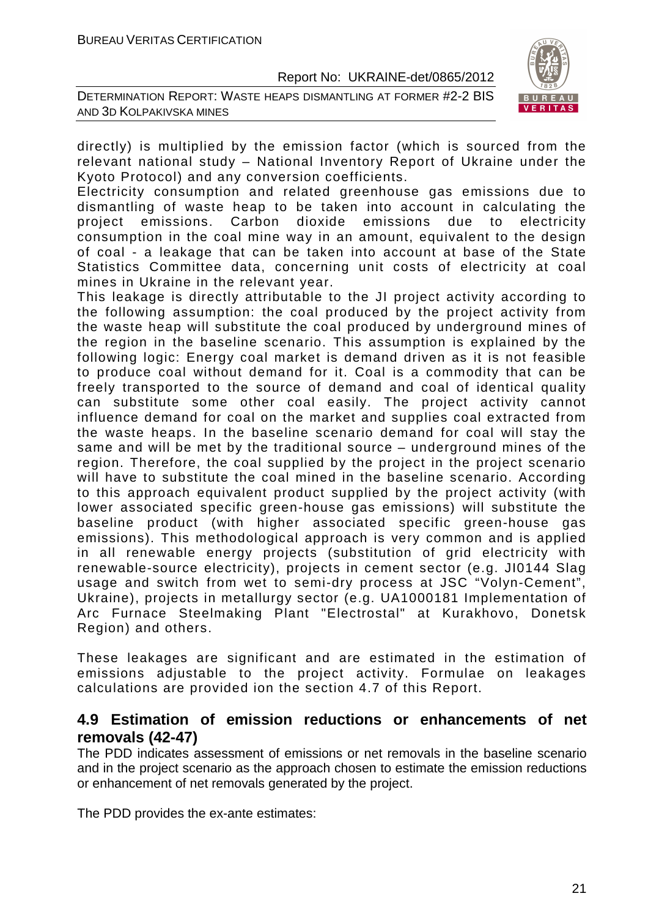directly) is multiplied by the emission factor (which is sourced from the relevant national study – National Inventory Report of Ukraine under the Kyoto Protocol) and any conversion coefficients.

Electricity consumption and related greenhouse gas emissions due to dismantling of waste heap to be taken into account in calculating the project emissions. Carbon dioxide emissions due to electricity consumption in the coal mine way in an amount, equivalent to the design of coal - a leakage that can be taken into account at base of the State Statistics Committee data, concerning unit costs of electricity at coal mines in Ukraine in the relevant year.

This leakage is directly attributable to the JI project activity according to the following assumption: the coal produced by the project activity from the waste heap will substitute the coal produced by underground mines of the region in the baseline scenario. This assumption is explained by the following logic: Energy coal market is demand driven as it is not feasible to produce coal without demand for it. Coal is a commodity that can be freely transported to the source of demand and coal of identical quality can substitute some other coal easily. The project activity cannot influence demand for coal on the market and supplies coal extracted from the waste heaps. In the baseline scenario demand for coal will stay the same and will be met by the traditional source – underground mines of the region. Therefore, the coal supplied by the project in the project scenario will have to substitute the coal mined in the baseline scenario. According to this approach equivalent product supplied by the project activity (with lower associated specific green-house gas emissions) will substitute the baseline product (with higher associated specific green-house gas emissions). This methodological approach is very common and is applied in all renewable energy projects (substitution of grid electricity with renewable-source electricity), projects in cement sector (e.g. JI0144 Slag usage and switch from wet to semi-dry process at JSC "Volyn-Cement", Ukraine), projects in metallurgy sector (e.g. UA1000181 Implementation of Arc Furnace Steelmaking Plant "Electrostal" at Kurakhovo, Donetsk Region) and others.

These leakages are significant and are estimated in the estimation of emissions adjustable to the project activity. Formulae on leakages calculations are provided ion the section 4.7 of this Report.

## 4.9 Estimation of emission reductions or enhancements of net removals (42-47)

The PDD indicates assessment of emissions or net removals in the baseline scenario and in the project scenario as the approach chosen to estimate the emission reductions or enhancement of net removals generated by the project.

The PDD provides the ex-ante estimates: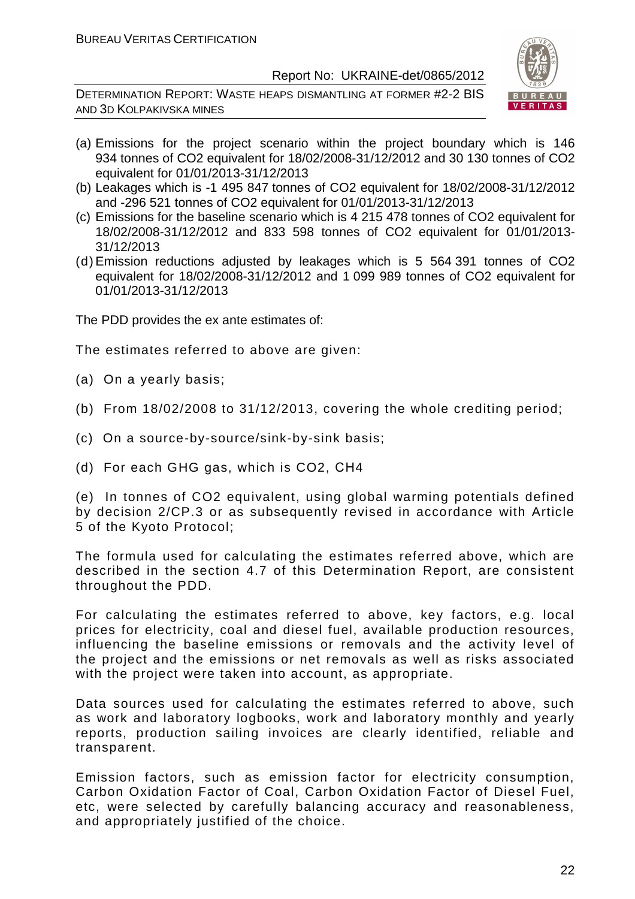(a) Emissions for the project scenario within the project boundary which is 146 934 tonnes of $CO_2$ equivalent for 18/02/2008-31/12/2012 and 30 130 tonnes of $CO_2$ equivalent for 01/01/2013-31/12/2013
(b) Leakages which is -1 495 847 tonnes of $CO_2$ equivalent for 18/02/2008-31/12/2012 and -296 521 tonnes of $CO_2$ equivalent for 01/01/2013-31/12/2013
(c) Emissions for the baseline scenario which is 4 215 478 tonnes of $CO_2$ equivalent for 18/02/2008-31/12/2012 and 833 598 tonnes of $CO_2$ equivalent for 01/01/2013-31/12/2013
(d) Emission reductions adjusted by leakages which is 5 564 391 tonnes of $CO_2$ equivalent for 18/02/2008-31/12/2012 and 1 099 989 tonnes of $CO_2$ equivalent for 01/01/2013-31/12/2013

The PDD provides the ex ante estimates of:

The estimates referred to above are given:

(a) On a yearly basis;

(b) From 18/02/2008 to 31/12/2013, covering the whole crediting period;

(c) On a source-by-source/sink-by-sink basis;

(d) For each GHG gas, which is $CO_2$, $CH_4$

(e) In tonnes of $CO_2$ equivalent, using global warming potentials defined by decision 2/CP.3 or as subsequently revised in accordance with Article 5 of the Kyoto Protocol;

The formula used for calculating the estimates referred above, which are described in the section 4.7 of this Determination Report, are consistent throughout the PDD.

For calculating the estimates referred to above, key factors, e.g. local prices for electricity, coal and diesel fuel, available production resources, influencing the baseline emissions or removals and the activity level of the project and the emissions or net removals as well as risks associated with the project were taken into account, as appropriate.

Data sources used for calculating the estimates referred to above, such as work and laboratory logbooks, work and laboratory monthly and yearly reports, production sailing invoices are clearly identified, reliable and transparent.

Emission factors, such as emission factor for electricity consumption, Carbon Oxidation Factor of Coal, Carbon Oxidation Factor of Diesel Fuel, etc, were selected by carefully balancing accuracy and reasonableness, and appropriately justified of the choice.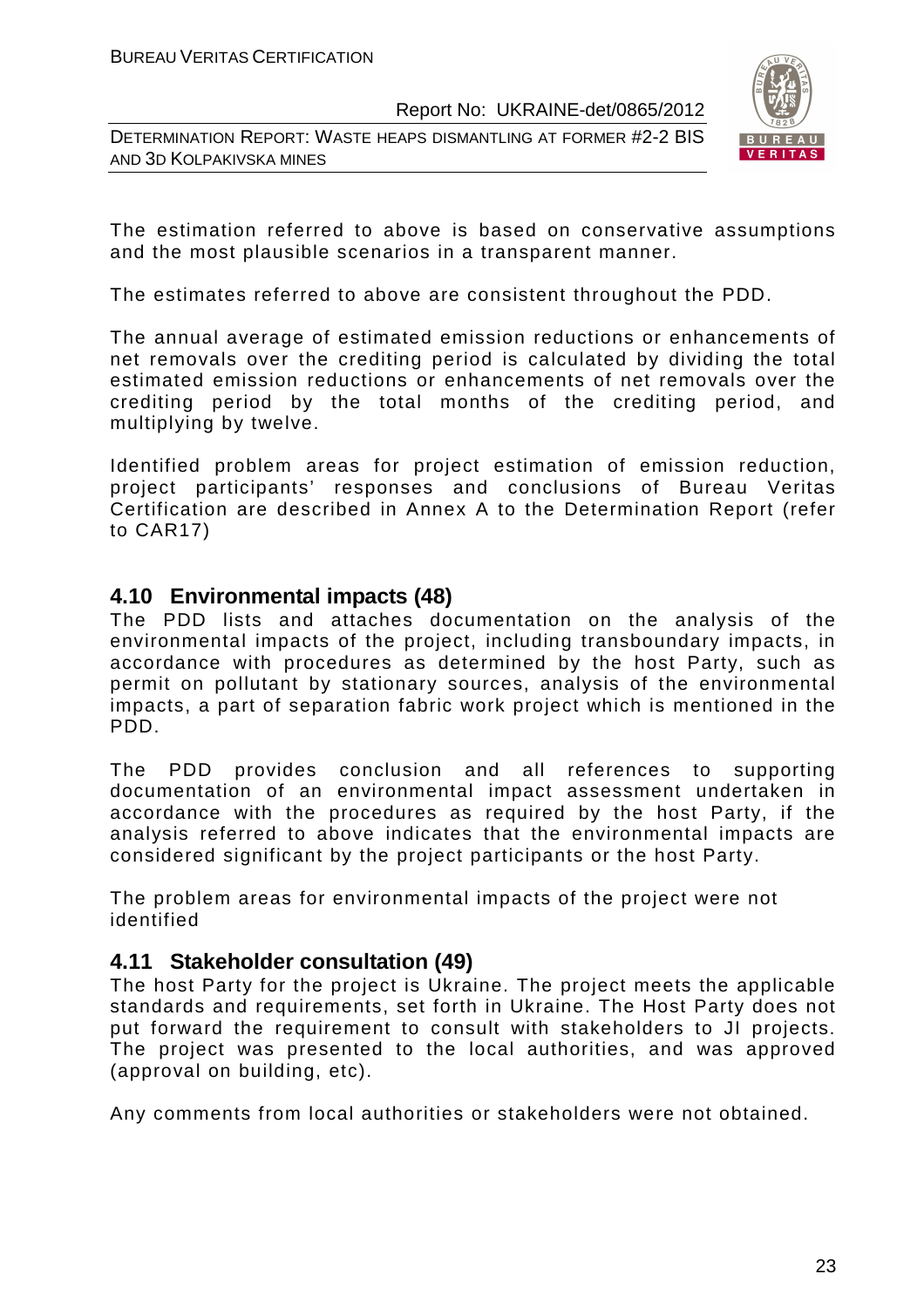The estimation referred to above is based on conservative assumptions and the most plausible scenarios in a transparent manner.

The estimates referred to above are consistent throughout the PDD.

The annual average of estimated emission reductions or enhancements of net removals over the crediting period is calculated by dividing the total estimated emission reductions or enhancements of net removals over the crediting period by the total months of the crediting period, and multiplying by twelve.

Identified problem areas for project estimation of emission reduction, project participants' responses and conclusions of Bureau Veritas Certification are described in Annex A to the Determination Report (refer to CAR17)

## 4.10 Environmental impacts (48)

The PDD lists and attaches documentation on the analysis of the environmental impacts of the project, including transboundary impacts, in accordance with procedures as determined by the host Party, such as permit on pollutant by stationary sources, analysis of the environmental impacts, a part of separation fabric work project which is mentioned in the PDD.

The PDD provides conclusion and all references to supporting documentation of an environmental impact assessment undertaken in accordance with the procedures as required by the host Party, if the analysis referred to above indicates that the environmental impacts are considered significant by the project participants or the host Party.

The problem areas for environmental impacts of the project were not identified

## 4.11 Stakeholder consultation (49)

The host Party for the project is Ukraine. The project meets the applicable standards and requirements, set forth in Ukraine. The Host Party does not put forward the requirement to consult with stakeholders to JI projects. The project was presented to the local authorities, and was approved (approval on building, etc).

Any comments from local authorities or stakeholders were not obtained.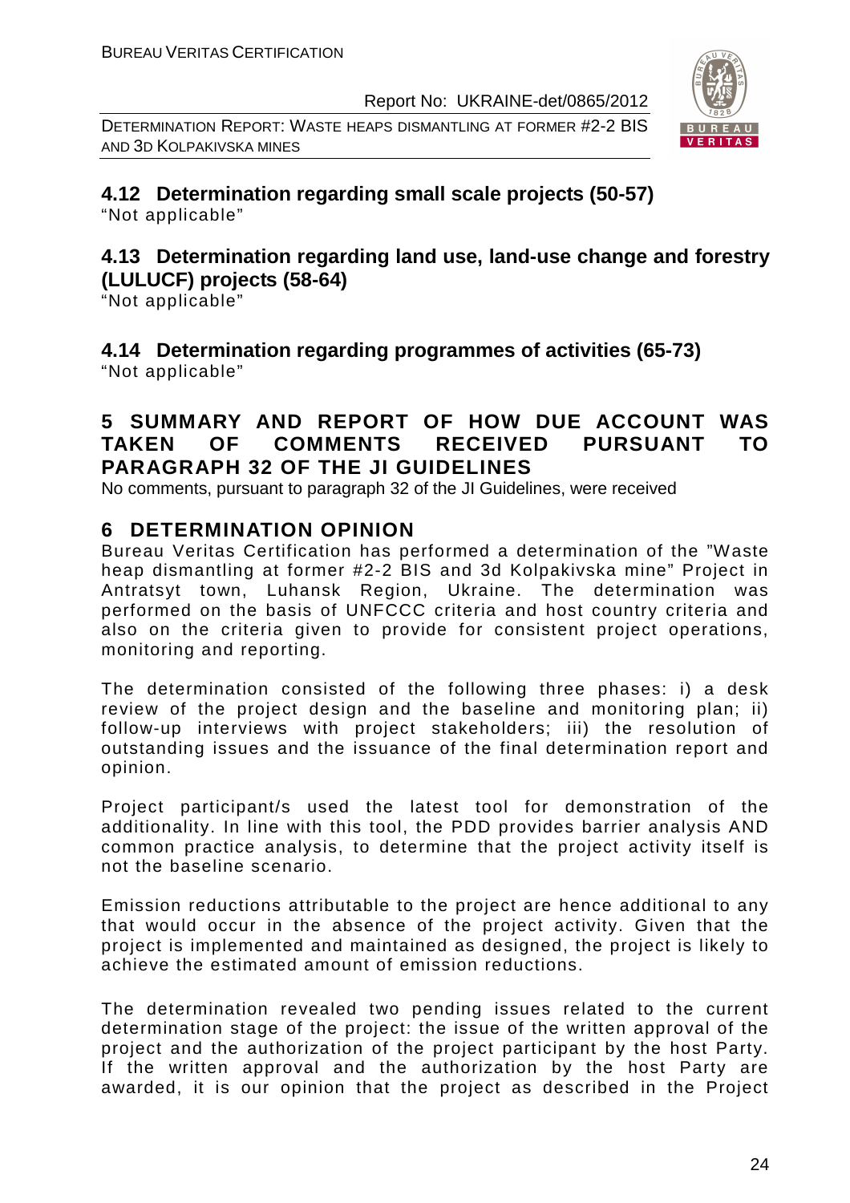### 4.12 Determination regarding small scale projects (50-57)

"Not applicable"

### 4.13 Determination regarding land use, land-use change and forestry (LULUCF) projects (58-64)

"Not applicable"

### 4.14 Determination regarding programmes of activities (65-73)

"Not applicable"

## 5 SUMMARY AND REPORT OF HOW DUE ACCOUNT WAS TAKEN OF COMMENTS RECEIVED PURSUANT TO PARAGRAPH 32 OF THE JI GUIDELINES

No comments, pursuant to paragraph 32 of the JI Guidelines, were received

## 6 DETERMINATION OPINION

Bureau Veritas Certification has performed a determination of the "Waste heap dismantling at former #2-2 BIS and 3d Kolpakivska mine" Project in Antratsyt town, Luhansk Region, Ukraine. The determination was performed on the basis of UNFCCC criteria and host country criteria and also on the criteria given to provide for consistent project operations, monitoring and reporting.

The determination consisted of the following three phases: i) a desk review of the project design and the baseline and monitoring plan; ii) follow-up interviews with project stakeholders; iii) the resolution of outstanding issues and the issuance of the final determination report and opinion.

Project participant/s used the latest tool for demonstration of the additionality. In line with this tool, the PDD provides barrier analysis AND common practice analysis, to determine that the project activity itself is not the baseline scenario.

Emission reductions attributable to the project are hence additional to any that would occur in the absence of the project activity. Given that the project is implemented and maintained as designed, the project is likely to achieve the estimated amount of emission reductions.

The determination revealed two pending issues related to the current determination stage of the project: the issue of the written approval of the project and the authorization of the project participant by the host Party. If the written approval and the authorization by the host Party are awarded, it is our opinion that the project as described in the Project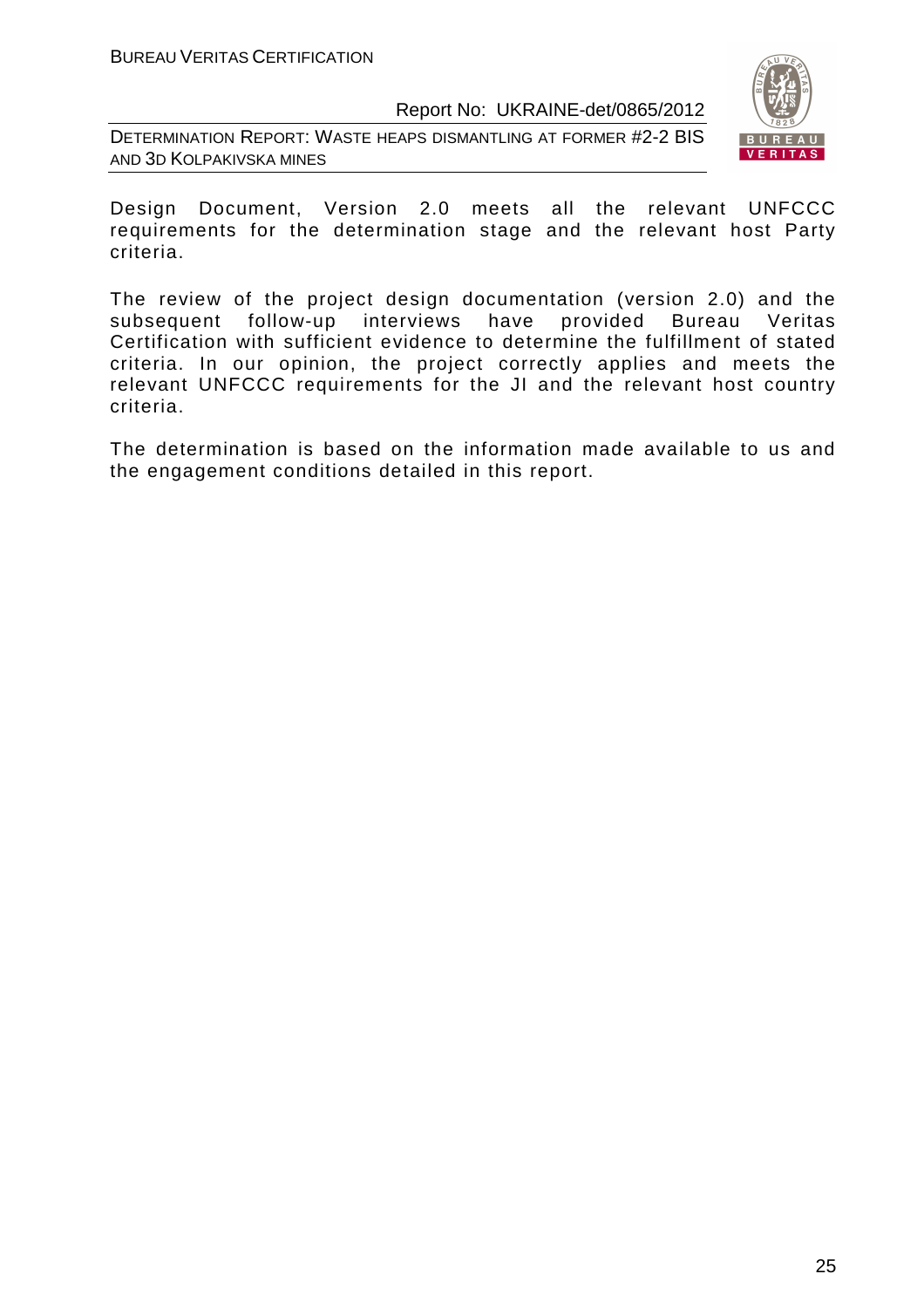Design Document, Version 2.0 meets all the relevant UNFCCC requirements for the determination stage and the relevant host Party criteria.

The review of the project design documentation (version 2.0) and the subsequent follow-up interviews have provided Bureau Veritas Certification with sufficient evidence to determine the fulfillment of stated criteria. In our opinion, the project correctly applies and meets the relevant UNFCCC requirements for the JI and the relevant host country criteria.

The determination is based on the information made available to us and the engagement conditions detailed in this report.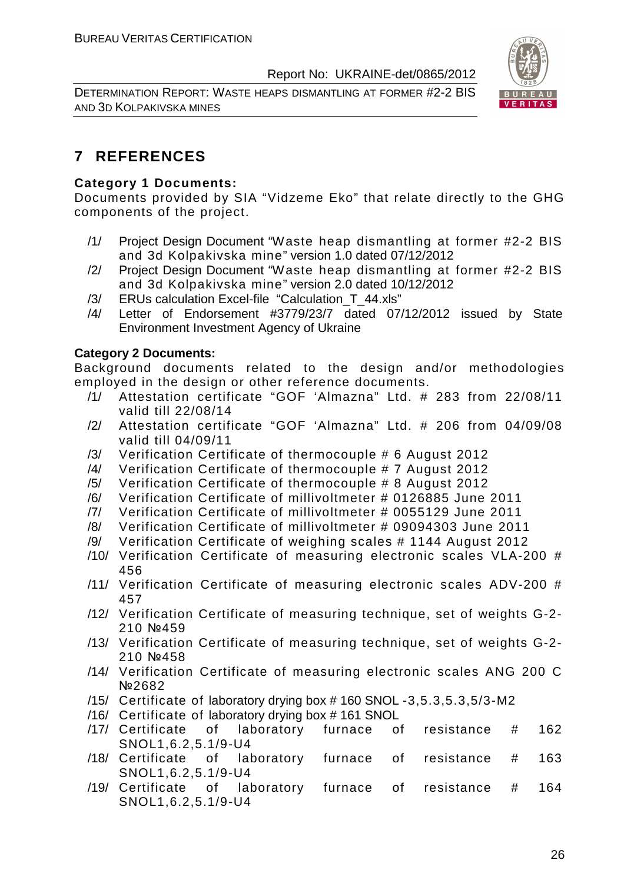# 7 REFERENCES

**Category 1 Documents:**

Documents provided by SIA "Vidzeme Eko" that relate directly to the GHG components of the project.

/1/ Project Design Document "Waste heap dismantling at former #2-2 BIS and 3d Kolpakivska mine" version 1.0 dated 07/12/2012

/2/ Project Design Document "Waste heap dismantling at former #2-2 BIS and 3d Kolpakivska mine" version 2.0 dated 10/12/2012

/3/ ERUs calculation Excel-file "Calculation_T_44.xls"

/4/ Letter of Endorsement #3779/23/7 dated 07/12/2012 issued by State Environment Investment Agency of Ukraine

**Category 2 Documents:**

Background documents related to the design and/or methodologies employed in the design or other reference documents.

/1/ Attestation certificate "GOF 'Almazna" Ltd. # 283 from 22/08/11 valid till 22/08/14

/2/ Attestation certificate "GOF 'Almazna" Ltd. # 206 from 04/09/08 valid till 04/09/11

/3/ Verification Certificate of thermocouple # 6 August 2012

/4/ Verification Certificate of thermocouple # 7 August 2012

/5/ Verification Certificate of thermocouple # 8 August 2012

/6/ Verification Certificate of millivoltmeter # 0126885 June 2011

/7/ Verification Certificate of millivoltmeter # 0055129 June 2011

/8/ Verification Certificate of millivoltmeter # 09094303 June 2011

/9/ Verification Certificate of weighing scales # 1144 August 2012

/10/ Verification Certificate of measuring electronic scales VLA-200 # 456

/11/ Verification Certificate of measuring electronic scales ADV-200 # 457

/12/ Verification Certificate of measuring technique, set of weights G-2-210 №459

/13/ Verification Certificate of measuring technique, set of weights G-2-210 №458

/14/ Verification Certificate of measuring electronic scales ANG 200 C №2682

/15/ Certificate of laboratory drying box # 160 SNOL -3,5.3,5.3,5/3-M2

/16/ Certificate of laboratory drying box # 161 SNOL

/17/ Certificate of laboratory furnace of resistance # 162 SNOL1,6.2,5.1/9-U4

/18/ Certificate of laboratory furnace of resistance # 163 SNOL1,6.2,5.1/9-U4

/19/ Certificate of laboratory furnace of resistance # 164 SNOL1,6.2,5.1/9-U4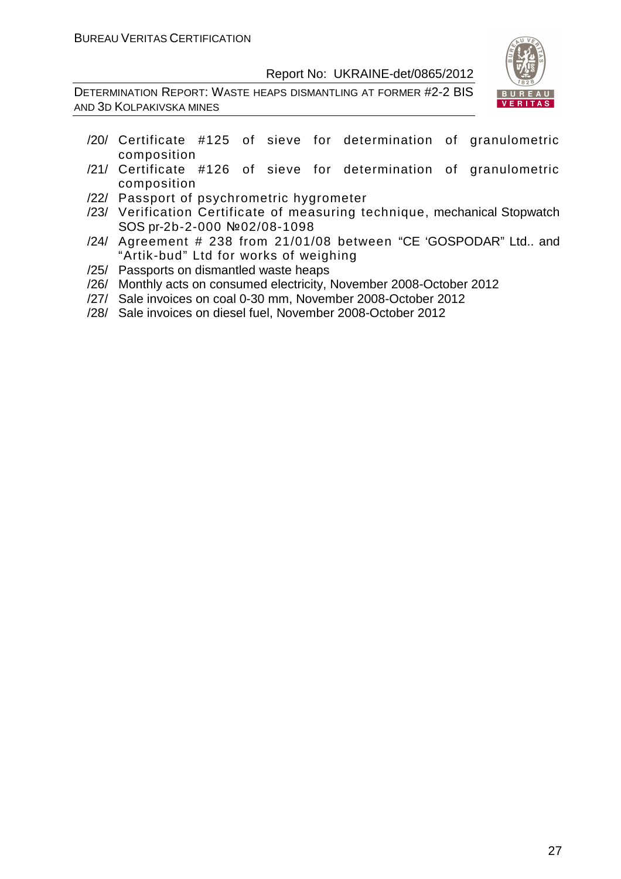/20/ Certificate #125 of sieve for determination of granulometric composition

/21/ Certificate #126 of sieve for determination of granulometric composition

/22/ Passport of psychrometric hygrometer

/23/ Verification Certificate of measuring technique, mechanical Stopwatch SOS pr-2b-2-000 №02/08-1098

/24/ Agreement # 238 from 21/01/08 between "CE 'GOSPODAR" Ltd.. and "Artik-bud" Ltd for works of weighing

/25/ Passports on dismantled waste heaps

/26/ Monthly acts on consumed electricity, November 2008-October 2012

/27/ Sale invoices on coal 0-30 mm, November 2008-October 2012

/28/ Sale invoices on diesel fuel, November 2008-October 2012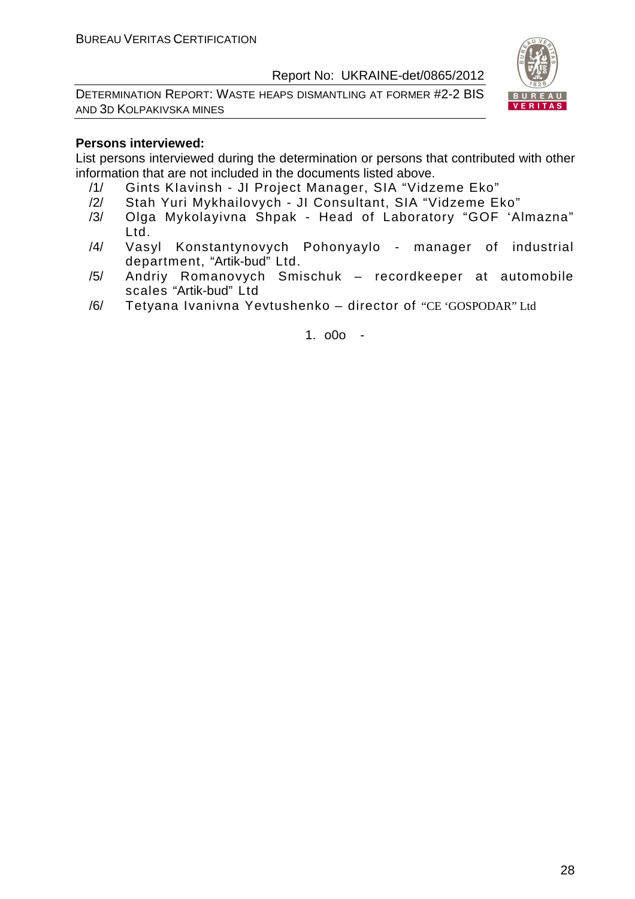**Persons interviewed:**

List persons interviewed during the determination or persons that contributed with other information that are not included in the documents listed above.

/1/ Gints Klavinsh - JI Project Manager, SIA "Vidzeme Eko"

/2/ Stah Yuri Mykhailovych - JI Consultant, SIA "Vidzeme Eko"

/3/ Olga Mykolayivna Shpak - Head of Laboratory "GOF 'Almazna" Ltd.

/4/ Vasyl Konstantynovych Pohonyaylo - manager of industrial department, "Artik-bud" Ltd.

/5/ Andriy Romanovych Smischuk – recordkeeper at automobile scales "Artik-bud" Ltd

/6/ Tetyana Ivanivna Yevtushenko – director of "CE 'GOSPODAR" Ltd

1. o0o -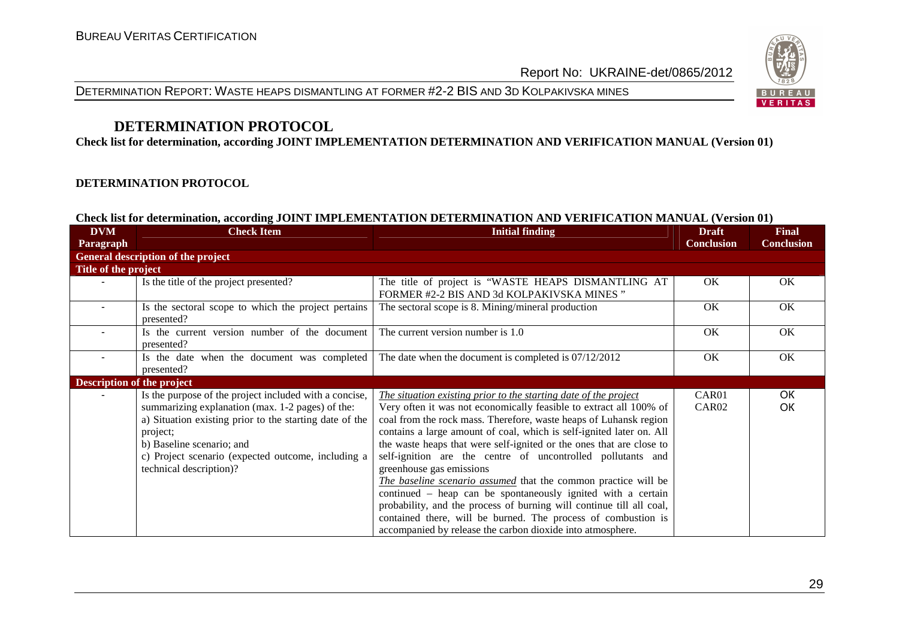# DETERMINATION PROTOCOL

**Check list for determination, according JOINT IMPLEMENTATION DETERMINATION AND VERIFICATION MANUAL (Version 01)**

**DETERMINATION PROTOCOL**

**Check list for determination, according JOINT IMPLEMENTATION DETERMINATION AND VERIFICATION MANUAL (Version 01)**

| DVM Paragraph | Check Item | Initial finding | Draft Conclusion | Final Conclusion |
|---|---|---|---|---|
| **General description of the project** | | | | |
| **Title of the project** | | | | |
| - | Is the title of the project presented? | The title of project is "WASTE HEAPS DISMANTLING AT FORMER #2-2 BIS AND 3d KOLPAKIVSKA MINES " | OK | OK |
| - | Is the sectoral scope to which the project pertains presented? | The sectoral scope is 8. Mining/mineral production | OK | OK |
| - | Is the current version number of the document presented? | The current version number is 1.0 | OK | OK |
| - | Is the date when the document was completed presented? | The date when the document is completed is 07/12/2012 | OK | OK |
| **Description of the project** | | | | |
| - | Is the purpose of the project included with a concise, summarizing explanation (max. 1-2 pages) of the:<br>a) Situation existing prior to the starting date of the project;<br>b) Baseline scenario; and<br>c) Project scenario (expected outcome, including a technical description)? | *The situation existing prior to the starting date of the project*<br>Very often it was not economically feasible to extract all 100% of coal from the rock mass. Therefore, waste heaps of Luhansk region contains a large amount of coal, which is self-ignited later on. All the waste heaps that were self-ignited or the ones that are close to self-ignition are the centre of uncontrolled pollutants and greenhouse gas emissions<br>*The baseline scenario assumed* that the common practice will be continued – heap can be spontaneously ignited with a certain probability, and the process of burning will continue till all coal, contained there, will be burned. The process of combustion is accompanied by release the carbon dioxide into atmosphere. | CAR01<br>CAR02 | OK<br>OK |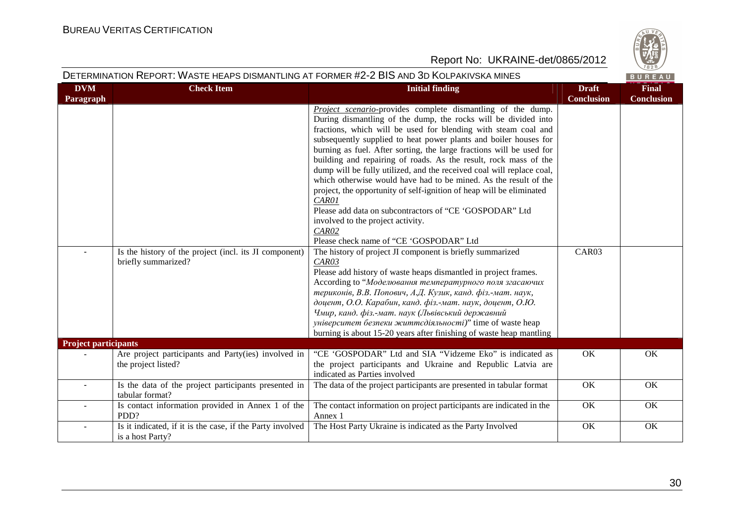| DVM Paragraph | Check Item | Initial finding | Draft Conclusion | Final Conclusion |
|---|---|---|---|---|
| | | *Project scenario*-provides complete dismantling of the dump. During dismantling of the dump, the rocks will be divided into fractions, which will be used for blending with steam coal and subsequently supplied to heat power plants and boiler houses for burning as fuel. After sorting, the large fractions will be used for building and repairing of roads. As the result, rock mass of the dump will be fully utilized, and the received coal will replace coal, which otherwise would have had to be mined. As the result of the project, the opportunity of self-ignition of heap will be eliminated<br>*CAR01*<br>Please add data on subcontractors of "CE 'GOSPODAR" Ltd involved to the project activity.<br>*CAR02*<br>Please check name of "CE 'GOSPODAR" Ltd | | |
| - | Is the history of the project (incl. its JI component) briefly summarized? | The history of project JI component is briefly summarized<br>*CAR03*<br>Please add history of waste heaps dismantled in project frames. According to "*Моделювання температурного поля згасаючих териконів, В.В. Попович, А.Д. Кузик, канд. фіз.-мат. наук, доцент, О.О. Карабин, канд. фіз.-мат. наук, доцент, О.Ю. Чмир, канд. фіз.-мат. наук (Львівський державний університет безпеки життєдіяльності)*" time of waste heap burning is about 15-20 years after finishing of waste heap mantling | CAR03 | |
| **Project participants** | | | | |
| - | Are project participants and Party(ies) involved in the project listed? | "CE 'GOSPODAR" Ltd and SIA "Vidzeme Eko" is indicated as the project participants and Ukraine and Republic Latvia are indicated as Parties involved | OK | OK |
| - | Is the data of the project participants presented in tabular format? | The data of the project participants are presented in tabular format | OK | OK |
| - | Is contact information provided in Annex 1 of the PDD? | The contact information on project participants are indicated in the Annex 1 | OK | OK |
| - | Is it indicated, if it is the case, if the Party involved is a host Party? | The Host Party Ukraine is indicated as the Party Involved | OK | OK |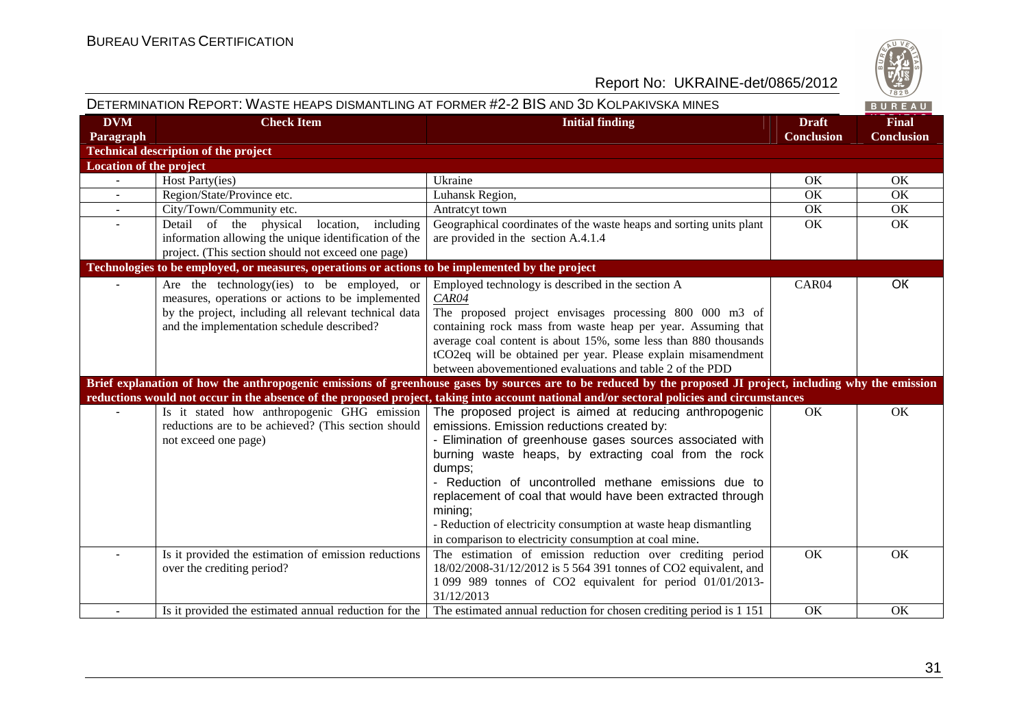Report No: UKRAINE-det/0865/2012

DETERMINATION REPORT: WASTE HEAPS DISMANTLING AT FORMER #2-2 BIS AND 3D KOLPAKIVSKA MINES

| DVM Paragraph | Check Item | Initial finding | Draft Conclusion | Final Conclusion |
|---|---|---|---|---|
| **Technical description of the project** | | | | |
| **Location of the project** | | | | |
| - | Host Party(ies) | Ukraine | OK | OK |
| - | Region/State/Province etc. | Luhansk Region, | OK | OK |
| - | City/Town/Community etc. | Antratcyt town | OK | OK |
| - | Detail of the physical location, including information allowing the unique identification of the project. (This section should not exceed one page) | Geographical coordinates of the waste heaps and sorting units plant are provided in the section A.4.1.4 | OK | OK |
| **Technologies to be employed, or measures, operations or actions to be implemented by the project** | | | | |
| - | Are the technology(ies) to be employed, or measures, operations or actions to be implemented by the project, including all relevant technical data and the implementation schedule described? | Employed technology is described in the section A *CAR04* The proposed project envisages processing 800 000 m3 of containing rock mass from waste heap per year. Assuming that average coal content is about 15%, some less than 880 thousands tCO2eq will be obtained per year. Please explain misamendment between abovementioned evaluations and table 2 of the PDD | CAR04 | OK |
| **Brief explanation of how the anthropogenic emissions of greenhouse gases by sources are to be reduced by the proposed JI project, including why the emission reductions would not occur in the absence of the proposed project, taking into account national and/or sectoral policies and circumstances** | | | | |
| - | Is it stated how anthropogenic GHG emission reductions are to be achieved? (This section should not exceed one page) | The proposed project is aimed at reducing anthropogenic emissions. Emission reductions created by: - Elimination of greenhouse gases sources associated with burning waste heaps, by extracting coal from the rock dumps; - Reduction of uncontrolled methane emissions due to replacement of coal that would have been extracted through mining; - Reduction of electricity consumption at waste heap dismantling in comparison to electricity consumption at coal mine. | OK | OK |
| - | Is it provided the estimation of emission reductions over the crediting period? | The estimation of emission reduction over crediting period 18/02/2008-31/12/2012 is 5 564 391 tonnes of CO2 equivalent, and 1 099 989 tonnes of CO2 equivalent for period 01/01/2013-31/12/2013 | OK | OK |
| - | Is it provided the estimated annual reduction for the | The estimated annual reduction for chosen crediting period is 1 151 | OK | OK |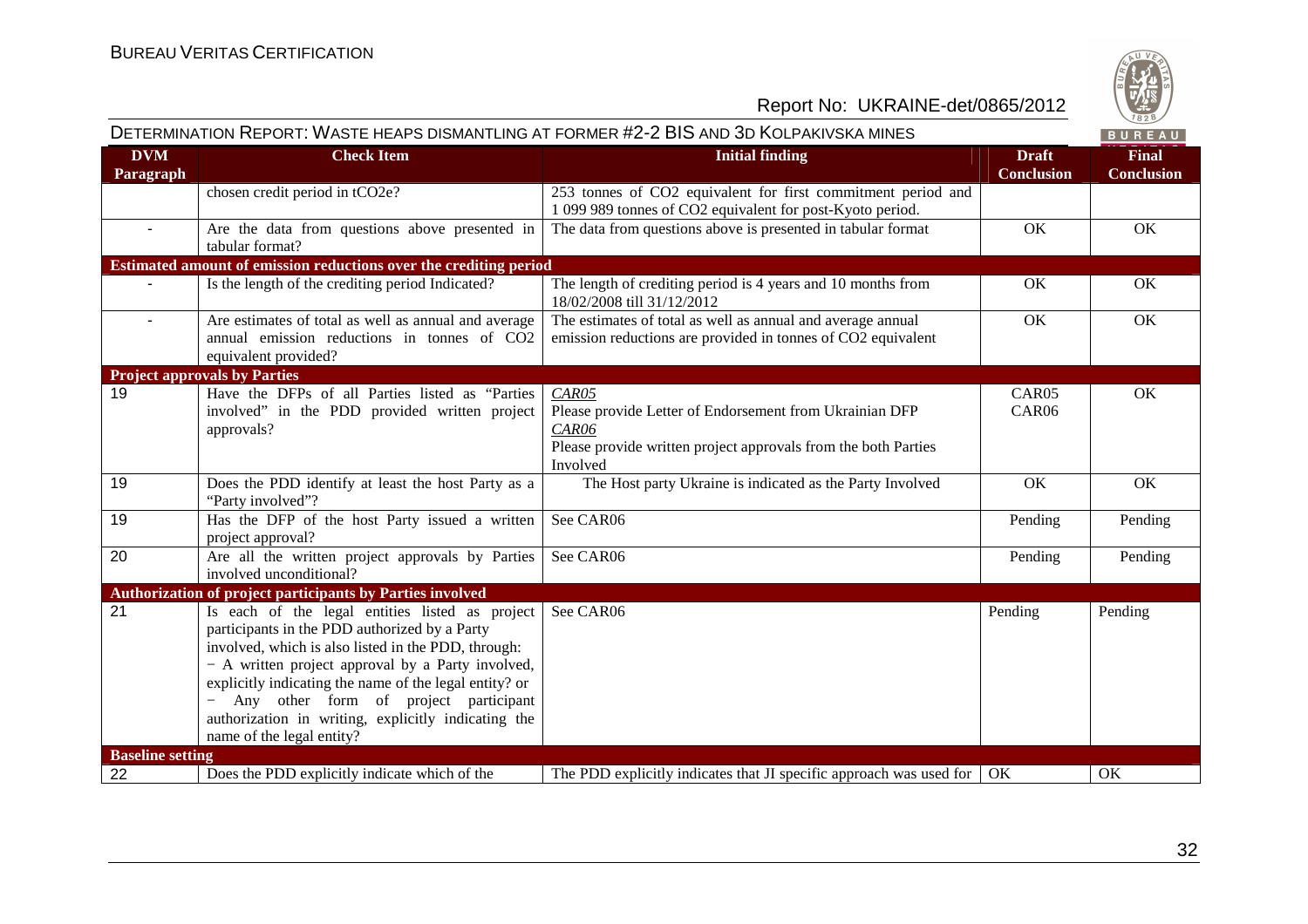# DETERMINATION REPORT: WASTE HEAPS DISMANTLING AT FORMER #2-2 BIS AND 3D KOLPAKIVSKA MINES

| DVM Paragraph | Check Item | Initial finding | Draft Conclusion | Final Conclusion |
|---|---|---|---|---|
| | chosen credit period in tCO2e? | 253 tonnes of CO2 equivalent for first commitment period and 1 099 989 tonnes of CO2 equivalent for post-Kyoto period. | | |
| - | Are the data from questions above presented in tabular format? | The data from questions above is presented in tabular format | OK | OK |
| **Estimated amount of emission reductions over the crediting period** | | | | |
| - | Is the length of the crediting period Indicated? | The length of crediting period is 4 years and 10 months from 18/02/2008 till 31/12/2012 | OK | OK |
| - | Are estimates of total as well as annual and average annual emission reductions in tonnes of CO2 equivalent provided? | The estimates of total as well as annual and average annual emission reductions are provided in tonnes of CO2 equivalent | OK | OK |
| **Project approvals by Parties** | | | | |
| 19 | Have the DFPs of all Parties listed as "Parties involved" in the PDD provided written project approvals? | *CAR05* Please provide Letter of Endorsement from Ukrainian DFP *CAR06* Please provide written project approvals from the both Parties Involved | CAR05 CAR06 | OK |
| 19 | Does the PDD identify at least the host Party as a "Party involved"? | The Host party Ukraine is indicated as the Party Involved | OK | OK |
| 19 | Has the DFP of the host Party issued a written project approval? | See CAR06 | Pending | Pending |
| 20 | Are all the written project approvals by Parties involved unconditional? | See CAR06 | Pending | Pending |
| **Authorization of project participants by Parties involved** | | | | |
| 21 | Is each of the legal entities listed as project participants in the PDD authorized by a Party involved, which is also listed in the PDD, through: − A written project approval by a Party involved, explicitly indicating the name of the legal entity? or − Any other form of project participant authorization in writing, explicitly indicating the name of the legal entity? | See CAR06 | Pending | Pending |
| **Baseline setting** | | | | |
| 22 | Does the PDD explicitly indicate which of the | The PDD explicitly indicates that JI specific approach was used for | OK | OK |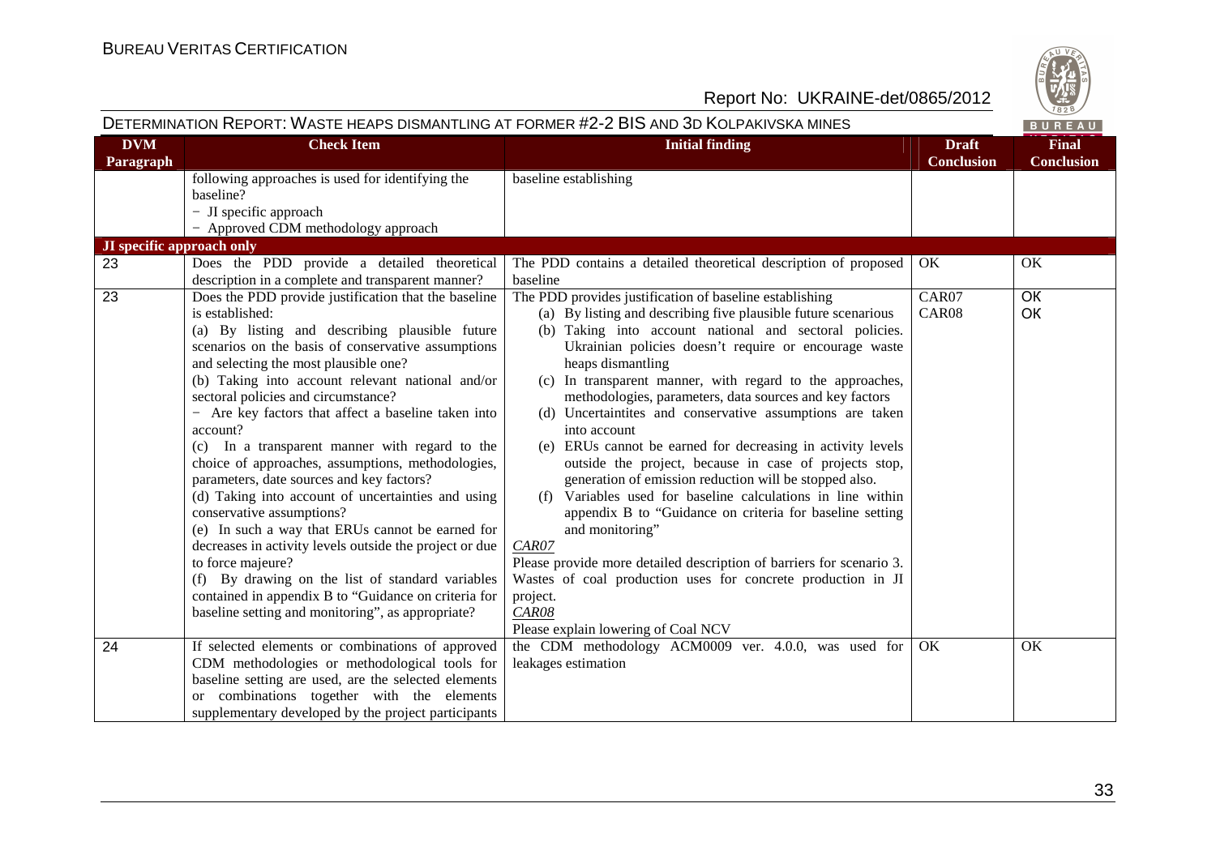DETERMINATION REPORT: WASTE HEAPS DISMANTLING AT FORMER #2-2 BIS AND 3D KOLPAKIVSKA MINES

| DVM Paragraph | Check Item | Initial finding | Draft Conclusion | Final Conclusion |
|---|---|---|---|---|
| | following approaches is used for identifying the baseline?<br>− JI specific approach<br>− Approved CDM methodology approach | baseline establishing | | |
| **JI specific approach only** | | | | |
| 23 | Does the PDD provide a detailed theoretical description in a complete and transparent manner? | The PDD contains a detailed theoretical description of proposed baseline | OK | OK |
| 23 | Does the PDD provide justification that the baseline is established:<br>(a) By listing and describing plausible future scenarios on the basis of conservative assumptions and selecting the most plausible one?<br>(b) Taking into account relevant national and/or sectoral policies and circumstance?<br>− Are key factors that affect a baseline taken into account?<br>(c) In a transparent manner with regard to the choice of approaches, assumptions, methodologies, parameters, date sources and key factors?<br>(d) Taking into account of uncertainties and using conservative assumptions?<br>(e) In such a way that ERUs cannot be earned for decreases in activity levels outside the project or due to force majeure?<br>(f) By drawing on the list of standard variables contained in appendix B to "Guidance on criteria for baseline setting and monitoring", as appropriate? | The PDD provides justification of baseline establishing<br>(a) By listing and describing five plausible future scenarious<br>(b) Taking into account national and sectoral policies. Ukrainian policies doesn't require or encourage waste heaps dismantling<br>(c) In transparent manner, with regard to the approaches, methodologies, parameters, data sources and key factors<br>(d) Uncertaintites and conservative assumptions are taken into account<br>(e) ERUs cannot be earned for decreasing in activity levels outside the project, because in case of projects stop, generation of emission reduction will be stopped also.<br>(f) Variables used for baseline calculations in line within appendix B to "Guidance on criteria for baseline setting and monitoring"<br>*CAR07*<br>Please provide more detailed description of barriers for scenario 3. Wastes of coal production uses for concrete production in JI project.<br>*CAR08*<br>Please explain lowering of Coal NCV | CAR07<br>CAR08 | OK<br>OK |
| 24 | If selected elements or combinations of approved CDM methodologies or methodological tools for baseline setting are used, are the selected elements or combinations together with the elements supplementary developed by the project participants | the CDM methodology ACM0009 ver. 4.0.0, was used for leakages estimation | OK | OK |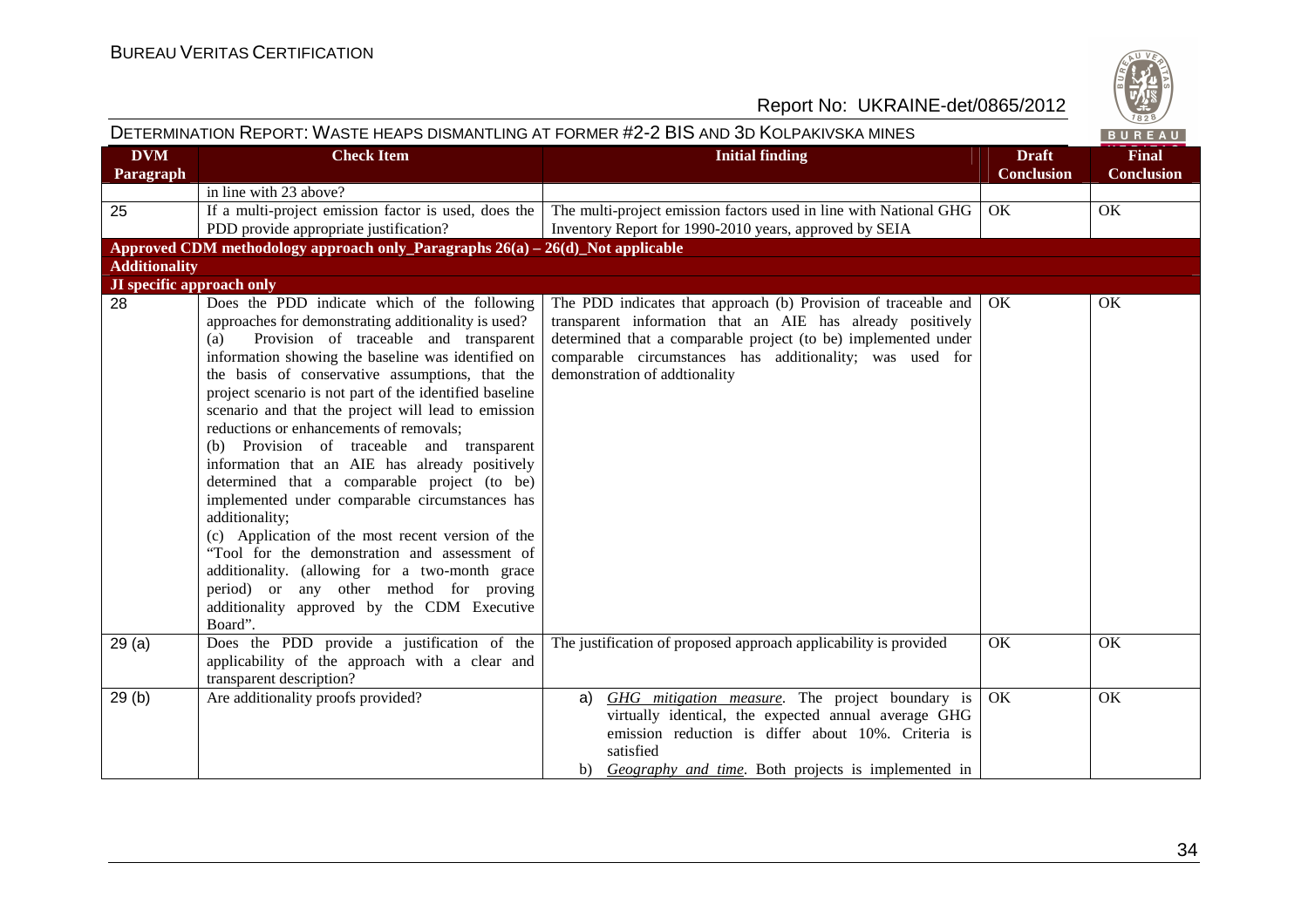| DVM Paragraph | Check Item | Initial finding | Draft Conclusion | Final Conclusion |
|---|---|---|---|---|
| | in line with 23 above? | | | |
| 25 | If a multi-project emission factor is used, does the PDD provide appropriate justification? | The multi-project emission factors used in line with National GHG Inventory Report for 1990-2010 years, approved by SEIA | OK | OK |
| **Approved CDM methodology approach only_Paragraphs 26(a) – 26(d)_Not applicable** | | | | |
| **Additionality** | | | | |
| **JI specific approach only** | | | | |
| 28 | Does the PDD indicate which of the following approaches for demonstrating additionality is used? (a) Provision of traceable and transparent information showing the baseline was identified on the basis of conservative assumptions, that the project scenario is not part of the identified baseline scenario and that the project will lead to emission reductions or enhancements of removals; (b) Provision of traceable and transparent information that an AIE has already positively determined that a comparable project (to be) implemented under comparable circumstances has additionality; (c) Application of the most recent version of the "Tool for the demonstration and assessment of additionality. (allowing for a two-month grace period) or any other method for proving additionality approved by the CDM Executive Board". | The PDD indicates that approach (b) Provision of traceable and transparent information that an AIE has already positively determined that a comparable project (to be) implemented under comparable circumstances has additionality; was used for demonstration of addtionality | OK | OK |
| 29 (a) | Does the PDD provide a justification of the applicability of the approach with a clear and transparent description? | The justification of proposed approach applicability is provided | OK | OK |
| 29 (b) | Are additionality proofs provided? | a) *GHG mitigation measure*. The project boundary is virtually identical, the expected annual average GHG emission reduction is differ about 10%. Criteria is satisfied<br>b) *Geography and time*. Both projects is implemented in | OK | OK |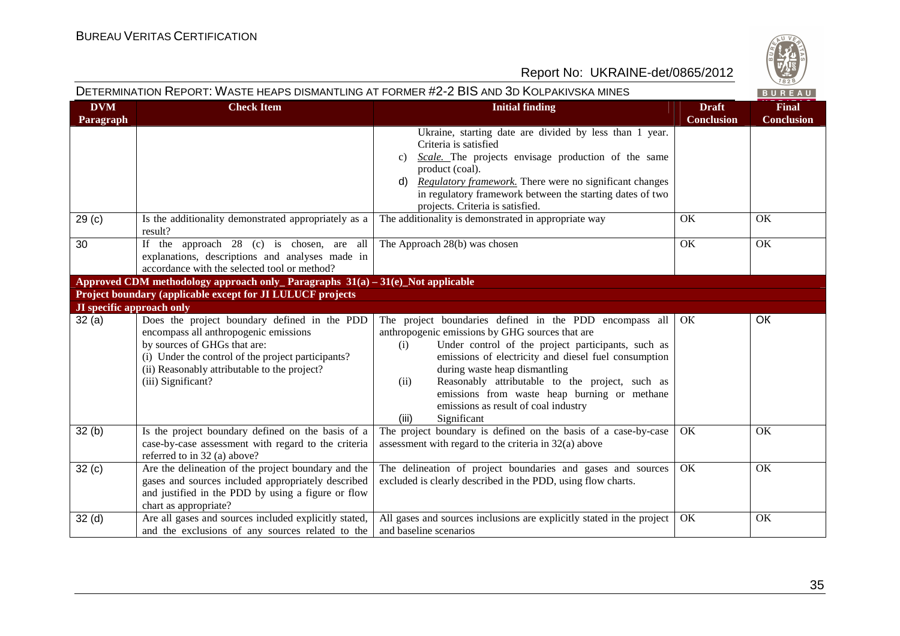| DVM Paragraph | Check Item | Initial finding | Draft Conclusion | Final Conclusion |
|---|---|---|---|---|
| | | Ukraine, starting date are divided by less than 1 year. Criteria is satisfied<br>c) *Scale.* The projects envisage production of the same product (coal).<br>d) *Regulatory framework.* There were no significant changes in regulatory framework between the starting dates of two projects. Criteria is satisfied. | | |
| 29 (c) | Is the additionality demonstrated appropriately as a result? | The additionality is demonstrated in appropriate way | OK | OK |
| 30 | If the approach 28 (c) is chosen, are all explanations, descriptions and analyses made in accordance with the selected tool or method? | The Approach 28(b) was chosen | OK | OK |
| **Approved CDM methodology approach only_ Paragraphs 31(a) – 31(e)_Not applicable** | | | | |
| **Project boundary (applicable except for JI LULUCF projects** | | | | |
| **JI specific approach only** | | | | |
| 32 (a) | Does the project boundary defined in the PDD encompass all anthropogenic emissions by sources of GHGs that are:<br>(i) Under the control of the project participants?<br>(ii) Reasonably attributable to the project?<br>(iii) Significant? | The project boundaries defined in the PDD encompass all anthropogenic emissions by GHG sources that are<br>(i) Under control of the project participants, such as emissions of electricity and diesel fuel consumption during waste heap dismantling<br>(ii) Reasonably attributable to the project, such as emissions from waste heap burning or methane emissions as result of coal industry<br>(iii) Significant | OK | OK |
| 32 (b) | Is the project boundary defined on the basis of a case-by-case assessment with regard to the criteria referred to in 32 (a) above? | The project boundary is defined on the basis of a case-by-case assessment with regard to the criteria in 32(a) above | OK | OK |
| 32 (c) | Are the delineation of the project boundary and the gases and sources included appropriately described and justified in the PDD by using a figure or flow chart as appropriate? | The delineation of project boundaries and gases and sources excluded is clearly described in the PDD, using flow charts. | OK | OK |
| 32 (d) | Are all gases and sources included explicitly stated, and the exclusions of any sources related to the | All gases and sources inclusions are explicitly stated in the project and baseline scenarios | OK | OK |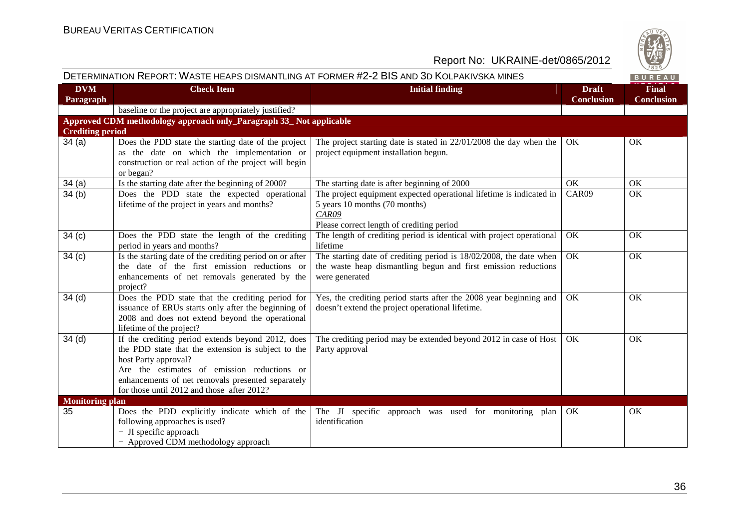| DVM Paragraph | Check Item | Initial finding | Draft Conclusion | Final Conclusion |
|---|---|---|---|---|
| | baseline or the project are appropriately justified? | | | |
| **Approved CDM methodology approach only_Paragraph 33_ Not applicable** | | | | |
| **Crediting period** | | | | |
| 34 (a) | Does the PDD state the starting date of the project as the date on which the implementation or construction or real action of the project will begin or began? | The project starting date is stated in 22/01/2008 the day when the project equipment installation begun. | OK | OK |
| 34 (a) | Is the starting date after the beginning of 2000? | The starting date is after beginning of 2000 | OK | OK |
| 34 (b) | Does the PDD state the expected operational lifetime of the project in years and months? | The project equipment expected operational lifetime is indicated in 5 years 10 months (70 months)<br>*CAR09*<br>Please correct length of crediting period | CAR09 | OK |
| 34 (c) | Does the PDD state the length of the crediting period in years and months? | The length of crediting period is identical with project operational lifetime | OK | OK |
| 34 (c) | Is the starting date of the crediting period on or after the date of the first emission reductions or enhancements of net removals generated by the project? | The starting date of crediting period is 18/02/2008, the date when the waste heap dismantling begun and first emission reductions were generated | OK | OK |
| 34 (d) | Does the PDD state that the crediting period for issuance of ERUs starts only after the beginning of 2008 and does not extend beyond the operational lifetime of the project? | Yes, the crediting period starts after the 2008 year beginning and doesn't extend the project operational lifetime. | OK | OK |
| 34 (d) | If the crediting period extends beyond 2012, does the PDD state that the extension is subject to the host Party approval?<br>Are the estimates of emission reductions or enhancements of net removals presented separately for those until 2012 and those after 2012? | The crediting period may be extended beyond 2012 in case of Host Party approval | OK | OK |
| **Monitoring plan** | | | | |
| 35 | Does the PDD explicitly indicate which of the following approaches is used?<br>- JI specific approach<br>- Approved CDM methodology approach | The JI specific approach was used for monitoring plan identification | OK | OK |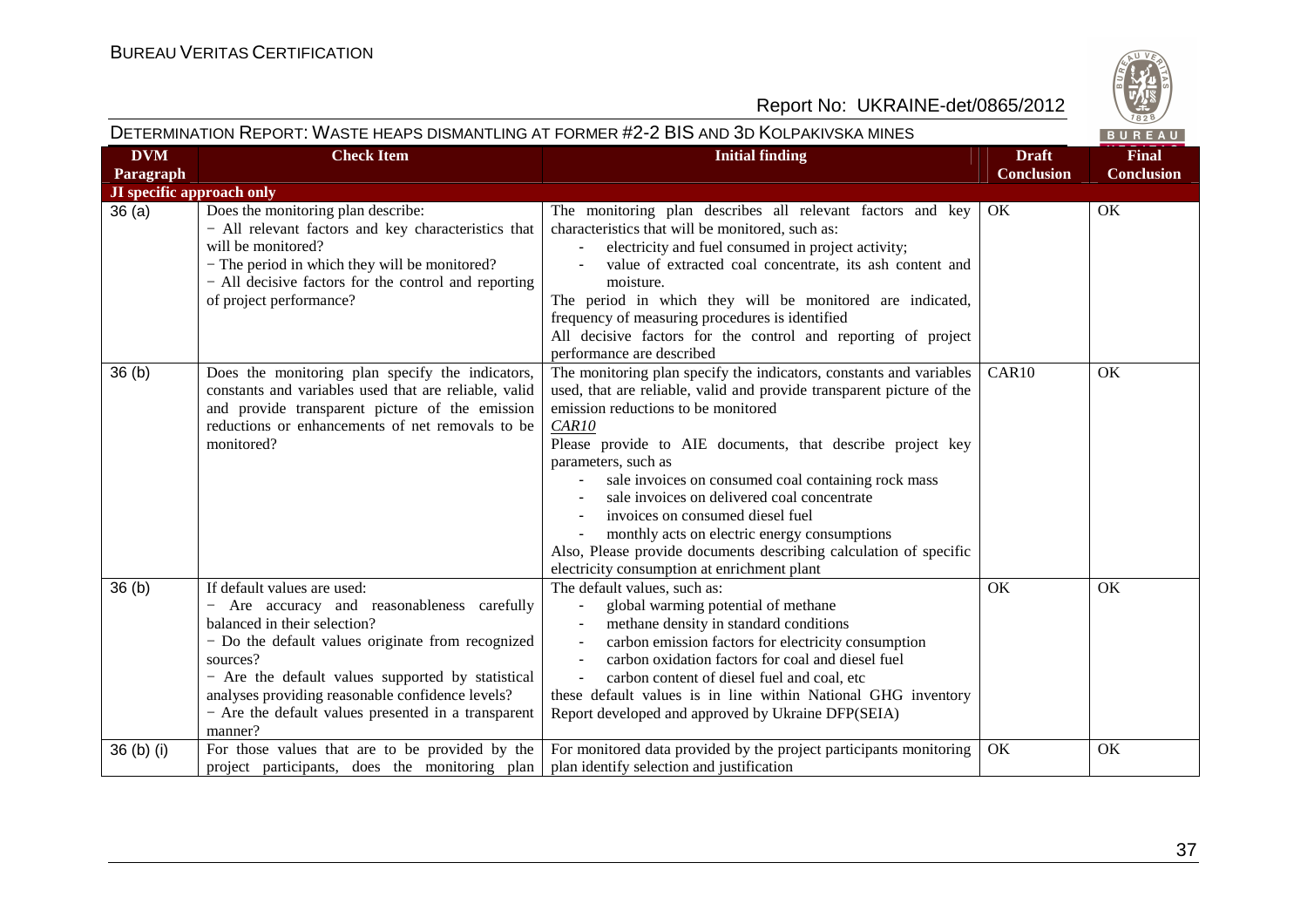| DVM Paragraph | Check Item | Initial finding | Draft Conclusion | Final Conclusion |
|---|---|---|---|---|
| **JI specific approach only** | | | | |
| 36 (a) | Does the monitoring plan describe:<br>− All relevant factors and key characteristics that will be monitored?<br>− The period in which they will be monitored?<br>− All decisive factors for the control and reporting of project performance? | The monitoring plan describes all relevant factors and key characteristics that will be monitored, such as:<br>- electricity and fuel consumed in project activity;<br>- value of extracted coal concentrate, its ash content and moisture.<br>The period in which they will be monitored are indicated, frequency of measuring procedures is identified<br>All decisive factors for the control and reporting of project performance are described | OK | OK |
| 36 (b) | Does the monitoring plan specify the indicators, constants and variables used that are reliable, valid and provide transparent picture of the emission reductions or enhancements of net removals to be monitored? | The monitoring plan specify the indicators, constants and variables used, that are reliable, valid and provide transparent picture of the emission reductions to be monitored<br>*CAR10*<br>Please provide to AIE documents, that describe project key parameters, such as<br>- sale invoices on consumed coal containing rock mass<br>- sale invoices on delivered coal concentrate<br>- invoices on consumed diesel fuel<br>- monthly acts on electric energy consumptions<br>Also, Please provide documents describing calculation of specific electricity consumption at enrichment plant | CAR10 | OK |
| 36 (b) | If default values are used:<br>− Are accuracy and reasonableness carefully balanced in their selection?<br>− Do the default values originate from recognized sources?<br>− Are the default values supported by statistical analyses providing reasonable confidence levels?<br>− Are the default values presented in a transparent manner? | The default values, such as:<br>- global warming potential of methane<br>- methane density in standard conditions<br>- carbon emission factors for electricity consumption<br>- carbon oxidation factors for coal and diesel fuel<br>- carbon content of diesel fuel and coal, etc<br>these default values is in line within National GHG inventory Report developed and approved by Ukraine DFP(SEIA) | OK | OK |
| 36 (b) (i) | For those values that are to be provided by the project participants, does the monitoring plan | For monitored data provided by the project participants monitoring plan identify selection and justification | OK | OK |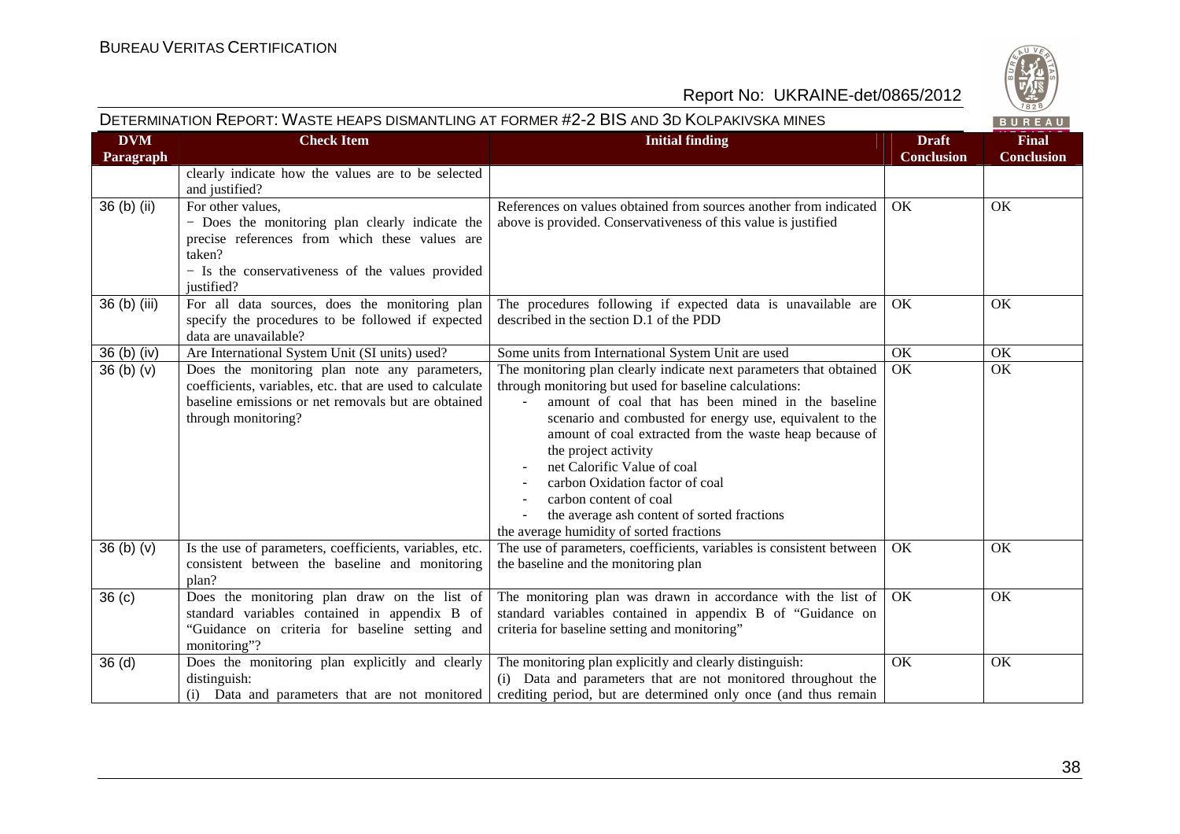| DVM Paragraph | Check Item | Initial finding | Draft Conclusion | Final Conclusion |
|---|---|---|---|---|
| | clearly indicate how the values are to be selected and justified? | | | |
| 36 (b) (ii) | For other values,<br>− Does the monitoring plan clearly indicate the precise references from which these values are taken?<br>− Is the conservativeness of the values provided justified? | References on values obtained from sources another from indicated above is provided. Conservativeness of this value is justified | OK | OK |
| 36 (b) (iii) | For all data sources, does the monitoring plan specify the procedures to be followed if expected data are unavailable? | The procedures following if expected data is unavailable are described in the section D.1 of the PDD | OK | OK |
| 36 (b) (iv) | Are International System Unit (SI units) used? | Some units from International System Unit are used | OK | OK |
| 36 (b) (v) | Does the monitoring plan note any parameters, coefficients, variables, etc. that are used to calculate baseline emissions or net removals but are obtained through monitoring? | The monitoring plan clearly indicate next parameters that obtained through monitoring but used for baseline calculations:<br>- amount of coal that has been mined in the baseline scenario and combusted for energy use, equivalent to the amount of coal extracted from the waste heap because of the project activity<br>- net Calorific Value of coal<br>- carbon Oxidation factor of coal<br>- carbon content of coal<br>- the average ash content of sorted fractions<br>the average humidity of sorted fractions | OK | OK |
| 36 (b) (v) | Is the use of parameters, coefficients, variables, etc. consistent between the baseline and monitoring plan? | The use of parameters, coefficients, variables is consistent between the baseline and the monitoring plan | OK | OK |
| 36 (c) | Does the monitoring plan draw on the list of standard variables contained in appendix B of "Guidance on criteria for baseline setting and monitoring"? | The monitoring plan was drawn in accordance with the list of standard variables contained in appendix B of "Guidance on criteria for baseline setting and monitoring" | OK | OK |
| 36 (d) | Does the monitoring plan explicitly and clearly distinguish:<br>(i) Data and parameters that are not monitored | The monitoring plan explicitly and clearly distinguish:<br>(i) Data and parameters that are not monitored throughout the crediting period, but are determined only once (and thus remain | OK | OK |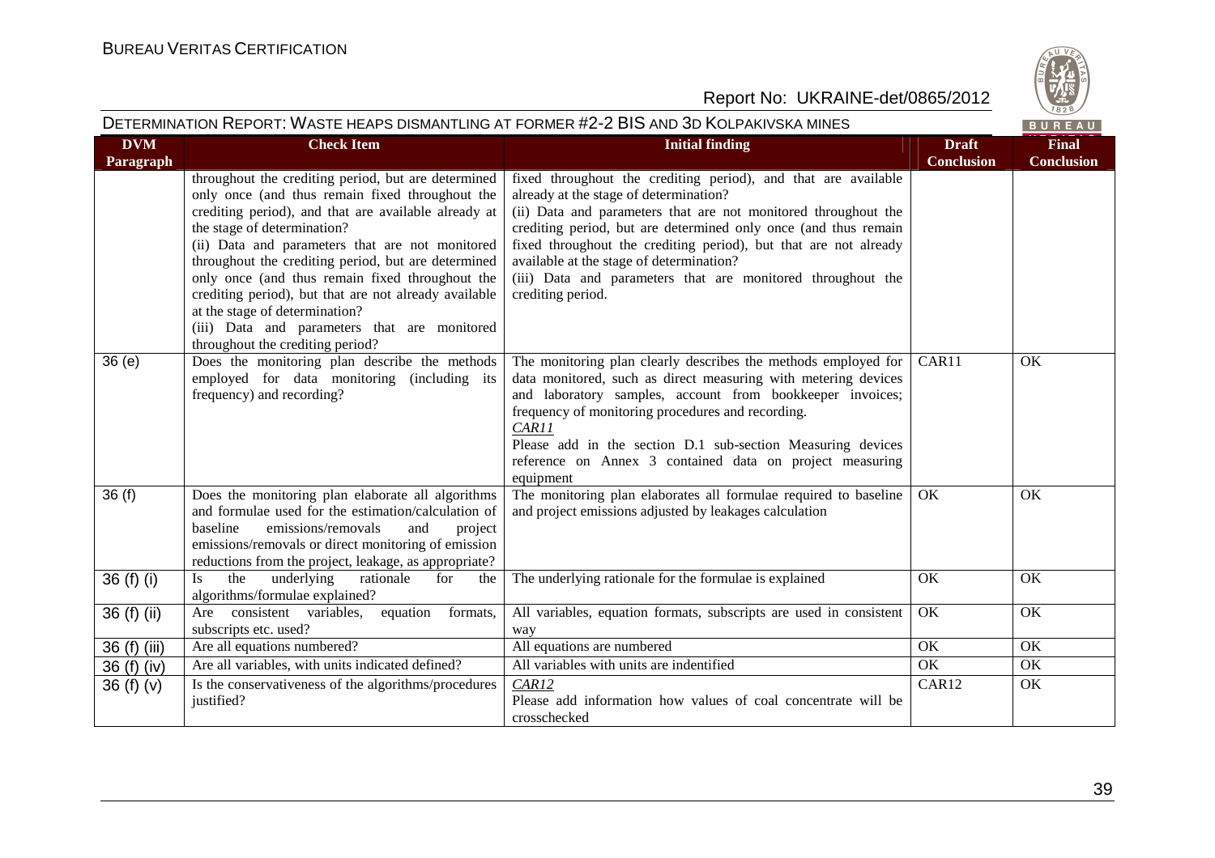| DVM Paragraph | Check Item | Initial finding | Draft Conclusion | Final Conclusion |
|---|---|---|---|---|
| | throughout the crediting period, but are determined only once (and thus remain fixed throughout the crediting period), and that are available already at the stage of determination?<br>(ii) Data and parameters that are not monitored throughout the crediting period, but are determined only once (and thus remain fixed throughout the crediting period), but that are not already available at the stage of determination?<br>(iii) Data and parameters that are monitored throughout the crediting period? | fixed throughout the crediting period), and that are available already at the stage of determination?<br>(ii) Data and parameters that are not monitored throughout the crediting period, but are determined only once (and thus remain fixed throughout the crediting period), but that are not already available at the stage of determination?<br>(iii) Data and parameters that are monitored throughout the crediting period. | | |
| 36 (e) | Does the monitoring plan describe the methods employed for data monitoring (including its frequency) and recording? | The monitoring plan clearly describes the methods employed for data monitored, such as direct measuring with metering devices and laboratory samples, account from bookkeeper invoices; frequency of monitoring procedures and recording.<br>*CAR11*<br>Please add in the section D.1 sub-section Measuring devices reference on Annex 3 contained data on project measuring equipment | CAR11 | OK |
| 36 (f) | Does the monitoring plan elaborate all algorithms and formulae used for the estimation/calculation of baseline emissions/removals and project emissions/removals or direct monitoring of emission reductions from the project, leakage, as appropriate? | The monitoring plan elaborates all formulae required to baseline and project emissions adjusted by leakages calculation | OK | OK |
| 36 (f) (i) | Is the underlying rationale for the algorithms/formulae explained? | The underlying rationale for the formulae is explained | OK | OK |
| 36 (f) (ii) | Are consistent variables, equation formats, subscripts etc. used? | All variables, equation formats, subscripts are used in consistent way | OK | OK |
| 36 (f) (iii) | Are all equations numbered? | All equations are numbered | OK | OK |
| 36 (f) (iv) | Are all variables, with units indicated defined? | All variables with units are indentified | OK | OK |
| 36 (f) (v) | Is the conservativeness of the algorithms/procedures justified? | *CAR12*<br>Please add information how values of coal concentrate will be crosschecked | CAR12 | OK |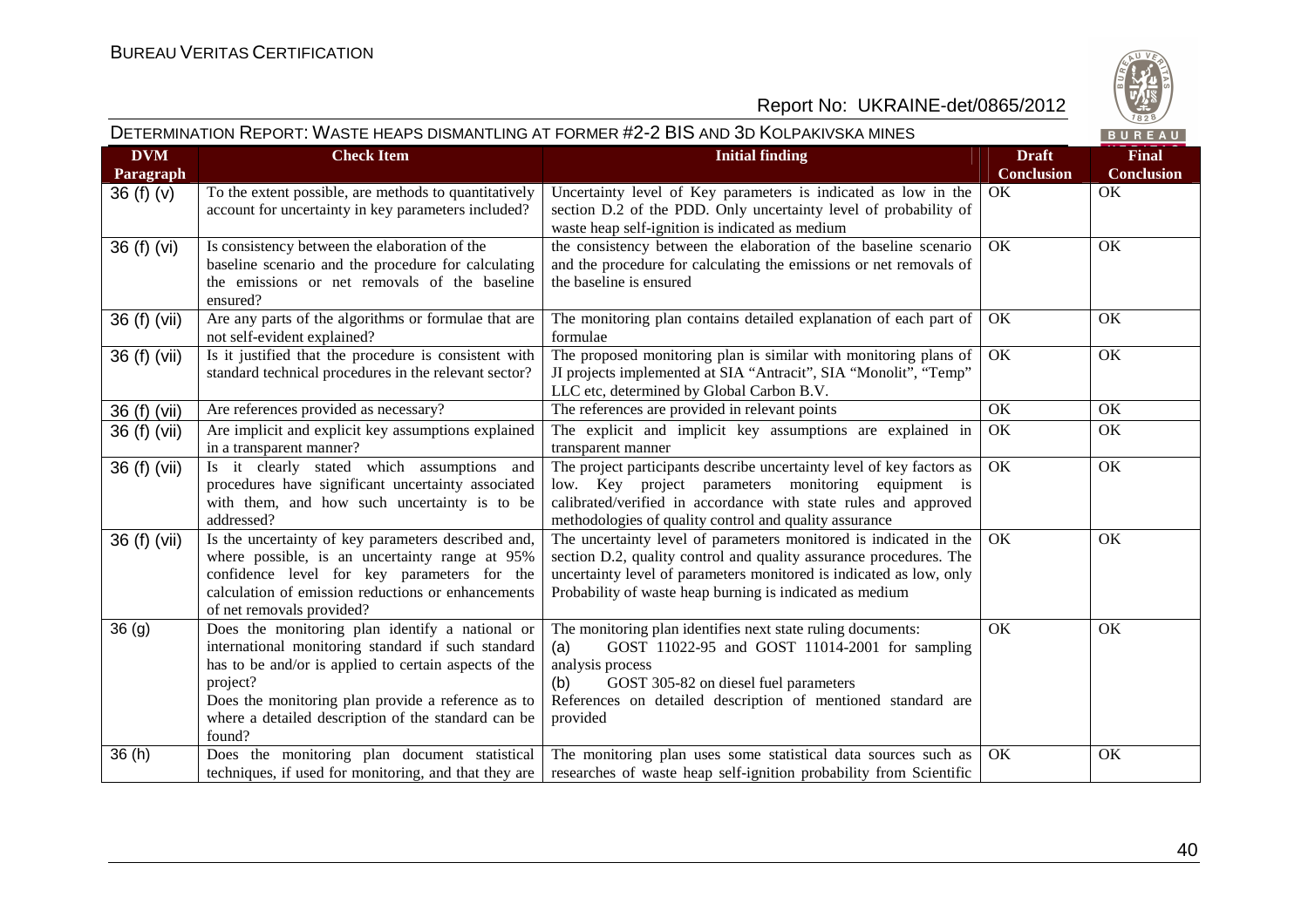DETERMINATION REPORT: WASTE HEAPS DISMANTLING AT FORMER #2-2 BIS AND 3D KOLPAKIVSKA MINES

| DVM Paragraph | Check Item | Initial finding | Draft Conclusion | Final Conclusion |
|---|---|---|---|---|
| 36 (f) (v) | To the extent possible, are methods to quantitatively account for uncertainty in key parameters included? | Uncertainty level of Key parameters is indicated as low in the section D.2 of the PDD. Only uncertainty level of probability of waste heap self-ignition is indicated as medium | OK | OK |
| 36 (f) (vi) | Is consistency between the elaboration of the baseline scenario and the procedure for calculating the emissions or net removals of the baseline ensured? | the consistency between the elaboration of the baseline scenario and the procedure for calculating the emissions or net removals of the baseline is ensured | OK | OK |
| 36 (f) (vii) | Are any parts of the algorithms or formulae that are not self-evident explained? | The monitoring plan contains detailed explanation of each part of formulae | OK | OK |
| 36 (f) (vii) | Is it justified that the procedure is consistent with standard technical procedures in the relevant sector? | The proposed monitoring plan is similar with monitoring plans of JI projects implemented at SIA "Antracit", SIA "Monolit", "Temp" LLC etc, determined by Global Carbon B.V. | OK | OK |
| 36 (f) (vii) | Are references provided as necessary? | The references are provided in relevant points | OK | OK |
| 36 (f) (vii) | Are implicit and explicit key assumptions explained in a transparent manner? | The explicit and implicit key assumptions are explained in transparent manner | OK | OK |
| 36 (f) (vii) | Is it clearly stated which assumptions and procedures have significant uncertainty associated with them, and how such uncertainty is to be addressed? | The project participants describe uncertainty level of key factors as low. Key project parameters monitoring equipment is calibrated/verified in accordance with state rules and approved methodologies of quality control and quality assurance | OK | OK |
| 36 (f) (vii) | Is the uncertainty of key parameters described and, where possible, is an uncertainty range at 95% confidence level for key parameters for the calculation of emission reductions or enhancements of net removals provided? | The uncertainty level of parameters monitored is indicated in the section D.2, quality control and quality assurance procedures. The uncertainty level of parameters monitored is indicated as low, only Probability of waste heap burning is indicated as medium | OK | OK |
| 36 (g) | Does the monitoring plan identify a national or international monitoring standard if such standard has to be and/or is applied to certain aspects of the project? Does the monitoring plan provide a reference as to where a detailed description of the standard can be found? | The monitoring plan identifies next state ruling documents: (a) GOST 11022-95 and GOST 11014-2001 for sampling analysis process (b) GOST 305-82 on diesel fuel parameters References on detailed description of mentioned standard are provided | OK | OK |
| 36 (h) | Does the monitoring plan document statistical techniques, if used for monitoring, and that they are | The monitoring plan uses some statistical data sources such as researches of waste heap self-ignition probability from Scientific | OK | OK |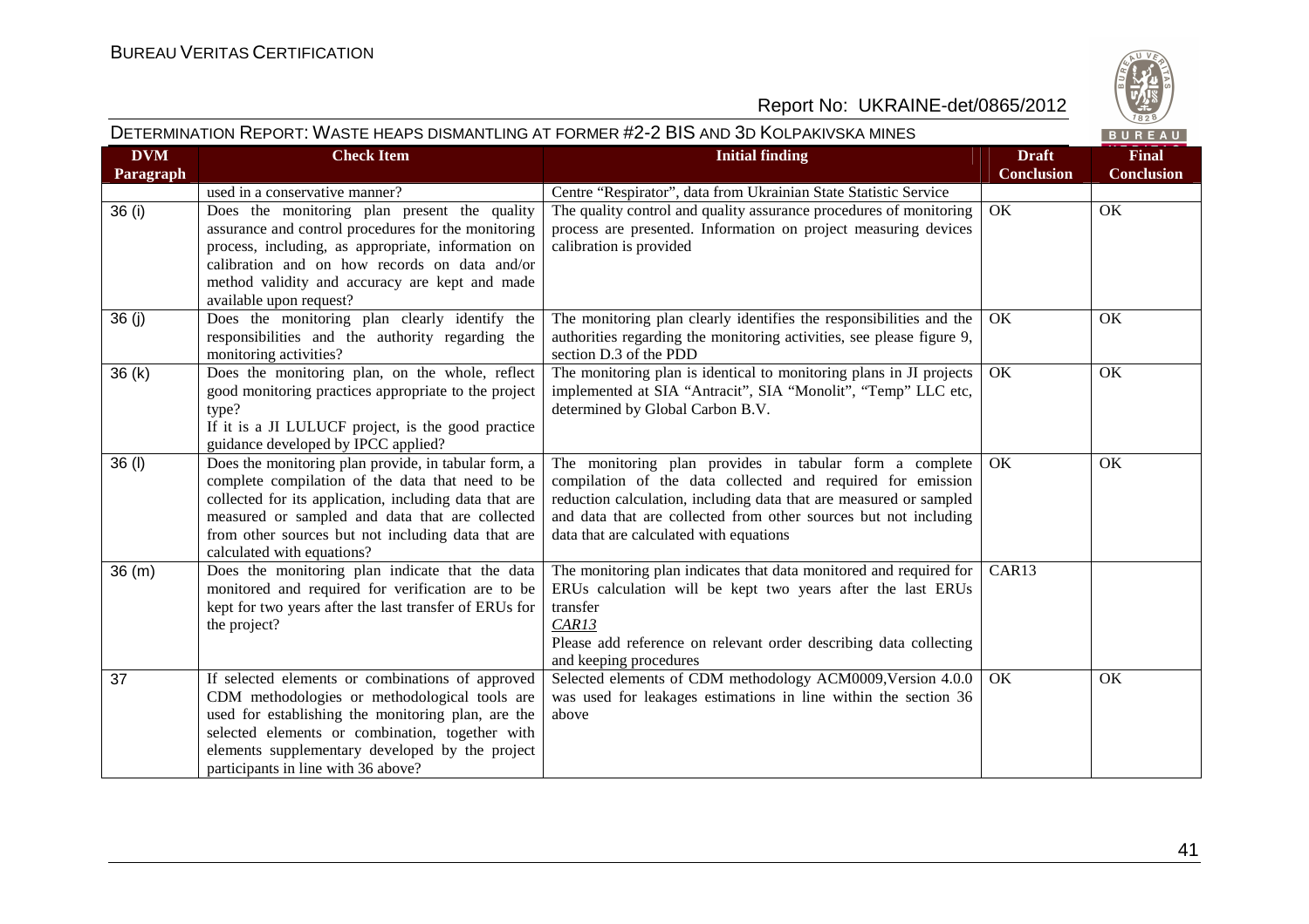| DVM Paragraph | Check Item | Initial finding | Draft Conclusion | Final Conclusion |
|---|---|---|---|---|
| | used in a conservative manner? | Centre "Respirator", data from Ukrainian State Statistic Service | | |
| 36 (i) | Does the monitoring plan present the quality assurance and control procedures for the monitoring process, including, as appropriate, information on calibration and on how records on data and/or method validity and accuracy are kept and made available upon request? | The quality control and quality assurance procedures of monitoring process are presented. Information on project measuring devices calibration is provided | OK | OK |
| 36 (j) | Does the monitoring plan clearly identify the responsibilities and the authority regarding the monitoring activities? | The monitoring plan clearly identifies the responsibilities and the authorities regarding the monitoring activities, see please figure 9, section D.3 of the PDD | OK | OK |
| 36 (k) | Does the monitoring plan, on the whole, reflect good monitoring practices appropriate to the project type?<br>If it is a JI LULUCF project, is the good practice guidance developed by IPCC applied? | The monitoring plan is identical to monitoring plans in JI projects implemented at SIA "Antracit", SIA "Monolit", "Temp" LLC etc, determined by Global Carbon B.V. | OK | OK |
| 36 (l) | Does the monitoring plan provide, in tabular form, a complete compilation of the data that need to be collected for its application, including data that are measured or sampled and data that are collected from other sources but not including data that are calculated with equations? | The monitoring plan provides in tabular form a complete compilation of the data collected and required for emission reduction calculation, including data that are measured or sampled and data that are collected from other sources but not including data that are calculated with equations | OK | OK |
| 36 (m) | Does the monitoring plan indicate that the data monitored and required for verification are to be kept for two years after the last transfer of ERUs for the project? | The monitoring plan indicates that data monitored and required for ERUs calculation will be kept two years after the last ERUs transfer<br>*CAR13*<br>Please add reference on relevant order describing data collecting and keeping procedures | CAR13 | |
| 37 | If selected elements or combinations of approved CDM methodologies or methodological tools are used for establishing the monitoring plan, are the selected elements or combination, together with elements supplementary developed by the project participants in line with 36 above? | Selected elements of CDM methodology ACM0009,Version 4.0.0 was used for leakages estimations in line within the section 36 above | OK | OK |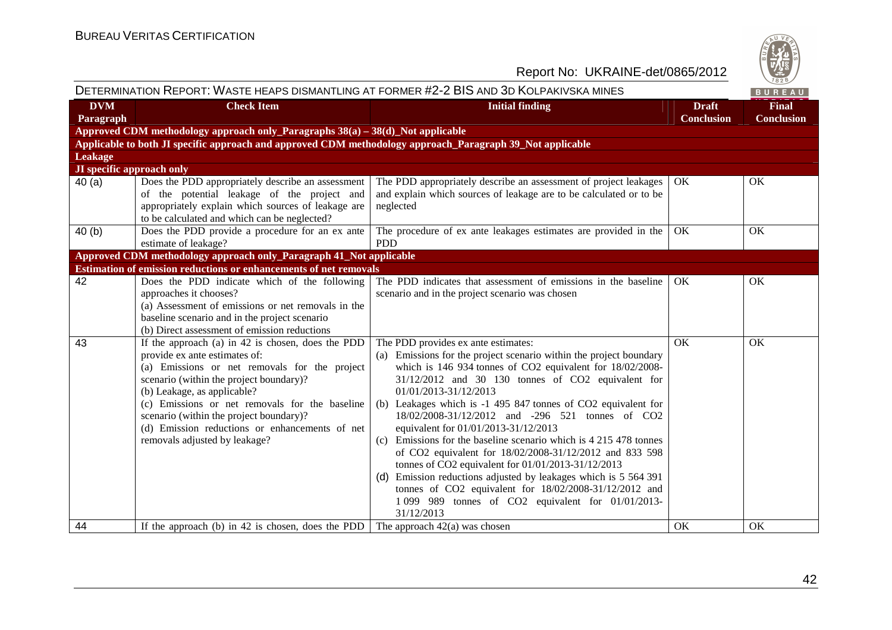| DVM Paragraph | Check Item | Initial finding | Draft Conclusion | Final Conclusion |
|---|---|---|---|---|
| **Approved CDM methodology approach only_Paragraphs 38(a) – 38(d)_Not applicable** | | | | |
| **Applicable to both JI specific approach and approved CDM methodology approach_Paragraph 39_Not applicable** | | | | |
| **Leakage** | | | | |
| **JI specific approach only** | | | | |
| 40 (a) | Does the PDD appropriately describe an assessment of the potential leakage of the project and appropriately explain which sources of leakage are to be calculated and which can be neglected? | The PDD appropriately describe an assessment of project leakages and explain which sources of leakage are to be calculated or to be neglected | OK | OK |
| 40 (b) | Does the PDD provide a procedure for an ex ante estimate of leakage? | The procedure of ex ante leakages estimates are provided in the PDD | OK | OK |
| **Approved CDM methodology approach only_Paragraph 41_Not applicable** | | | | |
| **Estimation of emission reductions or enhancements of net removals** | | | | |
| 42 | Does the PDD indicate which of the following approaches it chooses?<br>(a) Assessment of emissions or net removals in the baseline scenario and in the project scenario<br>(b) Direct assessment of emission reductions | The PDD indicates that assessment of emissions in the baseline scenario and in the project scenario was chosen | OK | OK |
| 43 | If the approach (a) in 42 is chosen, does the PDD provide ex ante estimates of:<br>(a) Emissions or net removals for the project scenario (within the project boundary)?<br>(b) Leakage, as applicable?<br>(c) Emissions or net removals for the baseline scenario (within the project boundary)?<br>(d) Emission reductions or enhancements of net removals adjusted by leakage? | The PDD provides ex ante estimates:<br>(a) Emissions for the project scenario within the project boundary which is 146 934 tonnes of $CO_2$ equivalent for 18/02/2008-31/12/2012 and 30 130 tonnes of $CO_2$ equivalent for 01/01/2013-31/12/2013<br>(b) Leakages which is -1 495 847 tonnes of $CO_2$ equivalent for 18/02/2008-31/12/2012 and -296 521 tonnes of $CO_2$ equivalent for 01/01/2013-31/12/2013<br>(c) Emissions for the baseline scenario which is 4 215 478 tonnes of $CO_2$ equivalent for 18/02/2008-31/12/2012 and 833 598 tonnes of $CO_2$ equivalent for 01/01/2013-31/12/2013<br>(d) Emission reductions adjusted by leakages which is 5 564 391 tonnes of $CO_2$ equivalent for 18/02/2008-31/12/2012 and 1 099 989 tonnes of $CO_2$ equivalent for 01/01/2013-31/12/2013 | OK | OK |
| 44 | If the approach (b) in 42 is chosen, does the PDD | The approach 42(a) was chosen | OK | OK |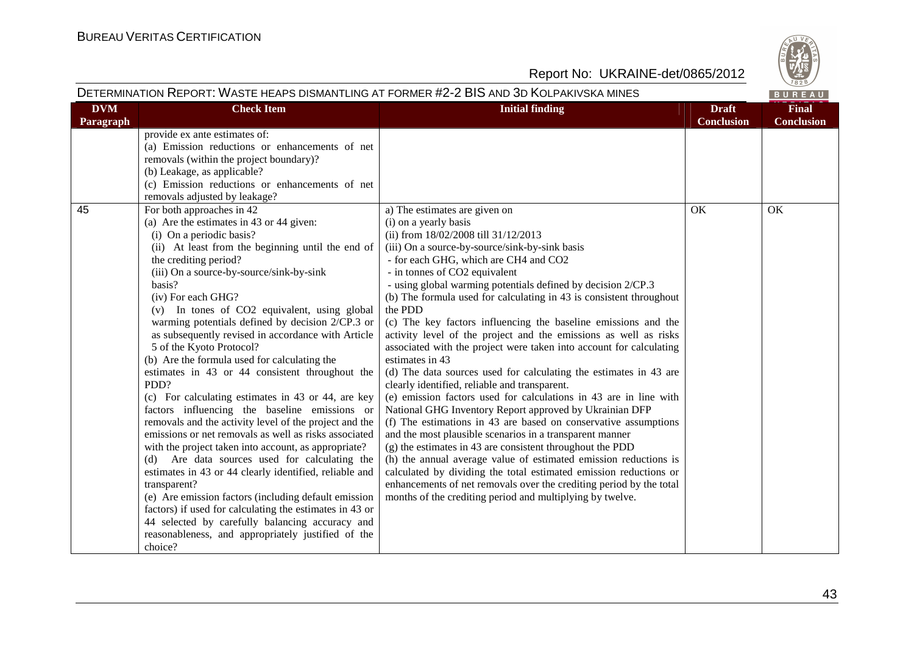| DVM Paragraph | Check Item | Initial finding | Draft Conclusion | Final Conclusion |
|---|---|---|---|---|
| | provide ex ante estimates of:<br>(a) Emission reductions or enhancements of net removals (within the project boundary)?<br>(b) Leakage, as applicable?<br>(c) Emission reductions or enhancements of net removals adjusted by leakage? | | | |
| 45 | For both approaches in 42<br>(a) Are the estimates in 43 or 44 given:<br>(i) On a periodic basis?<br>(ii) At least from the beginning until the end of the crediting period?<br>(iii) On a source-by-source/sink-by-sink basis?<br>(iv) For each GHG?<br>(v) In tonnes of $CO_2$ equivalent, using global warming potentials defined by decision 2/CP.3 or as subsequently revised in accordance with Article 5 of the Kyoto Protocol?<br>(b) Are the formula used for calculating the estimates in 43 or 44 consistent throughout the PDD?<br>(c) For calculating estimates in 43 or 44, are key factors influencing the baseline emissions or removals and the activity level of the project and the emissions or net removals as well as risks associated with the project taken into account, as appropriate?<br>(d) Are data sources used for calculating the estimates in 43 or 44 clearly identified, reliable and transparent?<br>(e) Are emission factors (including default emission factors) if used for calculating the estimates in 43 or 44 selected by carefully balancing accuracy and reasonableness, and appropriately justified of the choice? | a) The estimates are given on<br>(i) on a yearly basis<br>(ii) from 18/02/2008 till 31/12/2013<br>(iii) On a source-by-source/sink-by-sink basis<br>- for each GHG, which are $CH_4$ and $CO_2$<br>- in tonnes of $CO_2$ equivalent<br>- using global warming potentials defined by decision 2/CP.3<br>(b) The formula used for calculating in 43 is consistent throughout the PDD<br>(c) The key factors influencing the baseline emissions and the activity level of the project and the emissions as well as risks associated with the project were taken into account for calculating estimates in 43<br>(d) The data sources used for calculating the estimates in 43 are clearly identified, reliable and transparent.<br>(e) emission factors used for calculations in 43 are in line with National GHG Inventory Report approved by Ukrainian DFP<br>(f) The estimations in 43 are based on conservative assumptions and the most plausible scenarios in a transparent manner<br>(g) the estimates in 43 are consistent throughout the PDD<br>(h) the annual average value of estimated emission reductions is calculated by dividing the total estimated emission reductions or enhancements of net removals over the crediting period by the total months of the crediting period and multiplying by twelve. | OK | OK |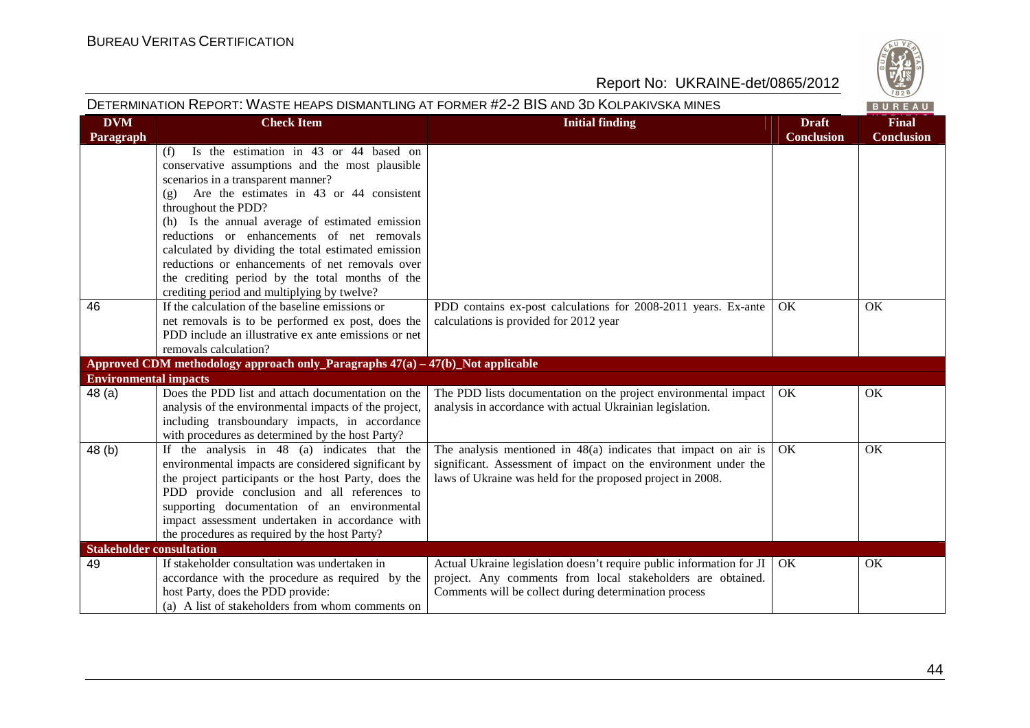| DVM Paragraph | Check Item | Initial finding | Draft Conclusion | Final Conclusion |
|---|---|---|---|---|
| | (f) Is the estimation in 43 or 44 based on conservative assumptions and the most plausible scenarios in a transparent manner?<br>(g) Are the estimates in 43 or 44 consistent throughout the PDD?<br>(h) Is the annual average of estimated emission reductions or enhancements of net removals calculated by dividing the total estimated emission reductions or enhancements of net removals over the crediting period by the total months of the crediting period and multiplying by twelve? | | | |
| 46 | If the calculation of the baseline emissions or net removals is to be performed ex post, does the PDD include an illustrative ex ante emissions or net removals calculation? | PDD contains ex-post calculations for 2008-2011 years. Ex-ante calculations is provided for 2012 year | OK | OK |
| **Approved CDM methodology approach only_Paragraphs 47(a) – 47(b)_Not applicable** | | | | |
| **Environmental impacts** | | | | |
| 48 (a) | Does the PDD list and attach documentation on the analysis of the environmental impacts of the project, including transboundary impacts, in accordance with procedures as determined by the host Party? | The PDD lists documentation on the project environmental impact analysis in accordance with actual Ukrainian legislation. | OK | OK |
| 48 (b) | If the analysis in 48 (a) indicates that the environmental impacts are considered significant by the project participants or the host Party, does the PDD provide conclusion and all references to supporting documentation of an environmental impact assessment undertaken in accordance with the procedures as required by the host Party? | The analysis mentioned in 48(a) indicates that impact on air is significant. Assessment of impact on the environment under the laws of Ukraine was held for the proposed project in 2008. | OK | OK |
| **Stakeholder consultation** | | | | |
| 49 | If stakeholder consultation was undertaken in accordance with the procedure as required by the host Party, does the PDD provide:<br>(a) A list of stakeholders from whom comments on | Actual Ukraine legislation doesn't require public information for JI project. Any comments from local stakeholders are obtained. Comments will be collect during determination process | OK | OK |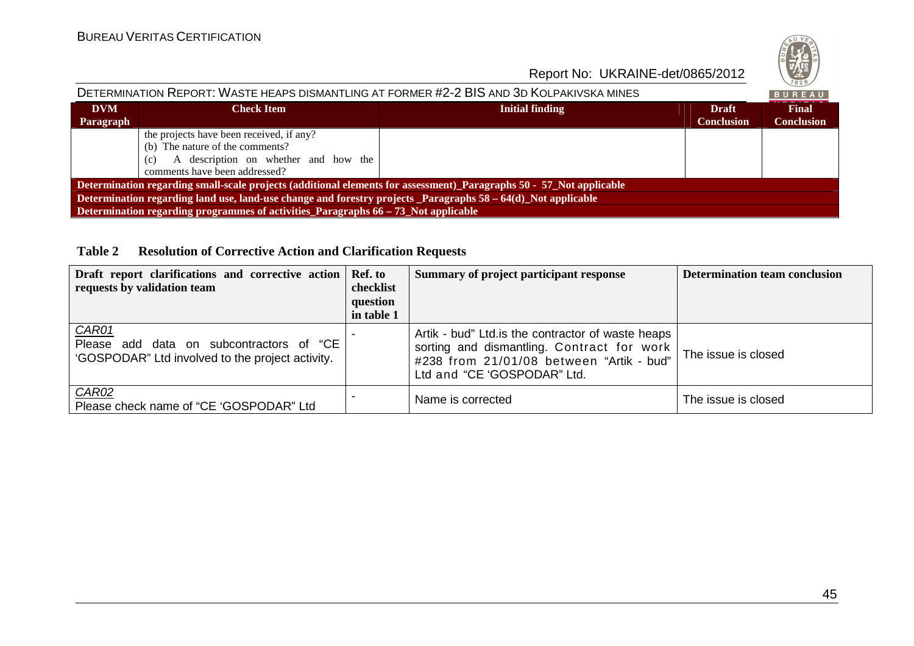| DVM Paragraph | Check Item | Initial finding | Draft Conclusion | Final Conclusion |
|---|---|---|---|---|
| | the projects have been received, if any?<br>(b) The nature of the comments?<br>(c) A description on whether and how the comments have been addressed? | | | |
| **Determination regarding small-scale projects (additional elements for assessment)_Paragraphs 50 - 57_Not applicable** | | | | |
| **Determination regarding land use, land-use change and forestry projects _Paragraphs 58 – 64(d)_Not applicable** | | | | |
| **Determination regarding programmes of activities_Paragraphs 66 – 73_Not applicable** | | | | |

**Table 2 Resolution of Corrective Action and Clarification Requests**

| Draft report clarifications and corrective action requests by validation team | Ref. to checklist question in table 1 | Summary of project participant response | Determination team conclusion |
|---|---|---|---|
| *CAR01*<br>Please add data on subcontractors of "CE 'GOSPODAR" Ltd involved to the project activity. | - | Artik - bud" Ltd.is the contractor of waste heaps sorting and dismantling. Contract for work #238 from 21/01/08 between "Artik - bud" Ltd and "CE 'GOSPODAR" Ltd. | The issue is closed |
| *CAR02*<br>Please check name of "CE 'GOSPODAR" Ltd | - | Name is corrected | The issue is closed |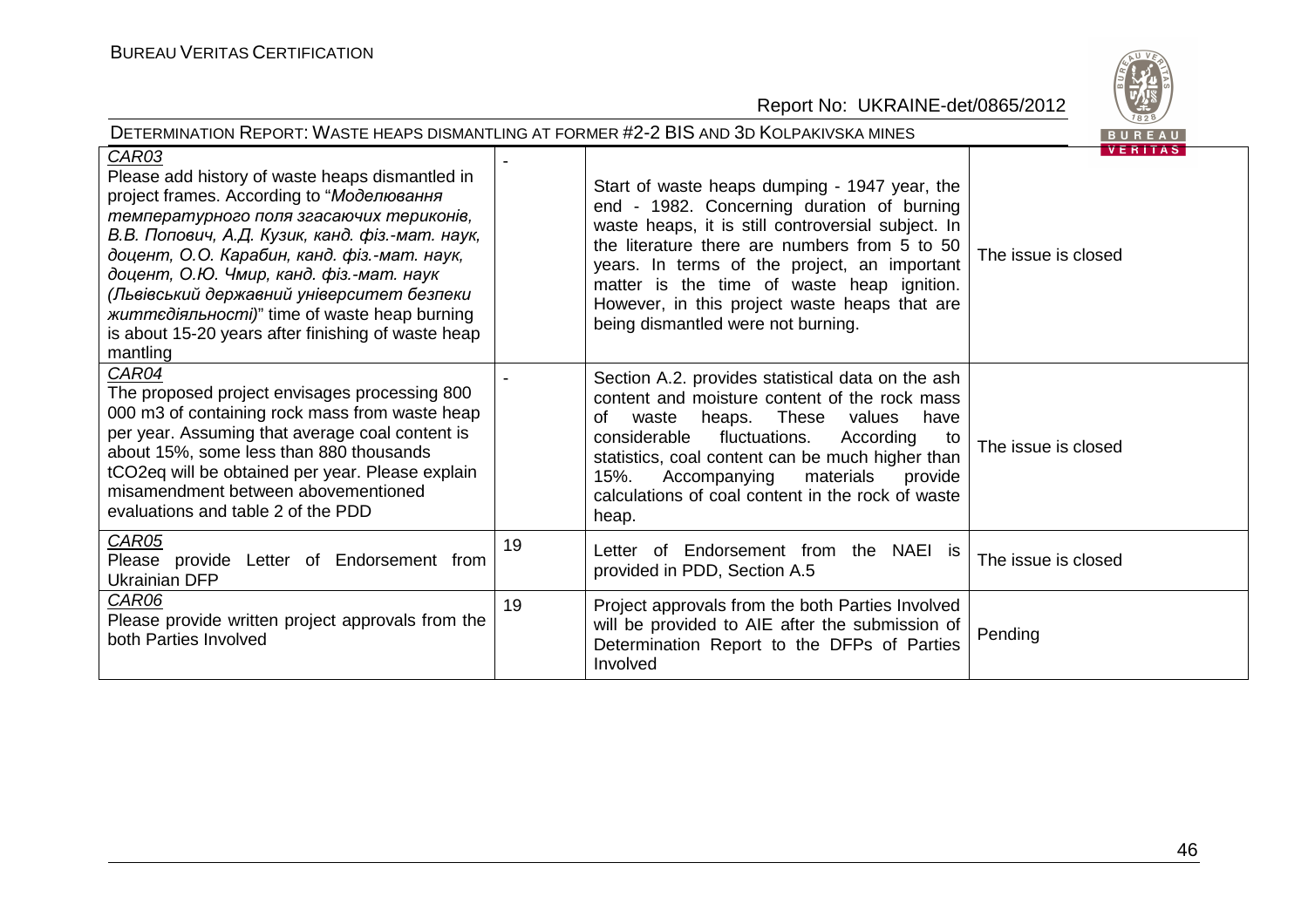| | | | |
|---|---|---|---|
| CAR03<br>Please add history of waste heaps dismantled in project frames. According to "*Моделювання температурного поля згасаючих териконів, В.В. Попович, А.Д. Кузик, канд. фіз.-мат. наук, доцент, О.О. Карабин, канд. фіз.-мат. наук, доцент, О.Ю. Чмир, канд. фіз.-мат. наук (Львівський державний університет безпеки життєдіяльності)*" time of waste heap burning is about 15-20 years after finishing of waste heap mantling | - | Start of waste heaps dumping - 1947 year, the end - 1982. Concerning duration of burning waste heaps, it is still controversial subject. In the literature there are numbers from 5 to 50 years. In terms of the project, an important matter is the time of waste heap ignition. However, in this project waste heaps that are being dismantled were not burning. | The issue is closed |
| CAR04<br>The proposed project envisages processing 800 000 m3 of containing rock mass from waste heap per year. Assuming that average coal content is about 15%, some less than 880 thousands tCO2eq will be obtained per year. Please explain misamendment between abovementioned evaluations and table 2 of the PDD | - | Section A.2. provides statistical data on the ash content and moisture content of the rock mass of waste heaps. These values have considerable fluctuations. According to statistics, coal content can be much higher than 15%. Accompanying materials provide calculations of coal content in the rock of waste heap. | The issue is closed |
| CAR05<br>Please provide Letter of Endorsement from Ukrainian DFP | 19 | Letter of Endorsement from the NAEI is provided in PDD, Section A.5 | The issue is closed |
| CAR06<br>Please provide written project approvals from the both Parties Involved | 19 | Project approvals from the both Parties Involved will be provided to AIE after the submission of Determination Report to the DFPs of Parties Involved | Pending |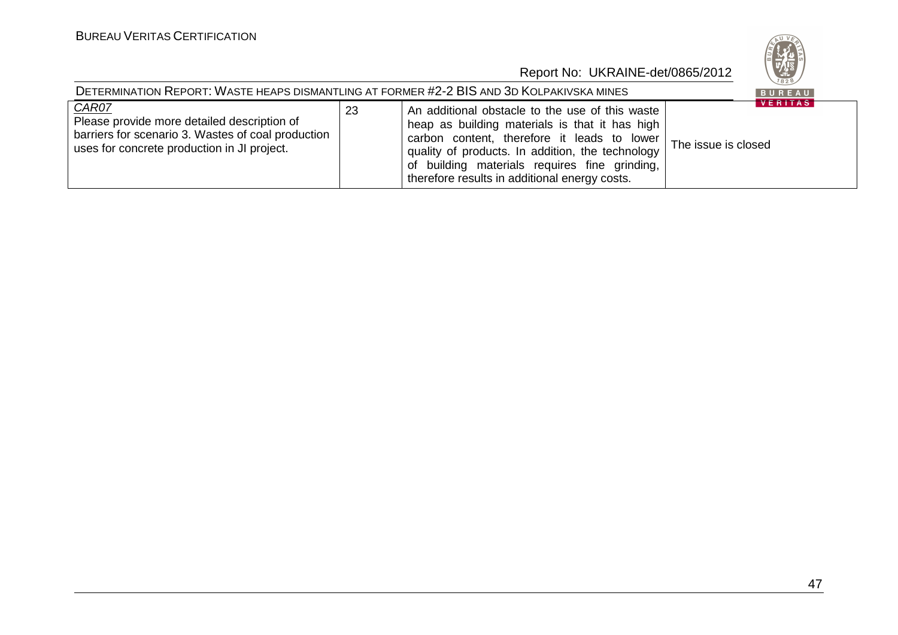| *CAR07* Please provide more detailed description of barriers for scenario 3. Wastes of coal production uses for concrete production in JI project. | 23 | An additional obstacle to the use of this waste heap as building materials is that it has high carbon content, therefore it leads to lower quality of products. In addition, the technology of building materials requires fine grinding, therefore results in additional energy costs. | The issue is closed |
|---|---|---|---|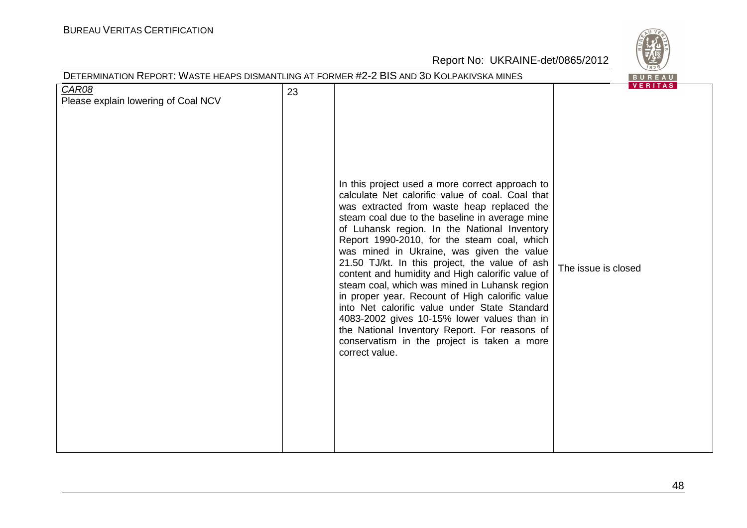| | | | |
|---|---|---|---|
| *CAR08*<br>Please explain lowering of Coal NCV | 23 | In this project used a more correct approach to calculate Net calorific value of coal. Coal that was extracted from waste heap replaced the steam coal due to the baseline in average mine of Luhansk region. In the National Inventory Report 1990-2010, for the steam coal, which was mined in Ukraine, was given the value 21.50 TJ/kt. In this project, the value of ash content and humidity and High calorific value of steam coal, which was mined in Luhansk region in proper year. Recount of High calorific value into Net calorific value under State Standard 4083-2002 gives 10-15% lower values than in the National Inventory Report. For reasons of conservatism in the project is taken a more correct value. | The issue is closed |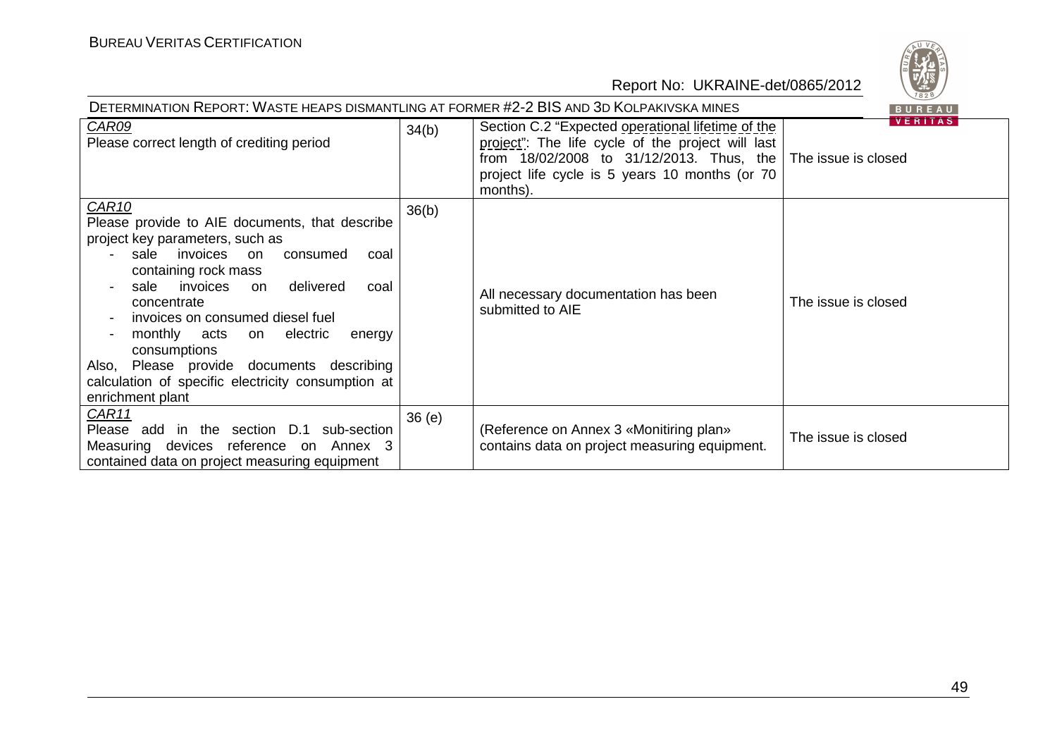| | | | |
|---|---|---|---|
| <u>CAR09</u><br>Please correct length of crediting period | 34(b) | Section C.2 "Expected operational lifetime of the project": The life cycle of the project will last from 18/02/2008 to 31/12/2013. Thus, the project life cycle is 5 years 10 months (or 70 months). | The issue is closed |
| <u>CAR10</u><br>Please provide to AIE documents, that describe project key parameters, such as<br>- sale invoices on consumed coal containing rock mass<br>- sale invoices on delivered coal concentrate<br>- invoices on consumed diesel fuel<br>- monthly acts on electric energy consumptions<br>Also, Please provide documents describing calculation of specific electricity consumption at enrichment plant | 36(b) | All necessary documentation has been submitted to AIE | The issue is closed |
| <u>CAR11</u><br>Please add in the section D.1 sub-section Measuring devices reference on Annex 3 contained data on project measuring equipment | 36 (e) | (Reference on Annex 3 «Monitiring plan» contains data on project measuring equipment. | The issue is closed |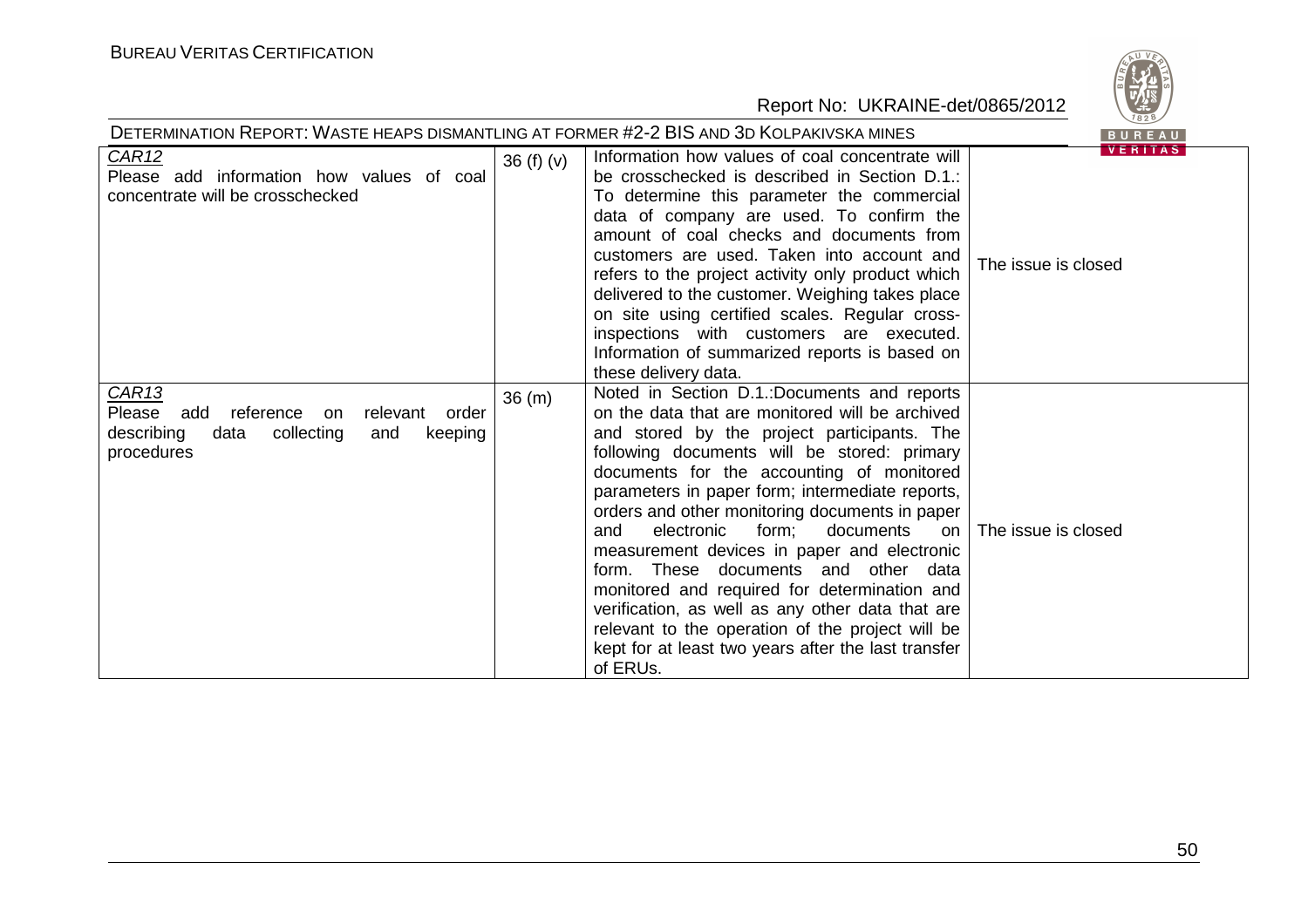| | | | |
|---|---|---|---|
| CAR12<br>Please add information how values of coal concentrate will be crosschecked | 36 (f) (v) | Information how values of coal concentrate will be crosschecked is described in Section D.1.: To determine this parameter the commercial data of company are used. To confirm the amount of coal checks and documents from customers are used. Taken into account and refers to the project activity only product which delivered to the customer. Weighing takes place on site using certified scales. Regular cross-inspections with customers are executed. Information of summarized reports is based on these delivery data. | The issue is closed |
| CAR13<br>Please add reference on relevant order describing data collecting and keeping procedures | 36 (m) | Noted in Section D.1.:Documents and reports on the data that are monitored will be archived and stored by the project participants. The following documents will be stored: primary documents for the accounting of monitored parameters in paper form; intermediate reports, orders and other monitoring documents in paper and electronic form; documents on measurement devices in paper and electronic form. These documents and other data monitored and required for determination and verification, as well as any other data that are relevant to the operation of the project will be kept for at least two years after the last transfer of ERUs. | The issue is closed |